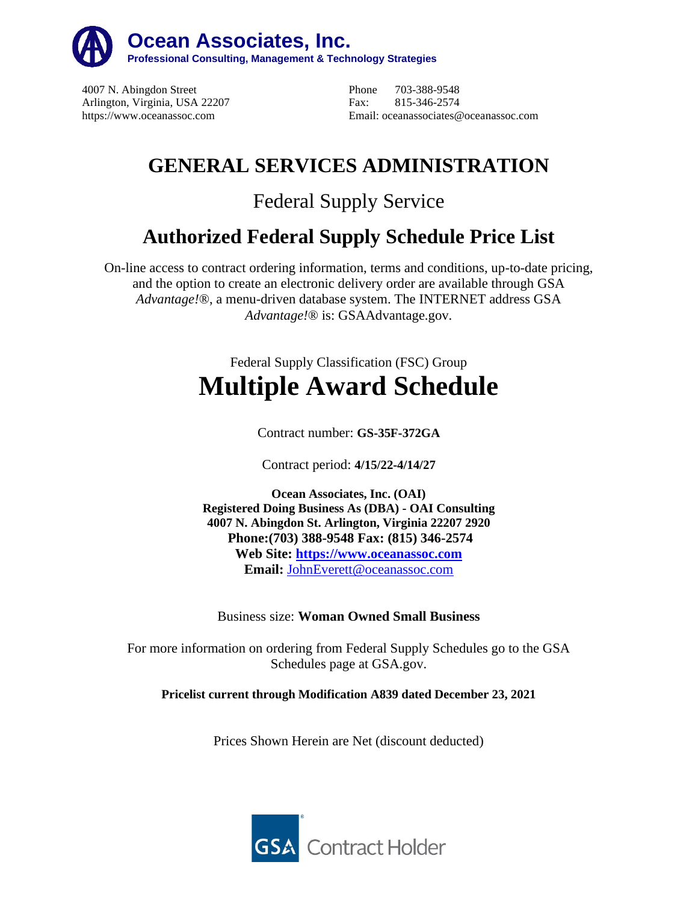**Ocean Associates, Inc.**
**Professional Consulting, Management & Technology Strategies**

4007 N. Abingdon Street
Arlington, Virginia, USA 22207
https://www.oceanassoc.com

Phone 703-388-9548
Fax: 815-346-2574
Email: oceanassociates@oceanassoc.com

# GENERAL SERVICES ADMINISTRATION

## Federal Supply Service

## Authorized Federal Supply Schedule Price List

On-line access to contract ordering information, terms and conditions, up-to-date pricing, and the option to create an electronic delivery order are available through GSA *Advantage!*®, a menu-driven database system. The INTERNET address GSA *Advantage!*® is: GSAAdvantage.gov.

Federal Supply Classification (FSC) Group

# Multiple Award Schedule

Contract number: **GS-35F-372GA**

Contract period: **4/15/22-4/14/27**

**Ocean Associates, Inc. (OAI)**
**Registered Doing Business As (DBA) - OAI Consulting**
**4007 N. Abingdon St. Arlington, Virginia 22207 2920**
**Phone:(703) 388-9548 Fax: (815) 346-2574**
**Web Site: https://www.oceanassoc.com**
**Email:** JohnEverett@oceanassoc.com

Business size: **Woman Owned Small Business**

For more information on ordering from Federal Supply Schedules go to the GSA Schedules page at GSA.gov.

**Pricelist current through Modification A839 dated December 23, 2021**

Prices Shown Herein are Net (discount deducted)

GSA Contract Holder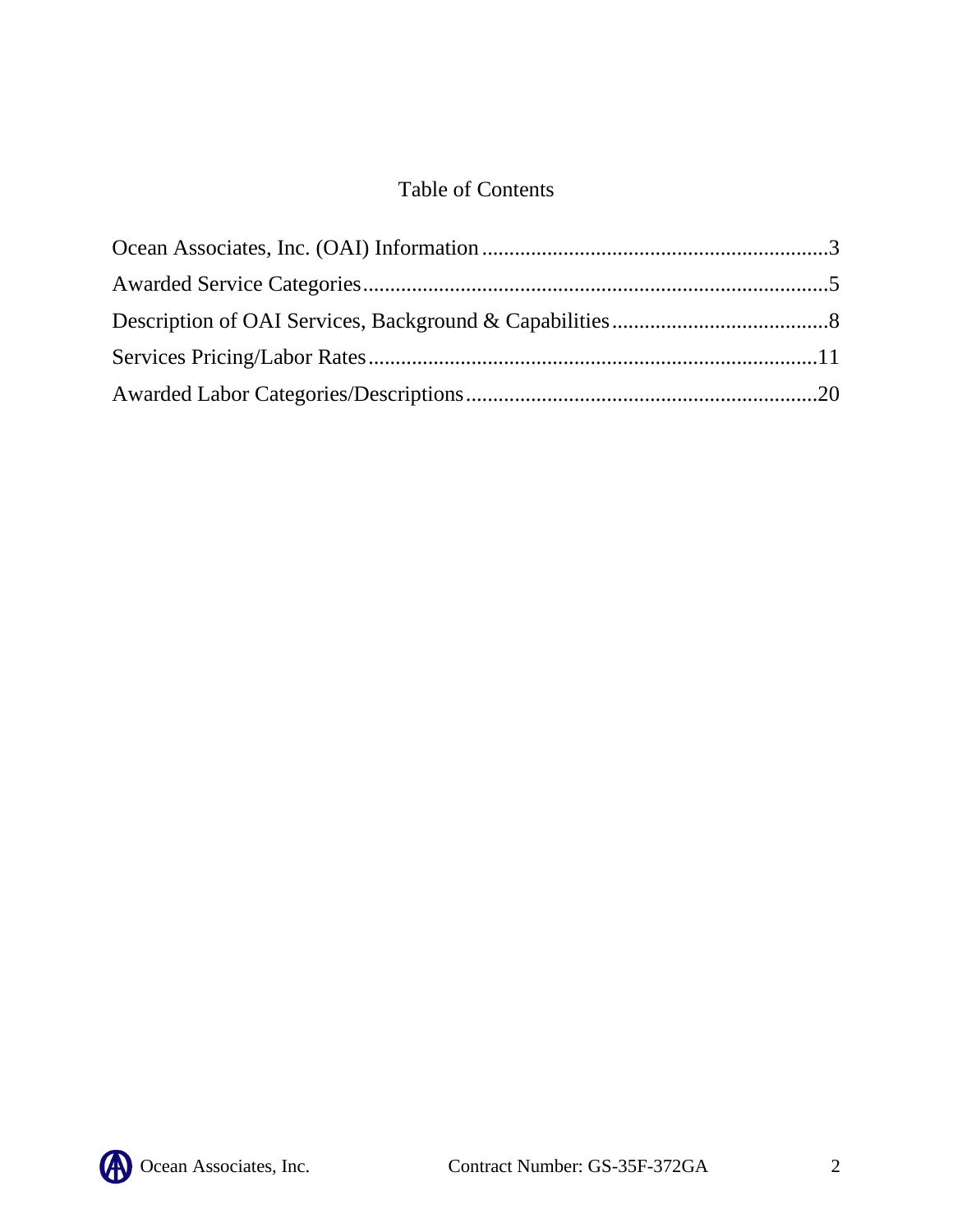# Table of Contents

Ocean Associates, Inc. (OAI) Information ................................................................3

Awarded Service Categories.....................................................................................5

Description of OAI Services, Background & Capabilities........................................8

Services Pricing/Labor Rates...................................................................................11

Awarded Labor Categories/Descriptions.................................................................20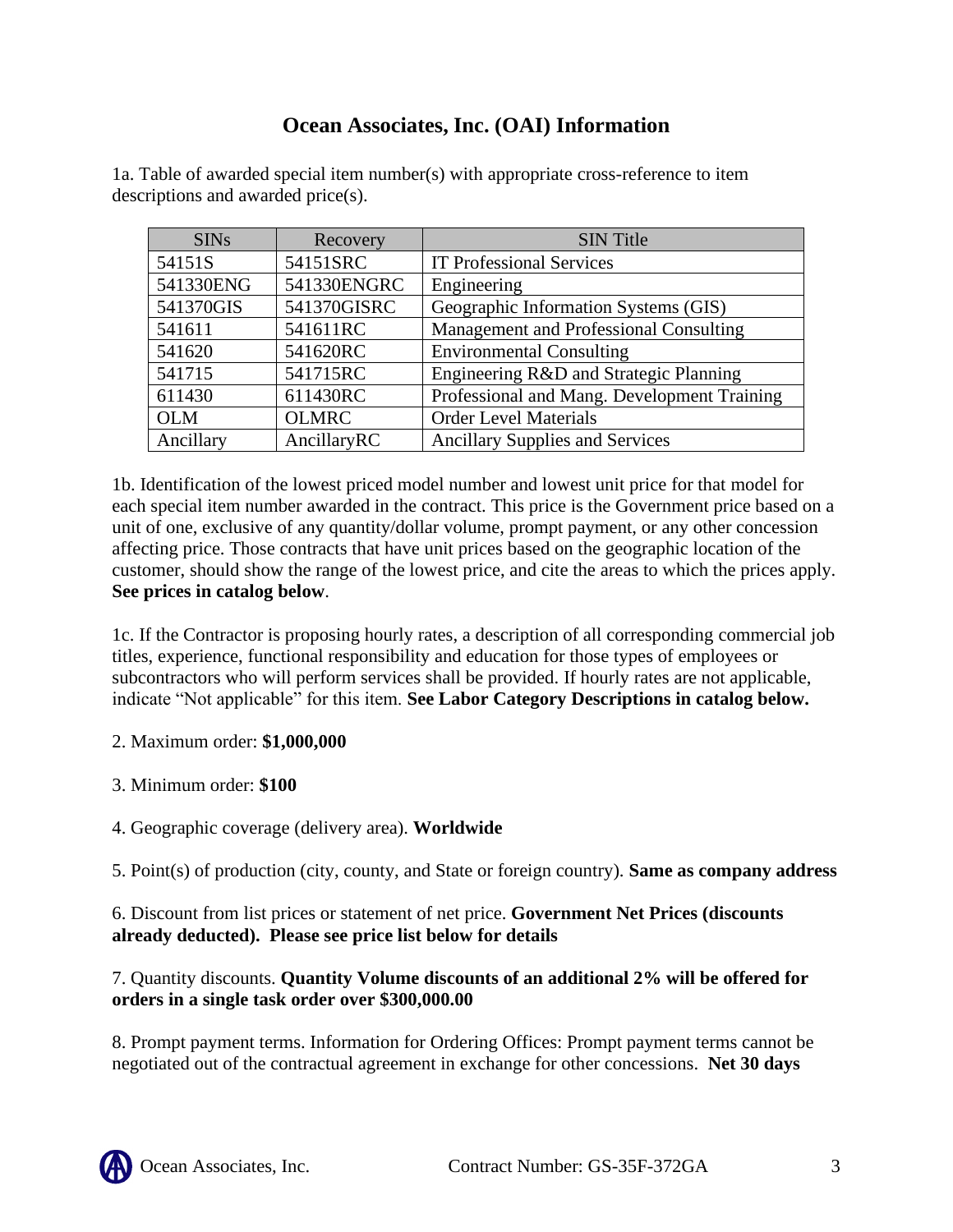## Ocean Associates, Inc. (OAI) Information

1a. Table of awarded special item number(s) with appropriate cross-reference to item descriptions and awarded price(s).

| SINs | Recovery | SIN Title |
|---|---|---|
| 54151S | 54151SRC | IT Professional Services |
| 541330ENG | 541330ENGRC | Engineering |
| 541370GIS | 541370GISRC | Geographic Information Systems (GIS) |
| 541611 | 541611RC | Management and Professional Consulting |
| 541620 | 541620RC | Environmental Consulting |
| 541715 | 541715RC | Engineering R&D and Strategic Planning |
| 611430 | 611430RC | Professional and Mang. Development Training |
| OLM | OLMRC | Order Level Materials |
| Ancillary | AncillaryRC | Ancillary Supplies and Services |

1b. Identification of the lowest priced model number and lowest unit price for that model for each special item number awarded in the contract. This price is the Government price based on a unit of one, exclusive of any quantity/dollar volume, prompt payment, or any other concession affecting price. Those contracts that have unit prices based on the geographic location of the customer, should show the range of the lowest price, and cite the areas to which the prices apply. **See prices in catalog below**.

1c. If the Contractor is proposing hourly rates, a description of all corresponding commercial job titles, experience, functional responsibility and education for those types of employees or subcontractors who will perform services shall be provided. If hourly rates are not applicable, indicate "Not applicable" for this item. **See Labor Category Descriptions in catalog below.**

2. Maximum order: **$1,000,000**

3. Minimum order: **$100**

4. Geographic coverage (delivery area). **Worldwide**

5. Point(s) of production (city, county, and State or foreign country). **Same as company address**

6. Discount from list prices or statement of net price. **Government Net Prices (discounts already deducted). Please see price list below for details**

7. Quantity discounts. **Quantity Volume discounts of an additional 2% will be offered for orders in a single task order over $300,000.00**

8. Prompt payment terms. Information for Ordering Offices: Prompt payment terms cannot be negotiated out of the contractual agreement in exchange for other concessions. **Net 30 days**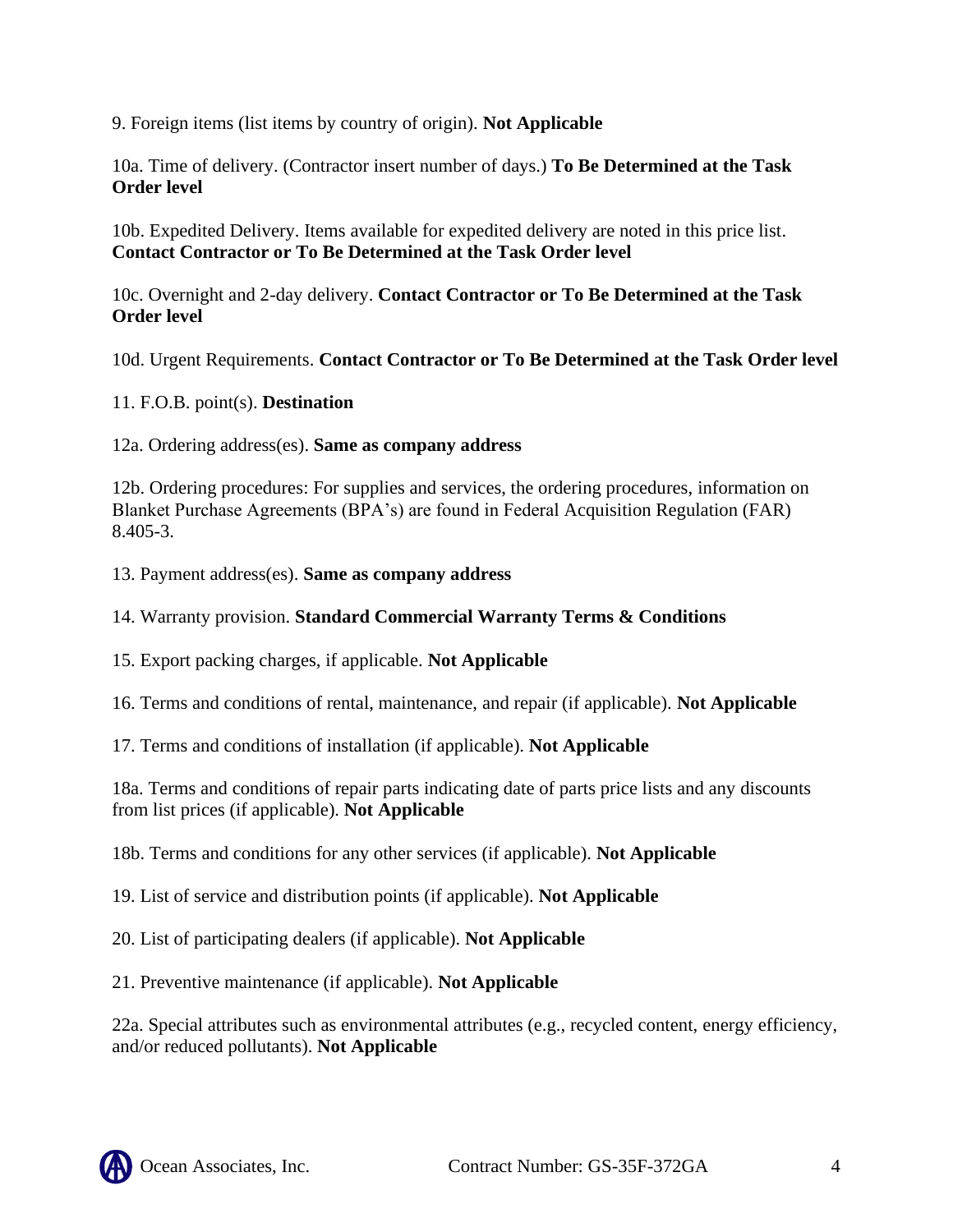9. Foreign items (list items by country of origin). **Not Applicable**

10a. Time of delivery. (Contractor insert number of days.) **To Be Determined at the Task Order level**

10b. Expedited Delivery. Items available for expedited delivery are noted in this price list. **Contact Contractor or To Be Determined at the Task Order level**

10c. Overnight and 2-day delivery. **Contact Contractor or To Be Determined at the Task Order level**

10d. Urgent Requirements. **Contact Contractor or To Be Determined at the Task Order level**

11. F.O.B. point(s). **Destination**

12a. Ordering address(es). **Same as company address**

12b. Ordering procedures: For supplies and services, the ordering procedures, information on Blanket Purchase Agreements (BPA's) are found in Federal Acquisition Regulation (FAR) 8.405-3.

13. Payment address(es). **Same as company address**

14. Warranty provision. **Standard Commercial Warranty Terms & Conditions**

15. Export packing charges, if applicable. **Not Applicable**

16. Terms and conditions of rental, maintenance, and repair (if applicable). **Not Applicable**

17. Terms and conditions of installation (if applicable). **Not Applicable**

18a. Terms and conditions of repair parts indicating date of parts price lists and any discounts from list prices (if applicable). **Not Applicable**

18b. Terms and conditions for any other services (if applicable). **Not Applicable**

19. List of service and distribution points (if applicable). **Not Applicable**

20. List of participating dealers (if applicable). **Not Applicable**

21. Preventive maintenance (if applicable). **Not Applicable**

22a. Special attributes such as environmental attributes (e.g., recycled content, energy efficiency, and/or reduced pollutants). **Not Applicable**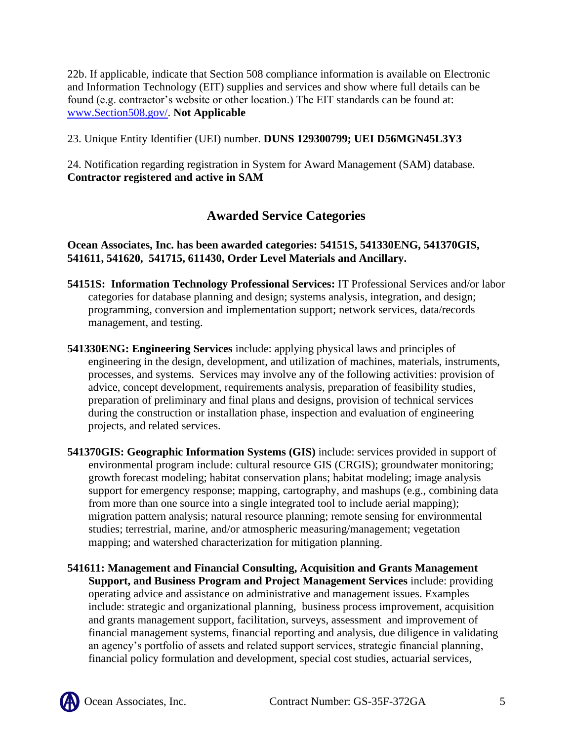22b. If applicable, indicate that Section 508 compliance information is available on Electronic and Information Technology (EIT) supplies and services and show where full details can be found (e.g. contractor's website or other location.) The EIT standards can be found at: www.Section508.gov/. **Not Applicable**

23. Unique Entity Identifier (UEI) number. **DUNS 129300799; UEI D56MGN45L3Y3**

24. Notification regarding registration in System for Award Management (SAM) database. **Contractor registered and active in SAM**

## Awarded Service Categories

**Ocean Associates, Inc. has been awarded categories: 54151S, 541330ENG, 541370GIS, 541611, 541620, 541715, 611430, Order Level Materials and Ancillary.**

**54151S: Information Technology Professional Services:** IT Professional Services and/or labor categories for database planning and design; systems analysis, integration, and design; programming, conversion and implementation support; network services, data/records management, and testing.

**541330ENG: Engineering Services** include: applying physical laws and principles of engineering in the design, development, and utilization of machines, materials, instruments, processes, and systems. Services may involve any of the following activities: provision of advice, concept development, requirements analysis, preparation of feasibility studies, preparation of preliminary and final plans and designs, provision of technical services during the construction or installation phase, inspection and evaluation of engineering projects, and related services.

**541370GIS: Geographic Information Systems (GIS)** include: services provided in support of environmental program include: cultural resource GIS (CRGIS); groundwater monitoring; growth forecast modeling; habitat conservation plans; habitat modeling; image analysis support for emergency response; mapping, cartography, and mashups (e.g., combining data from more than one source into a single integrated tool to include aerial mapping); migration pattern analysis; natural resource planning; remote sensing for environmental studies; terrestrial, marine, and/or atmospheric measuring/management; vegetation mapping; and watershed characterization for mitigation planning.

**541611: Management and Financial Consulting, Acquisition and Grants Management Support, and Business Program and Project Management Services** include: providing operating advice and assistance on administrative and management issues. Examples include: strategic and organizational planning, business process improvement, acquisition and grants management support, facilitation, surveys, assessment and improvement of financial management systems, financial reporting and analysis, due diligence in validating an agency's portfolio of assets and related support services, strategic financial planning, financial policy formulation and development, special cost studies, actuarial services,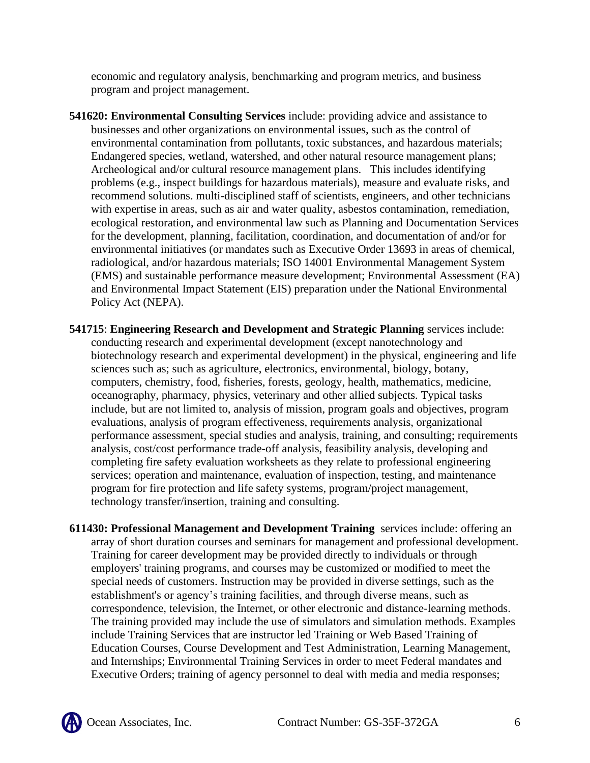economic and regulatory analysis, benchmarking and program metrics, and business program and project management.

**541620: Environmental Consulting Services** include: providing advice and assistance to businesses and other organizations on environmental issues, such as the control of environmental contamination from pollutants, toxic substances, and hazardous materials; Endangered species, wetland, watershed, and other natural resource management plans; Archeological and/or cultural resource management plans. This includes identifying problems (e.g., inspect buildings for hazardous materials), measure and evaluate risks, and recommend solutions. multi-disciplined staff of scientists, engineers, and other technicians with expertise in areas, such as air and water quality, asbestos contamination, remediation, ecological restoration, and environmental law such as Planning and Documentation Services for the development, planning, facilitation, coordination, and documentation of and/or for environmental initiatives (or mandates such as Executive Order 13693 in areas of chemical, radiological, and/or hazardous materials; ISO 14001 Environmental Management System (EMS) and sustainable performance measure development; Environmental Assessment (EA) and Environmental Impact Statement (EIS) preparation under the National Environmental Policy Act (NEPA).

**541715**: **Engineering Research and Development and Strategic Planning** services include: conducting research and experimental development (except nanotechnology and biotechnology research and experimental development) in the physical, engineering and life sciences such as; such as agriculture, electronics, environmental, biology, botany, computers, chemistry, food, fisheries, forests, geology, health, mathematics, medicine, oceanography, pharmacy, physics, veterinary and other allied subjects. Typical tasks include, but are not limited to, analysis of mission, program goals and objectives, program evaluations, analysis of program effectiveness, requirements analysis, organizational performance assessment, special studies and analysis, training, and consulting; requirements analysis, cost/cost performance trade-off analysis, feasibility analysis, developing and completing fire safety evaluation worksheets as they relate to professional engineering services; operation and maintenance, evaluation of inspection, testing, and maintenance program for fire protection and life safety systems, program/project management, technology transfer/insertion, training and consulting.

**611430: Professional Management and Development Training** services include: offering an array of short duration courses and seminars for management and professional development. Training for career development may be provided directly to individuals or through employers' training programs, and courses may be customized or modified to meet the special needs of customers. Instruction may be provided in diverse settings, such as the establishment's or agency's training facilities, and through diverse means, such as correspondence, television, the Internet, or other electronic and distance-learning methods. The training provided may include the use of simulators and simulation methods. Examples include Training Services that are instructor led Training or Web Based Training of Education Courses, Course Development and Test Administration, Learning Management, and Internships; Environmental Training Services in order to meet Federal mandates and Executive Orders; training of agency personnel to deal with media and media responses;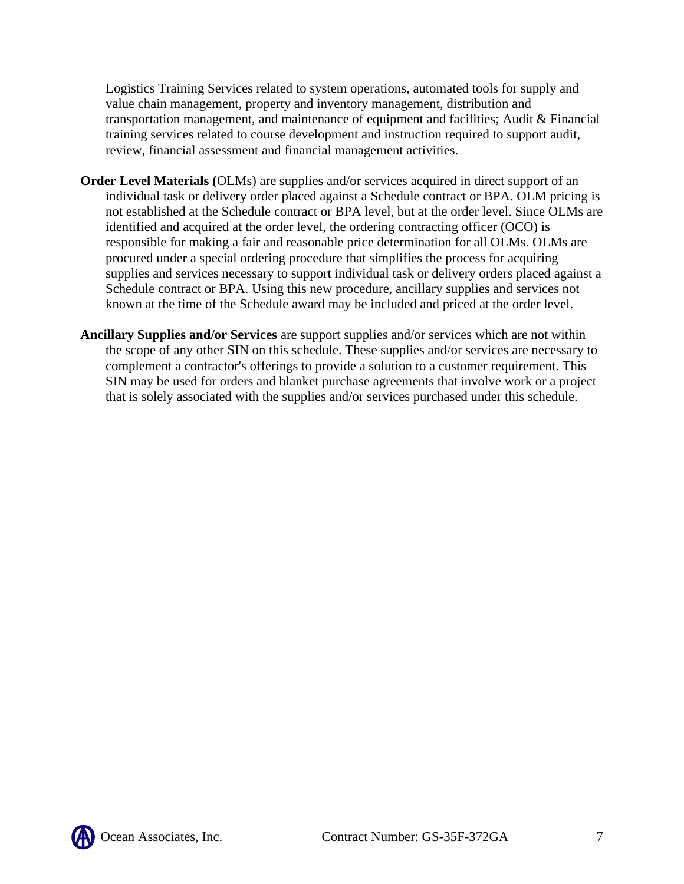Logistics Training Services related to system operations, automated tools for supply and value chain management, property and inventory management, distribution and transportation management, and maintenance of equipment and facilities; Audit & Financial training services related to course development and instruction required to support audit, review, financial assessment and financial management activities.

**Order Level Materials (**OLMs) are supplies and/or services acquired in direct support of an individual task or delivery order placed against a Schedule contract or BPA. OLM pricing is not established at the Schedule contract or BPA level, but at the order level. Since OLMs are identified and acquired at the order level, the ordering contracting officer (OCO) is responsible for making a fair and reasonable price determination for all OLMs. OLMs are procured under a special ordering procedure that simplifies the process for acquiring supplies and services necessary to support individual task or delivery orders placed against a Schedule contract or BPA. Using this new procedure, ancillary supplies and services not known at the time of the Schedule award may be included and priced at the order level.

**Ancillary Supplies and/or Services** are support supplies and/or services which are not within the scope of any other SIN on this schedule. These supplies and/or services are necessary to complement a contractor's offerings to provide a solution to a customer requirement. This SIN may be used for orders and blanket purchase agreements that involve work or a project that is solely associated with the supplies and/or services purchased under this schedule.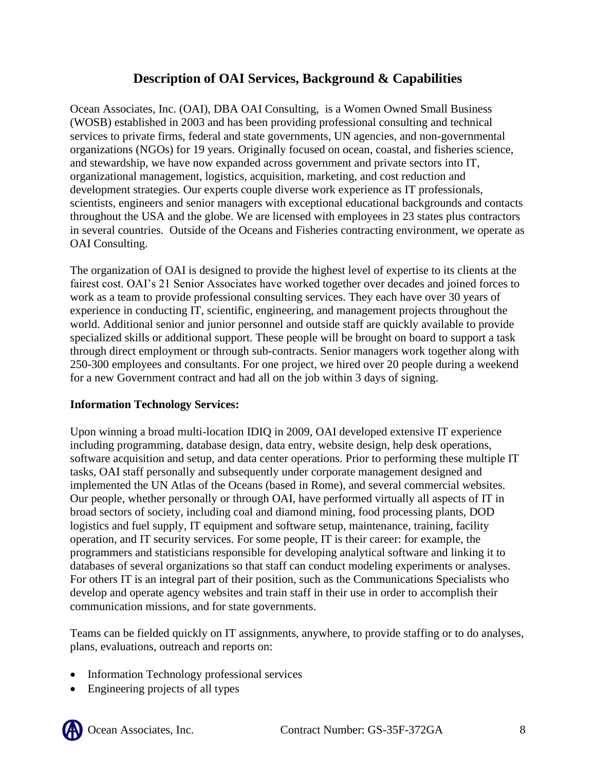## Description of OAI Services, Background & Capabilities

Ocean Associates, Inc. (OAI), DBA OAI Consulting, is a Women Owned Small Business (WOSB) established in 2003 and has been providing professional consulting and technical services to private firms, federal and state governments, UN agencies, and non-governmental organizations (NGOs) for 19 years. Originally focused on ocean, coastal, and fisheries science, and stewardship, we have now expanded across government and private sectors into IT, organizational management, logistics, acquisition, marketing, and cost reduction and development strategies. Our experts couple diverse work experience as IT professionals, scientists, engineers and senior managers with exceptional educational backgrounds and contacts throughout the USA and the globe. We are licensed with employees in 23 states plus contractors in several countries. Outside of the Oceans and Fisheries contracting environment, we operate as OAI Consulting.

The organization of OAI is designed to provide the highest level of expertise to its clients at the fairest cost. OAI's 21 Senior Associates have worked together over decades and joined forces to work as a team to provide professional consulting services. They each have over 30 years of experience in conducting IT, scientific, engineering, and management projects throughout the world. Additional senior and junior personnel and outside staff are quickly available to provide specialized skills or additional support. These people will be brought on board to support a task through direct employment or through sub-contracts. Senior managers work together along with 250-300 employees and consultants. For one project, we hired over 20 people during a weekend for a new Government contract and had all on the job within 3 days of signing.

**Information Technology Services:**

Upon winning a broad multi-location IDIQ in 2009, OAI developed extensive IT experience including programming, database design, data entry, website design, help desk operations, software acquisition and setup, and data center operations. Prior to performing these multiple IT tasks, OAI staff personally and subsequently under corporate management designed and implemented the UN Atlas of the Oceans (based in Rome), and several commercial websites. Our people, whether personally or through OAI, have performed virtually all aspects of IT in broad sectors of society, including coal and diamond mining, food processing plants, DOD logistics and fuel supply, IT equipment and software setup, maintenance, training, facility operation, and IT security services. For some people, IT is their career: for example, the programmers and statisticians responsible for developing analytical software and linking it to databases of several organizations so that staff can conduct modeling experiments or analyses. For others IT is an integral part of their position, such as the Communications Specialists who develop and operate agency websites and train staff in their use in order to accomplish their communication missions, and for state governments.

Teams can be fielded quickly on IT assignments, anywhere, to provide staffing or to do analyses, plans, evaluations, outreach and reports on:

- Information Technology professional services
- Engineering projects of all types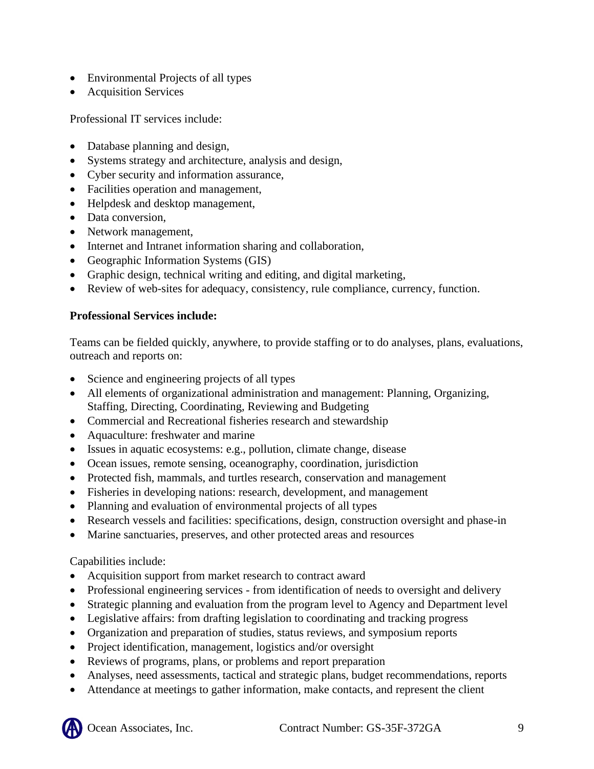- Environmental Projects of all types
- Acquisition Services

Professional IT services include:

- Database planning and design,
- Systems strategy and architecture, analysis and design,
- Cyber security and information assurance,
- Facilities operation and management,
- Helpdesk and desktop management,
- Data conversion,
- Network management,
- Internet and Intranet information sharing and collaboration,
- Geographic Information Systems (GIS)
- Graphic design, technical writing and editing, and digital marketing,
- Review of web-sites for adequacy, consistency, rule compliance, currency, function.

**Professional Services include:**

Teams can be fielded quickly, anywhere, to provide staffing or to do analyses, plans, evaluations, outreach and reports on:

- Science and engineering projects of all types
- All elements of organizational administration and management: Planning, Organizing, Staffing, Directing, Coordinating, Reviewing and Budgeting
- Commercial and Recreational fisheries research and stewardship
- Aquaculture: freshwater and marine
- Issues in aquatic ecosystems: e.g., pollution, climate change, disease
- Ocean issues, remote sensing, oceanography, coordination, jurisdiction
- Protected fish, mammals, and turtles research, conservation and management
- Fisheries in developing nations: research, development, and management
- Planning and evaluation of environmental projects of all types
- Research vessels and facilities: specifications, design, construction oversight and phase-in
- Marine sanctuaries, preserves, and other protected areas and resources

Capabilities include:

- Acquisition support from market research to contract award
- Professional engineering services - from identification of needs to oversight and delivery
- Strategic planning and evaluation from the program level to Agency and Department level
- Legislative affairs: from drafting legislation to coordinating and tracking progress
- Organization and preparation of studies, status reviews, and symposium reports
- Project identification, management, logistics and/or oversight
- Reviews of programs, plans, or problems and report preparation
- Analyses, need assessments, tactical and strategic plans, budget recommendations, reports
- Attendance at meetings to gather information, make contacts, and represent the client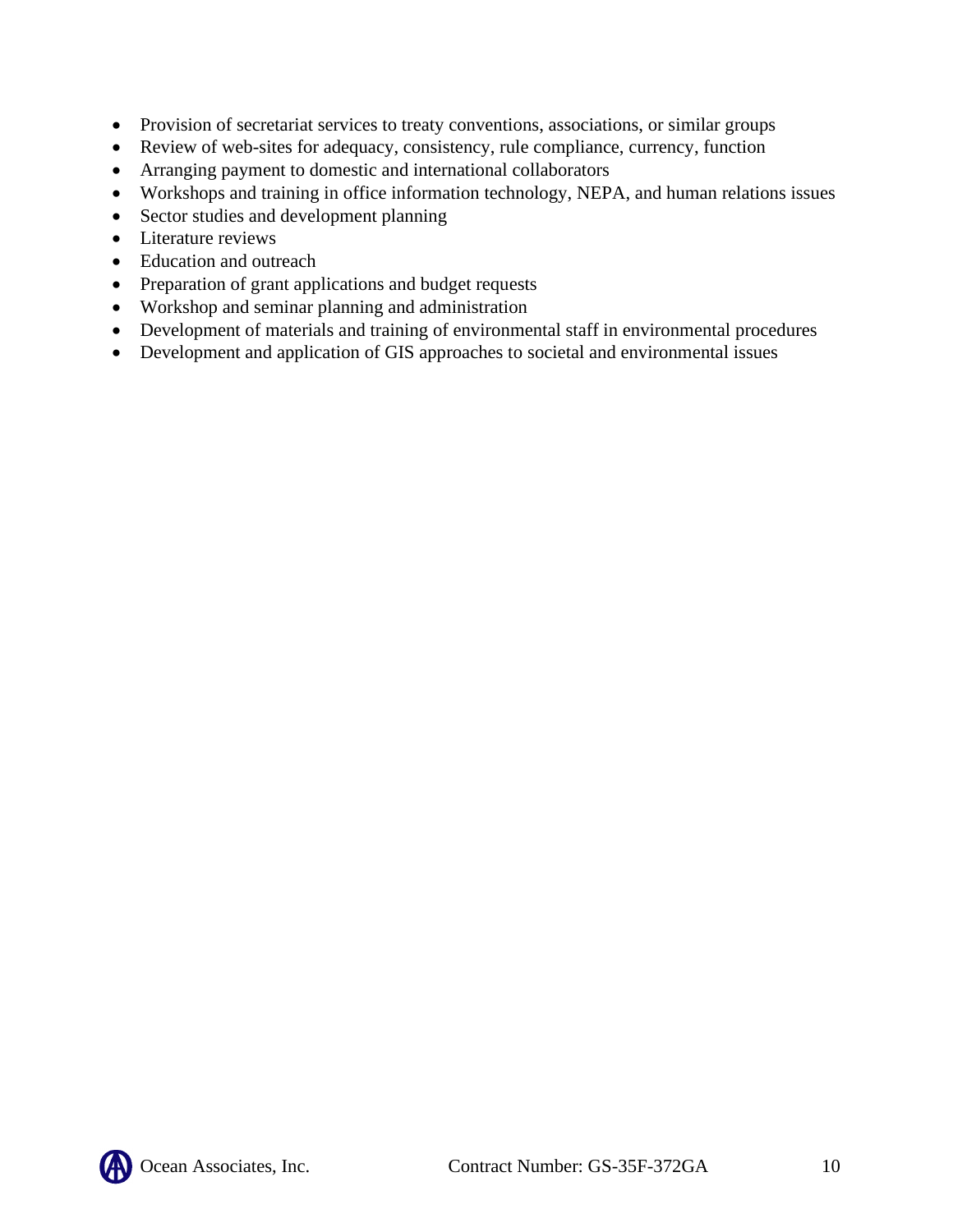- Provision of secretariat services to treaty conventions, associations, or similar groups
- Review of web-sites for adequacy, consistency, rule compliance, currency, function
- Arranging payment to domestic and international collaborators
- Workshops and training in office information technology, NEPA, and human relations issues
- Sector studies and development planning
- Literature reviews
- Education and outreach
- Preparation of grant applications and budget requests
- Workshop and seminar planning and administration
- Development of materials and training of environmental staff in environmental procedures
- Development and application of GIS approaches to societal and environmental issues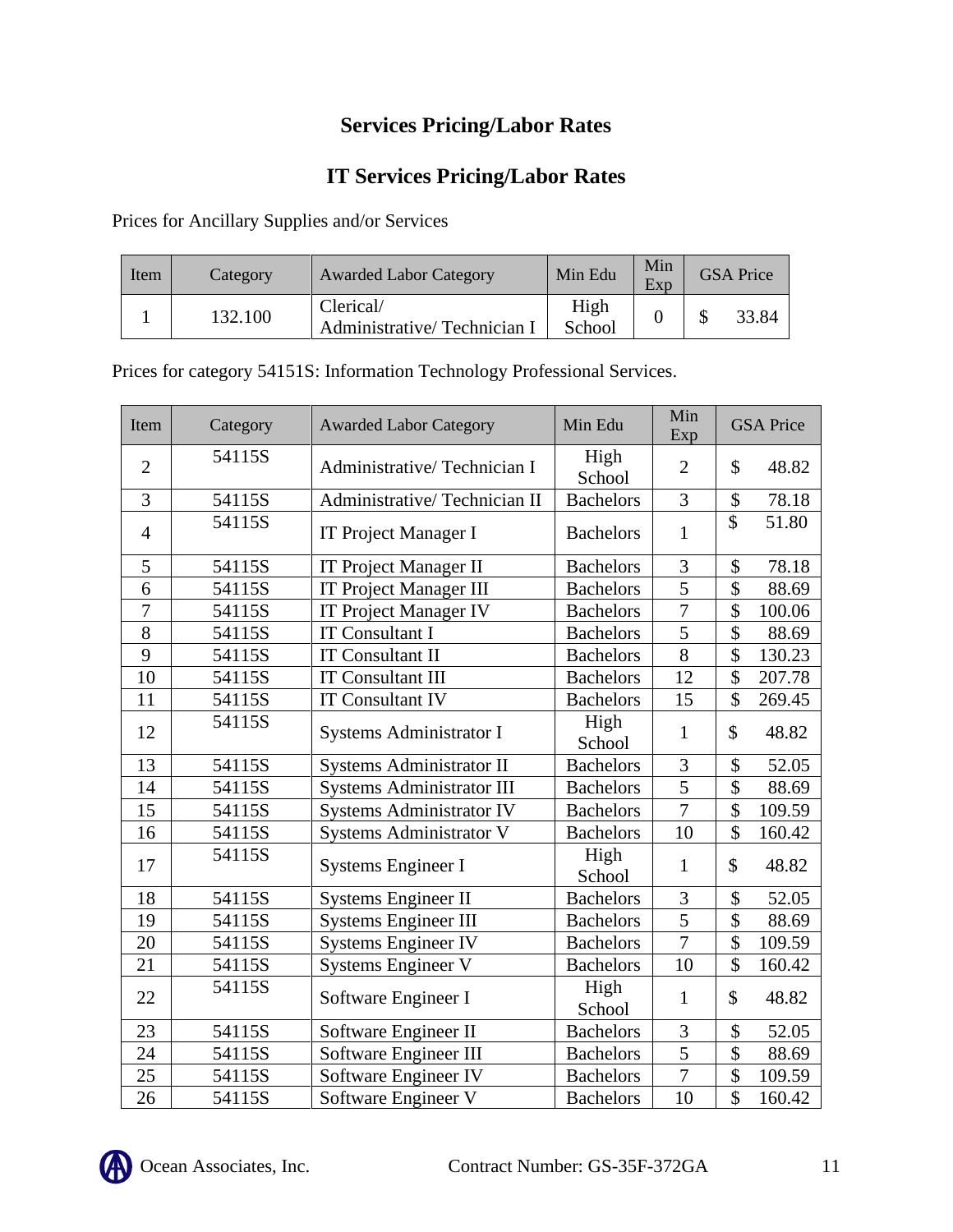## Services Pricing/Labor Rates

## IT Services Pricing/Labor Rates

Prices for Ancillary Supplies and/or Services

| Item | Category | Awarded Labor Category | Min Edu | Min Exp | GSA Price |
|---|---|---|---|---|---|
| 1 | 132.100 | Clerical/ Administrative/ Technician I | High School | 0 | $ 33.84 |

Prices for category 54151S: Information Technology Professional Services.

| Item | Category | Awarded Labor Category | Min Edu | Min Exp | GSA Price |
|---|---|---|---|---|---|
| 2 | 54115S | Administrative/ Technician I | High School | 2 | $ 48.82 |
| 3 | 54115S | Administrative/ Technician II | Bachelors | 3 | $ 78.18 |
| 4 | 54115S | IT Project Manager I | Bachelors | 1 | $ 51.80 |
| 5 | 54115S | IT Project Manager II | Bachelors | 3 | $ 78.18 |
| 6 | 54115S | IT Project Manager III | Bachelors | 5 | $ 88.69 |
| 7 | 54115S | IT Project Manager IV | Bachelors | 7 | $ 100.06 |
| 8 | 54115S | IT Consultant I | Bachelors | 5 | $ 88.69 |
| 9 | 54115S | IT Consultant II | Bachelors | 8 | $ 130.23 |
| 10 | 54115S | IT Consultant III | Bachelors | 12 | $ 207.78 |
| 11 | 54115S | IT Consultant IV | Bachelors | 15 | $ 269.45 |
| 12 | 54115S | Systems Administrator I | High School | 1 | $ 48.82 |
| 13 | 54115S | Systems Administrator II | Bachelors | 3 | $ 52.05 |
| 14 | 54115S | Systems Administrator III | Bachelors | 5 | $ 88.69 |
| 15 | 54115S | Systems Administrator IV | Bachelors | 7 | $ 109.59 |
| 16 | 54115S | Systems Administrator V | Bachelors | 10 | $ 160.42 |
| 17 | 54115S | Systems Engineer I | High School | 1 | $ 48.82 |
| 18 | 54115S | Systems Engineer II | Bachelors | 3 | $ 52.05 |
| 19 | 54115S | Systems Engineer III | Bachelors | 5 | $ 88.69 |
| 20 | 54115S | Systems Engineer IV | Bachelors | 7 | $ 109.59 |
| 21 | 54115S | Systems Engineer V | Bachelors | 10 | $ 160.42 |
| 22 | 54115S | Software Engineer I | High School | 1 | $ 48.82 |
| 23 | 54115S | Software Engineer II | Bachelors | 3 | $ 52.05 |
| 24 | 54115S | Software Engineer III | Bachelors | 5 | $ 88.69 |
| 25 | 54115S | Software Engineer IV | Bachelors | 7 | $ 109.59 |
| 26 | 54115S | Software Engineer V | Bachelors | 10 | $ 160.42 |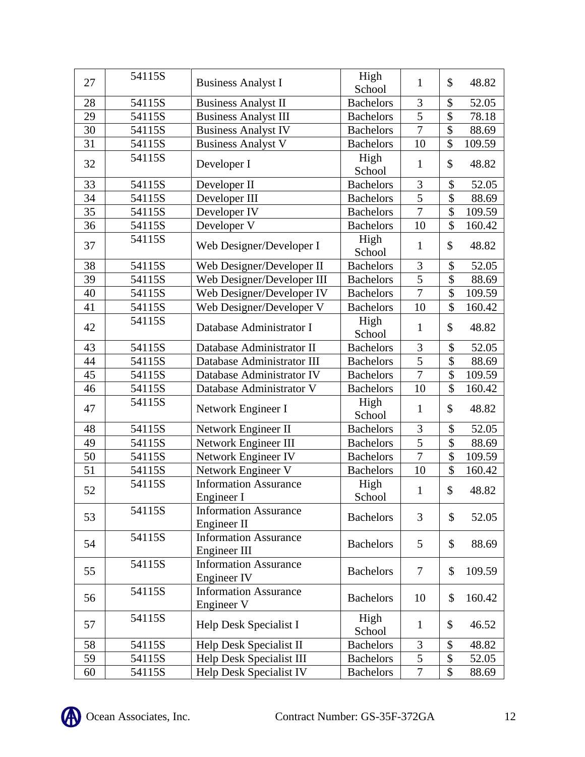| | | | | | |
|---|---|---|---|---|---|
| 27 | 54115S | Business Analyst I | High School | 1 | $ 48.82 |
| 28 | 54115S | Business Analyst II | Bachelors | 3 | $ 52.05 |
| 29 | 54115S | Business Analyst III | Bachelors | 5 | $ 78.18 |
| 30 | 54115S | Business Analyst IV | Bachelors | 7 | $ 88.69 |
| 31 | 54115S | Business Analyst V | Bachelors | 10 | $ 109.59 |
| 32 | 54115S | Developer I | High School | 1 | $ 48.82 |
| 33 | 54115S | Developer II | Bachelors | 3 | $ 52.05 |
| 34 | 54115S | Developer III | Bachelors | 5 | $ 88.69 |
| 35 | 54115S | Developer IV | Bachelors | 7 | $ 109.59 |
| 36 | 54115S | Developer V | Bachelors | 10 | $ 160.42 |
| 37 | 54115S | Web Designer/Developer I | High School | 1 | $ 48.82 |
| 38 | 54115S | Web Designer/Developer II | Bachelors | 3 | $ 52.05 |
| 39 | 54115S | Web Designer/Developer III | Bachelors | 5 | $ 88.69 |
| 40 | 54115S | Web Designer/Developer IV | Bachelors | 7 | $ 109.59 |
| 41 | 54115S | Web Designer/Developer V | Bachelors | 10 | $ 160.42 |
| 42 | 54115S | Database Administrator I | High School | 1 | $ 48.82 |
| 43 | 54115S | Database Administrator II | Bachelors | 3 | $ 52.05 |
| 44 | 54115S | Database Administrator III | Bachelors | 5 | $ 88.69 |
| 45 | 54115S | Database Administrator IV | Bachelors | 7 | $ 109.59 |
| 46 | 54115S | Database Administrator V | Bachelors | 10 | $ 160.42 |
| 47 | 54115S | Network Engineer I | High School | 1 | $ 48.82 |
| 48 | 54115S | Network Engineer II | Bachelors | 3 | $ 52.05 |
| 49 | 54115S | Network Engineer III | Bachelors | 5 | $ 88.69 |
| 50 | 54115S | Network Engineer IV | Bachelors | 7 | $ 109.59 |
| 51 | 54115S | Network Engineer V | Bachelors | 10 | $ 160.42 |
| 52 | 54115S | Information Assurance Engineer I | High School | 1 | $ 48.82 |
| 53 | 54115S | Information Assurance Engineer II | Bachelors | 3 | $ 52.05 |
| 54 | 54115S | Information Assurance Engineer III | Bachelors | 5 | $ 88.69 |
| 55 | 54115S | Information Assurance Engineer IV | Bachelors | 7 | $ 109.59 |
| 56 | 54115S | Information Assurance Engineer V | Bachelors | 10 | $ 160.42 |
| 57 | 54115S | Help Desk Specialist I | High School | 1 | $ 46.52 |
| 58 | 54115S | Help Desk Specialist II | Bachelors | 3 | $ 48.82 |
| 59 | 54115S | Help Desk Specialist III | Bachelors | 5 | $ 52.05 |
| 60 | 54115S | Help Desk Specialist IV | Bachelors | 7 | $ 88.69 |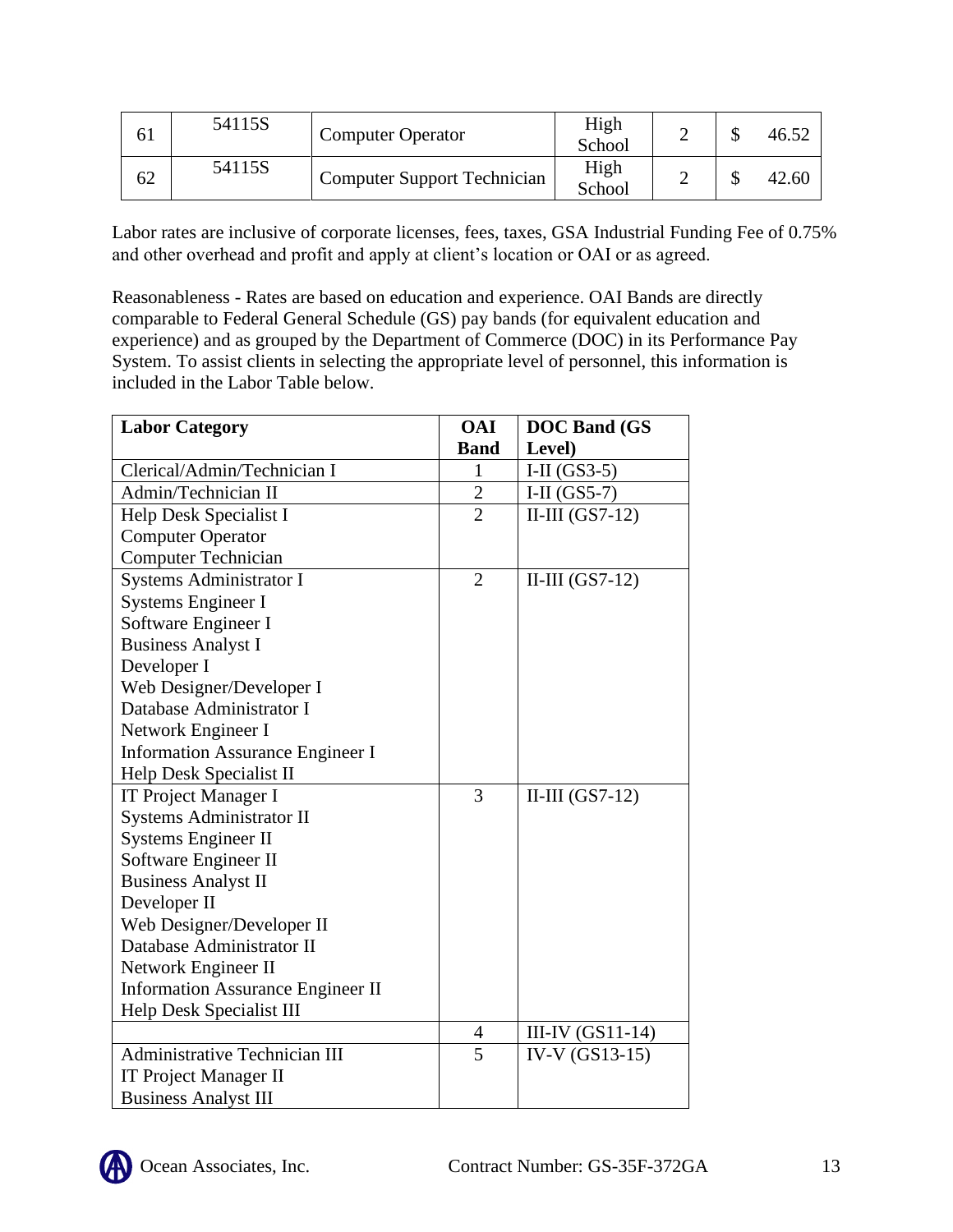| | | | | | |
|---|---|---|---|---|---|
| 61 | 54115S | Computer Operator | High School | 2 | $ 46.52 |
| 62 | 54115S | Computer Support Technician | High School | 2 | $ 42.60 |

Labor rates are inclusive of corporate licenses, fees, taxes, GSA Industrial Funding Fee of 0.75% and other overhead and profit and apply at client's location or OAI or as agreed.

Reasonableness - Rates are based on education and experience. OAI Bands are directly comparable to Federal General Schedule (GS) pay bands (for equivalent education and experience) and as grouped by the Department of Commerce (DOC) in its Performance Pay System. To assist clients in selecting the appropriate level of personnel, this information is included in the Labor Table below.

| Labor Category | OAI Band | DOC Band (GS Level) |
|---|---|---|
| Clerical/Admin/Technician I | 1 | I-II (GS3-5) |
| Admin/Technician II | 2 | I-II (GS5-7) |
| Help Desk Specialist I<br>Computer Operator<br>Computer Technician | 2 | II-III (GS7-12) |
| Systems Administrator I<br>Systems Engineer I<br>Software Engineer I<br>Business Analyst I<br>Developer I<br>Web Designer/Developer I<br>Database Administrator I<br>Network Engineer I<br>Information Assurance Engineer I<br>Help Desk Specialist II | 2 | II-III (GS7-12) |
| IT Project Manager I<br>Systems Administrator II<br>Systems Engineer II<br>Software Engineer II<br>Business Analyst II<br>Developer II<br>Web Designer/Developer II<br>Database Administrator II<br>Network Engineer II<br>Information Assurance Engineer II<br>Help Desk Specialist III | 3 | II-III (GS7-12) |
| | 4 | III-IV (GS11-14) |
| Administrative Technician III<br>IT Project Manager II<br>Business Analyst III | 5 | IV-V (GS13-15) |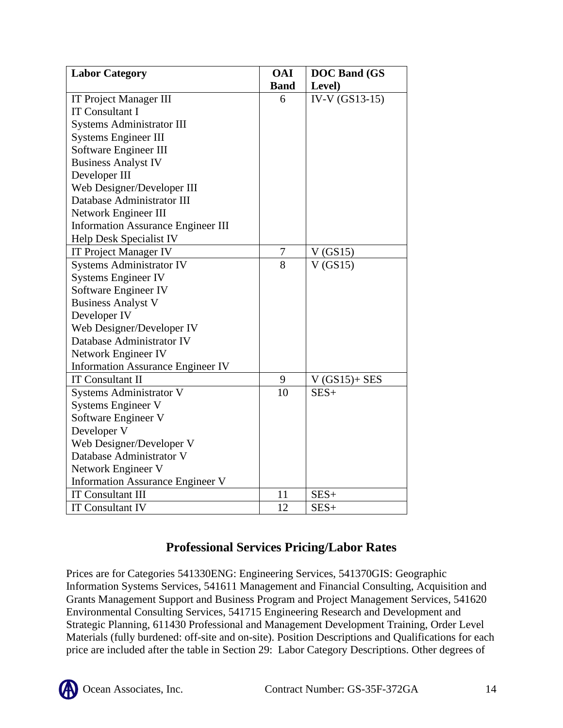| Labor Category | OAI Band | DOC Band (GS Level) |
|---|---|---|
| IT Project Manager III<br>IT Consultant I<br>Systems Administrator III<br>Systems Engineer III<br>Software Engineer III<br>Business Analyst IV<br>Developer III<br>Web Designer/Developer III<br>Database Administrator III<br>Network Engineer III<br>Information Assurance Engineer III<br>Help Desk Specialist IV | 6 | IV-V (GS13-15) |
| IT Project Manager IV | 7 | V (GS15) |
| Systems Administrator IV<br>Systems Engineer IV<br>Software Engineer IV<br>Business Analyst V<br>Developer IV<br>Web Designer/Developer IV<br>Database Administrator IV<br>Network Engineer IV<br>Information Assurance Engineer IV | 8 | V (GS15) |
| IT Consultant II | 9 | V (GS15)+ SES |
| Systems Administrator V<br>Systems Engineer V<br>Software Engineer V<br>Developer V<br>Web Designer/Developer V<br>Database Administrator V<br>Network Engineer V<br>Information Assurance Engineer V | 10 | SES+ |
| IT Consultant III | 11 | SES+ |
| IT Consultant IV | 12 | SES+ |

## Professional Services Pricing/Labor Rates

Prices are for Categories 541330ENG: Engineering Services, 541370GIS: Geographic Information Systems Services, 541611 Management and Financial Consulting, Acquisition and Grants Management Support and Business Program and Project Management Services, 541620 Environmental Consulting Services, 541715 Engineering Research and Development and Strategic Planning, 611430 Professional and Management Development Training, Order Level Materials (fully burdened: off-site and on-site). Position Descriptions and Qualifications for each price are included after the table in Section 29: Labor Category Descriptions. Other degrees of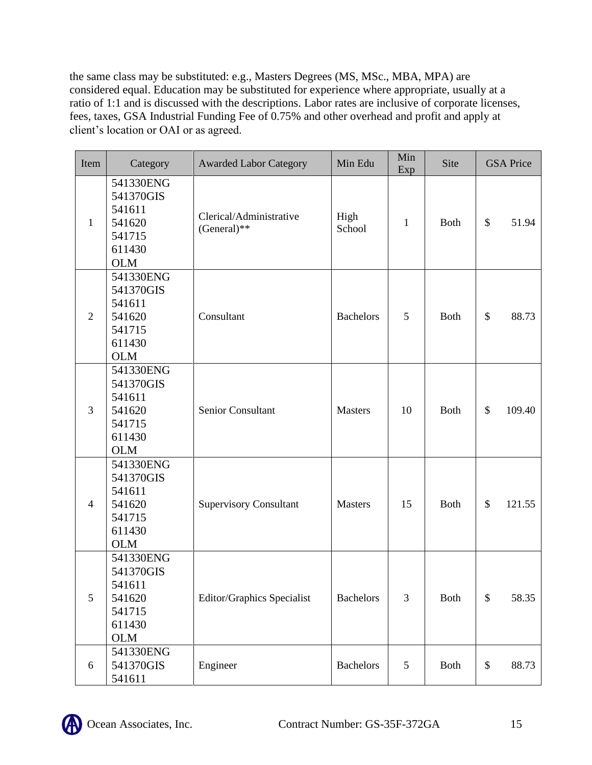the same class may be substituted: e.g., Masters Degrees (MS, MSc., MBA, MPA) are considered equal. Education may be substituted for experience where appropriate, usually at a ratio of 1:1 and is discussed with the descriptions. Labor rates are inclusive of corporate licenses, fees, taxes, GSA Industrial Funding Fee of 0.75% and other overhead and profit and apply at client's location or OAI or as agreed.

| Item | Category | Awarded Labor Category | Min Edu | Min Exp | Site | GSA Price |
|---|---|---|---|---|---|---|
| 1 | 541330ENG 541370GIS 541611 541620 541715 611430 OLM | Clerical/Administrative (General)** | High School | 1 | Both | $ 51.94 |
| 2 | 541330ENG 541370GIS 541611 541620 541715 611430 OLM | Consultant | Bachelors | 5 | Both | $ 88.73 |
| 3 | 541330ENG 541370GIS 541611 541620 541715 611430 OLM | Senior Consultant | Masters | 10 | Both | $ 109.40 |
| 4 | 541330ENG 541370GIS 541611 541620 541715 611430 OLM | Supervisory Consultant | Masters | 15 | Both | $ 121.55 |
| 5 | 541330ENG 541370GIS 541611 541620 541715 611430 OLM | Editor/Graphics Specialist | Bachelors | 3 | Both | $ 58.35 |
| 6 | 541330ENG 541370GIS 541611 | Engineer | Bachelors | 5 | Both | $ 88.73 |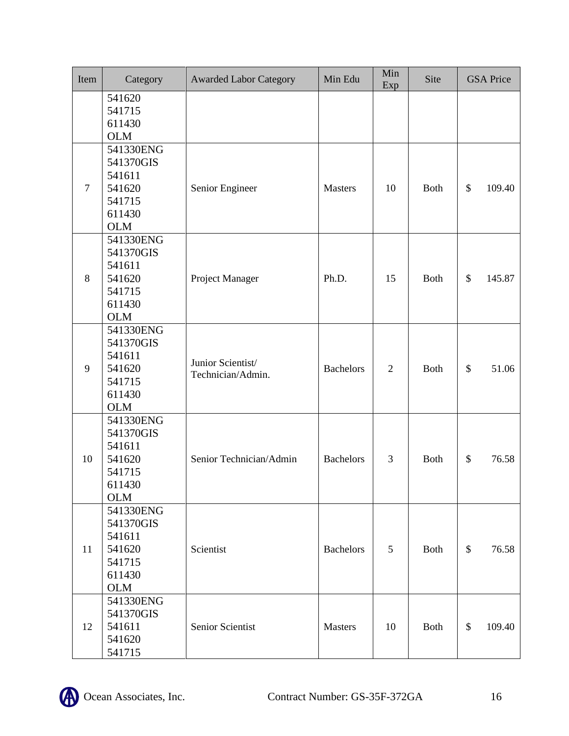| Item | Category | Awarded Labor Category | Min Edu | Min Exp | Site | GSA Price |
|---|---|---|---|---|---|---|
| | 541620<br>541715<br>611430<br>OLM | | | | | |
| 7 | 541330ENG<br>541370GIS<br>541611<br>541620<br>541715<br>611430<br>OLM | Senior Engineer | Masters | 10 | Both | $ 109.40 |
| 8 | 541330ENG<br>541370GIS<br>541611<br>541620<br>541715<br>611430<br>OLM | Project Manager | Ph.D. | 15 | Both | $ 145.87 |
| 9 | 541330ENG<br>541370GIS<br>541611<br>541620<br>541715<br>611430<br>OLM | Junior Scientist/ Technician/Admin. | Bachelors | 2 | Both | $ 51.06 |
| 10 | 541330ENG<br>541370GIS<br>541611<br>541620<br>541715<br>611430<br>OLM | Senior Technician/Admin | Bachelors | 3 | Both | $ 76.58 |
| 11 | 541330ENG<br>541370GIS<br>541611<br>541620<br>541715<br>611430<br>OLM | Scientist | Bachelors | 5 | Both | $ 76.58 |
| 12 | 541330ENG<br>541370GIS<br>541611<br>541620<br>541715 | Senior Scientist | Masters | 10 | Both | $ 109.40 |

Ocean Associates, Inc. Contract Number: GS-35F-372GA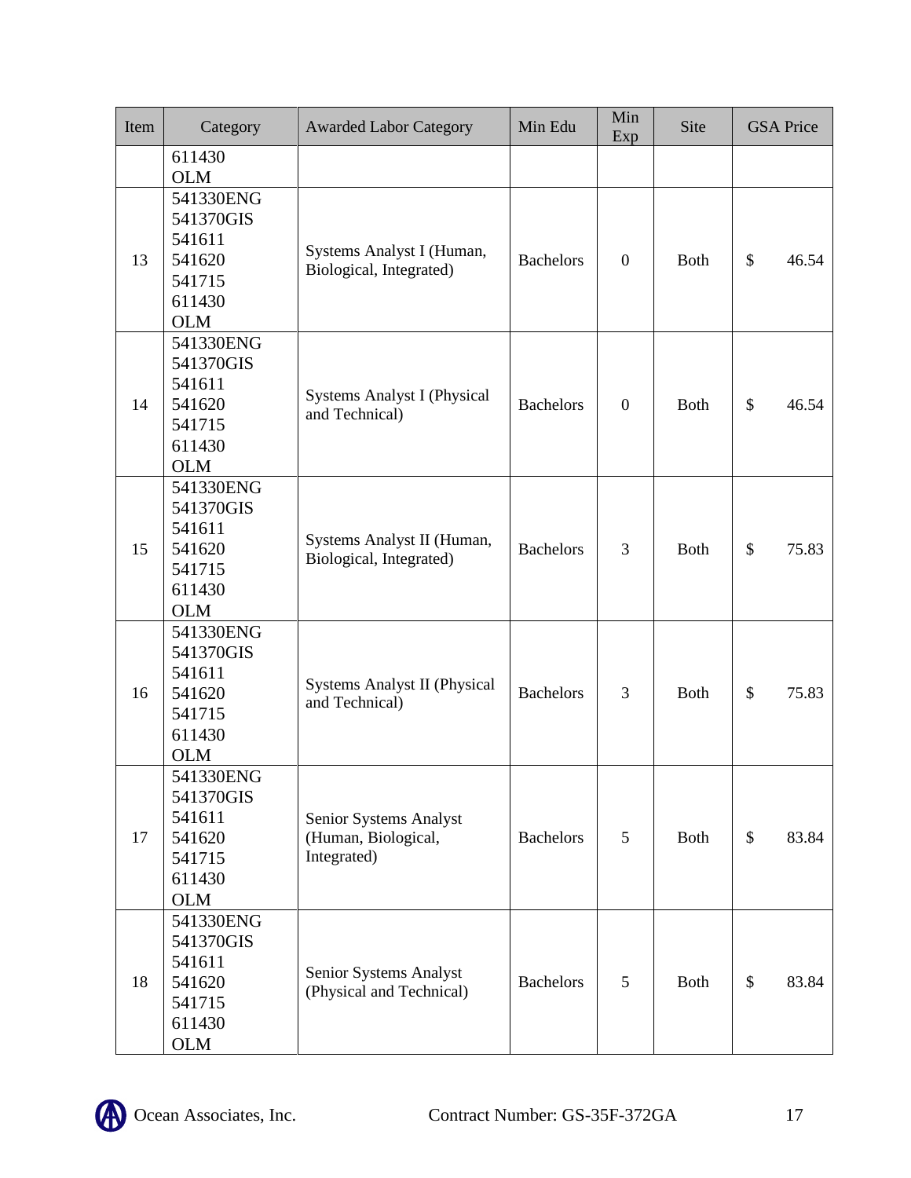| Item | Category | Awarded Labor Category | Min Edu | Min Exp | Site | GSA Price |
|---|---|---|---|---|---|---|
| | 611430<br>OLM | | | | | |
| 13 | 541330ENG<br>541370GIS<br>541611<br>541620<br>541715<br>611430<br>OLM | Systems Analyst I (Human, Biological, Integrated) | Bachelors | 0 | Both | $ 46.54 |
| 14 | 541330ENG<br>541370GIS<br>541611<br>541620<br>541715<br>611430<br>OLM | Systems Analyst I (Physical and Technical) | Bachelors | 0 | Both | $ 46.54 |
| 15 | 541330ENG<br>541370GIS<br>541611<br>541620<br>541715<br>611430<br>OLM | Systems Analyst II (Human, Biological, Integrated) | Bachelors | 3 | Both | $ 75.83 |
| 16 | 541330ENG<br>541370GIS<br>541611<br>541620<br>541715<br>611430<br>OLM | Systems Analyst II (Physical and Technical) | Bachelors | 3 | Both | $ 75.83 |
| 17 | 541330ENG<br>541370GIS<br>541611<br>541620<br>541715<br>611430<br>OLM | Senior Systems Analyst (Human, Biological, Integrated) | Bachelors | 5 | Both | $ 83.84 |
| 18 | 541330ENG<br>541370GIS<br>541611<br>541620<br>541715<br>611430<br>OLM | Senior Systems Analyst (Physical and Technical) | Bachelors | 5 | Both | $ 83.84 |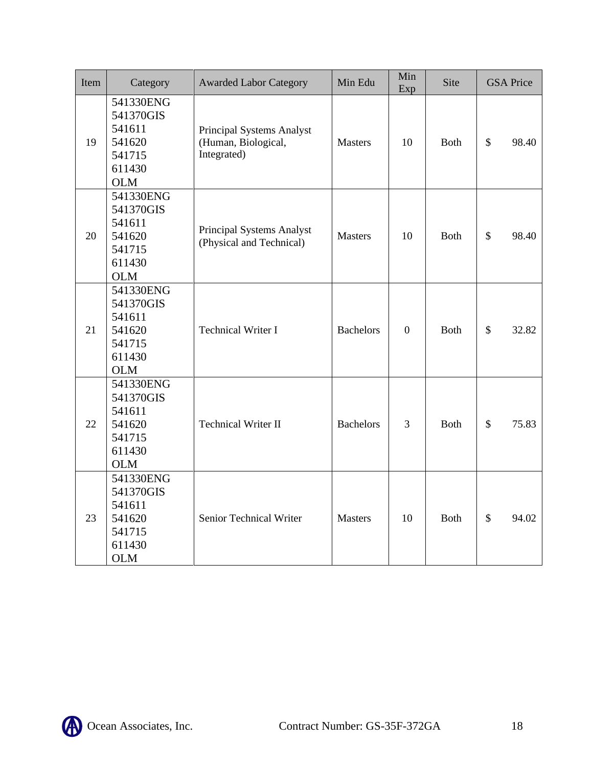| Item | Category | Awarded Labor Category | Min Edu | Min Exp | Site | GSA Price |
|---|---|---|---|---|---|---|
| 19 | 541330ENG 541370GIS 541611 541620 541715 611430 OLM | Principal Systems Analyst (Human, Biological, Integrated) | Masters | 10 | Both | $ 98.40 |
| 20 | 541330ENG 541370GIS 541611 541620 541715 611430 OLM | Principal Systems Analyst (Physical and Technical) | Masters | 10 | Both | $ 98.40 |
| 21 | 541330ENG 541370GIS 541611 541620 541715 611430 OLM | Technical Writer I | Bachelors | 0 | Both | $ 32.82 |
| 22 | 541330ENG 541370GIS 541611 541620 541715 611430 OLM | Technical Writer II | Bachelors | 3 | Both | $ 75.83 |
| 23 | 541330ENG 541370GIS 541611 541620 541715 611430 OLM | Senior Technical Writer | Masters | 10 | Both | $ 94.02 |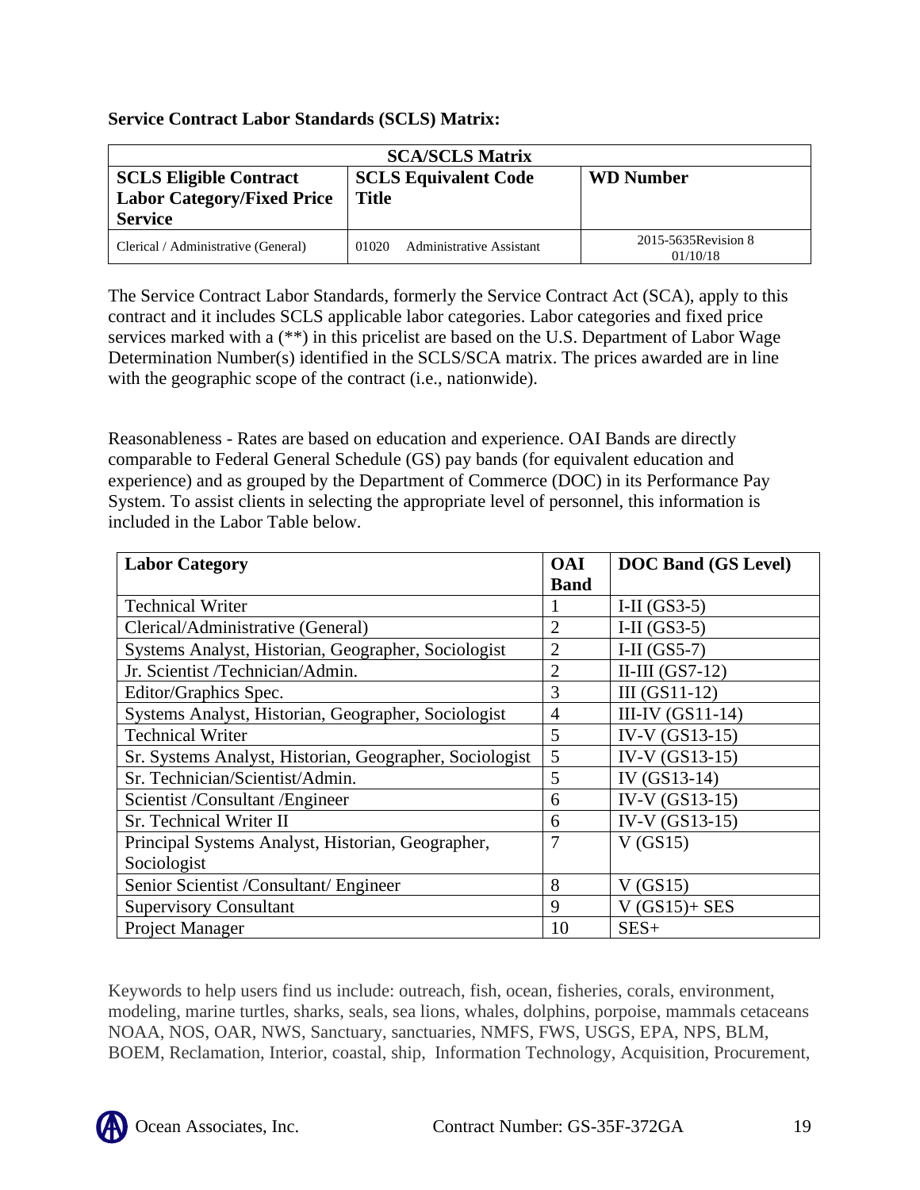**Service Contract Labor Standards (SCLS) Matrix:**

| SCA/SCLS Matrix | | |
|---|---|---|
| **SCLS Eligible Contract Labor Category/Fixed Price Service** | **SCLS Equivalent Code Title** | **WD Number** |
| Clerical / Administrative (General) | 01020 Administrative Assistant | 2015-5635Revision 8 01/10/18 |

The Service Contract Labor Standards, formerly the Service Contract Act (SCA), apply to this contract and it includes SCLS applicable labor categories. Labor categories and fixed price services marked with a (**) in this pricelist are based on the U.S. Department of Labor Wage Determination Number(s) identified in the SCLS/SCA matrix. The prices awarded are in line with the geographic scope of the contract (i.e., nationwide).

Reasonableness - Rates are based on education and experience. OAI Bands are directly comparable to Federal General Schedule (GS) pay bands (for equivalent education and experience) and as grouped by the Department of Commerce (DOC) in its Performance Pay System. To assist clients in selecting the appropriate level of personnel, this information is included in the Labor Table below.

| Labor Category | OAI Band | DOC Band (GS Level) |
|---|---|---|
| Technical Writer | 1 | I-II (GS3-5) |
| Clerical/Administrative (General) | 2 | I-II (GS3-5) |
| Systems Analyst, Historian, Geographer, Sociologist | 2 | I-II (GS5-7) |
| Jr. Scientist /Technician/Admin. | 2 | II-III (GS7-12) |
| Editor/Graphics Spec. | 3 | III (GS11-12) |
| Systems Analyst, Historian, Geographer, Sociologist | 4 | III-IV (GS11-14) |
| Technical Writer | 5 | IV-V (GS13-15) |
| Sr. Systems Analyst, Historian, Geographer, Sociologist | 5 | IV-V (GS13-15) |
| Sr. Technician/Scientist/Admin. | 5 | IV (GS13-14) |
| Scientist /Consultant /Engineer | 6 | IV-V (GS13-15) |
| Sr. Technical Writer II | 6 | IV-V (GS13-15) |
| Principal Systems Analyst, Historian, Geographer, Sociologist | 7 | V (GS15) |
| Senior Scientist /Consultant/ Engineer | 8 | V (GS15) |
| Supervisory Consultant | 9 | V (GS15)+ SES |
| Project Manager | 10 | SES+ |

Keywords to help users find us include: outreach, fish, ocean, fisheries, corals, environment, modeling, marine turtles, sharks, seals, sea lions, whales, dolphins, porpoise, mammals cetaceans NOAA, NOS, OAR, NWS, Sanctuary, sanctuaries, NMFS, FWS, USGS, EPA, NPS, BLM, BOEM, Reclamation, Interior, coastal, ship, Information Technology, Acquisition, Procurement,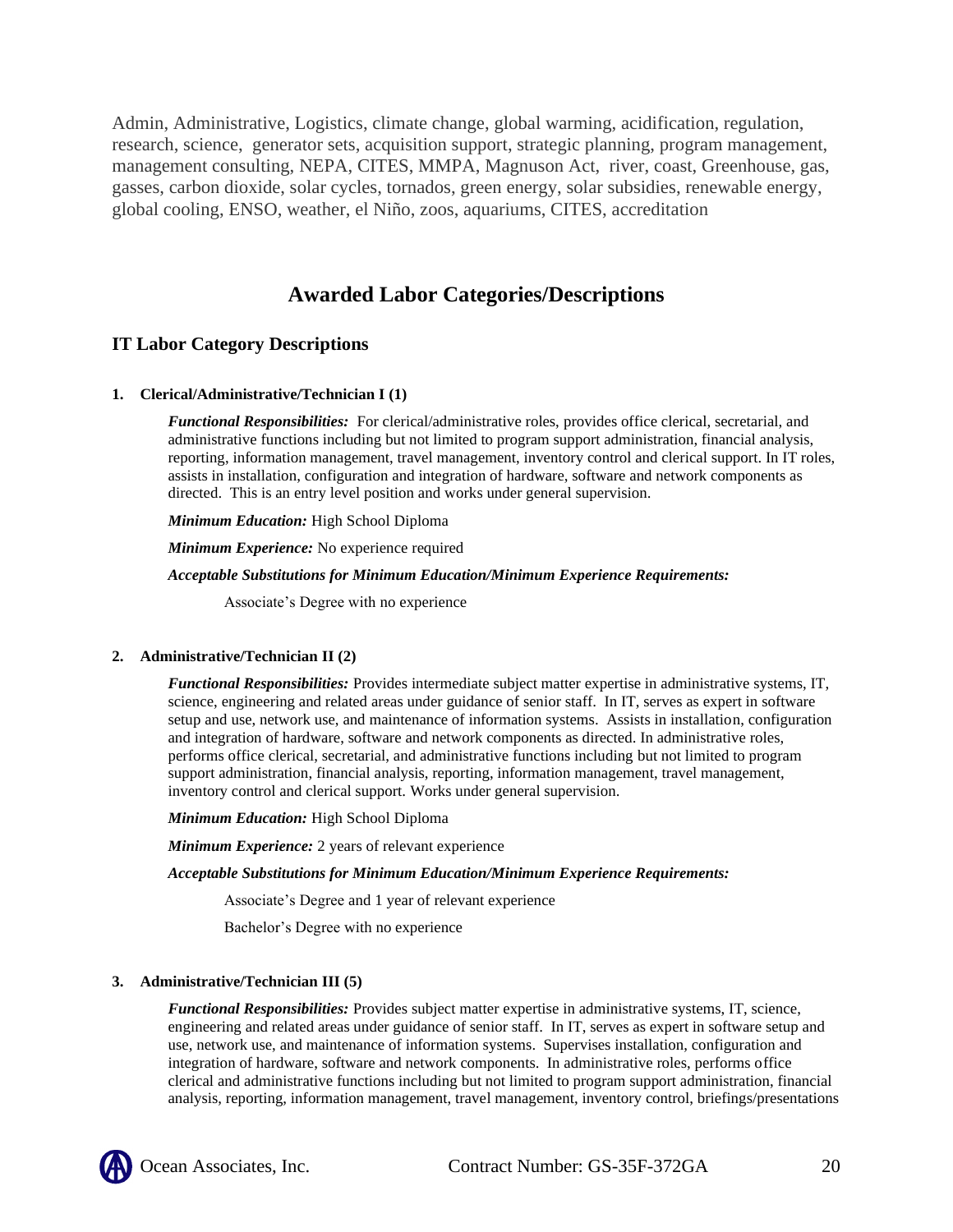Admin, Administrative, Logistics, climate change, global warming, acidification, regulation, research, science, generator sets, acquisition support, strategic planning, program management, management consulting, NEPA, CITES, MMPA, Magnuson Act, river, coast, Greenhouse, gas, gasses, carbon dioxide, solar cycles, tornados, green energy, solar subsidies, renewable energy, global cooling, ENSO, weather, el Niño, zoos, aquariums, CITES, accreditation

# Awarded Labor Categories/Descriptions

## IT Labor Category Descriptions

**1. Clerical/Administrative/Technician I (1)**

***Functional Responsibilities:*** For clerical/administrative roles, provides office clerical, secretarial, and administrative functions including but not limited to program support administration, financial analysis, reporting, information management, travel management, inventory control and clerical support. In IT roles, assists in installation, configuration and integration of hardware, software and network components as directed. This is an entry level position and works under general supervision.

***Minimum Education:*** High School Diploma

***Minimum Experience:*** No experience required

***Acceptable Substitutions for Minimum Education/Minimum Experience Requirements:***

Associate's Degree with no experience

**2. Administrative/Technician II (2)**

***Functional Responsibilities:*** Provides intermediate subject matter expertise in administrative systems, IT, science, engineering and related areas under guidance of senior staff. In IT, serves as expert in software setup and use, network use, and maintenance of information systems. Assists in installation, configuration and integration of hardware, software and network components as directed. In administrative roles, performs office clerical, secretarial, and administrative functions including but not limited to program support administration, financial analysis, reporting, information management, travel management, inventory control and clerical support. Works under general supervision.

***Minimum Education:*** High School Diploma

***Minimum Experience:*** 2 years of relevant experience

***Acceptable Substitutions for Minimum Education/Minimum Experience Requirements:***

Associate's Degree and 1 year of relevant experience

Bachelor's Degree with no experience

**3. Administrative/Technician III (5)**

***Functional Responsibilities:*** Provides subject matter expertise in administrative systems, IT, science, engineering and related areas under guidance of senior staff. In IT, serves as expert in software setup and use, network use, and maintenance of information systems. Supervises installation, configuration and integration of hardware, software and network components. In administrative roles, performs office clerical and administrative functions including but not limited to program support administration, financial analysis, reporting, information management, travel management, inventory control, briefings/presentations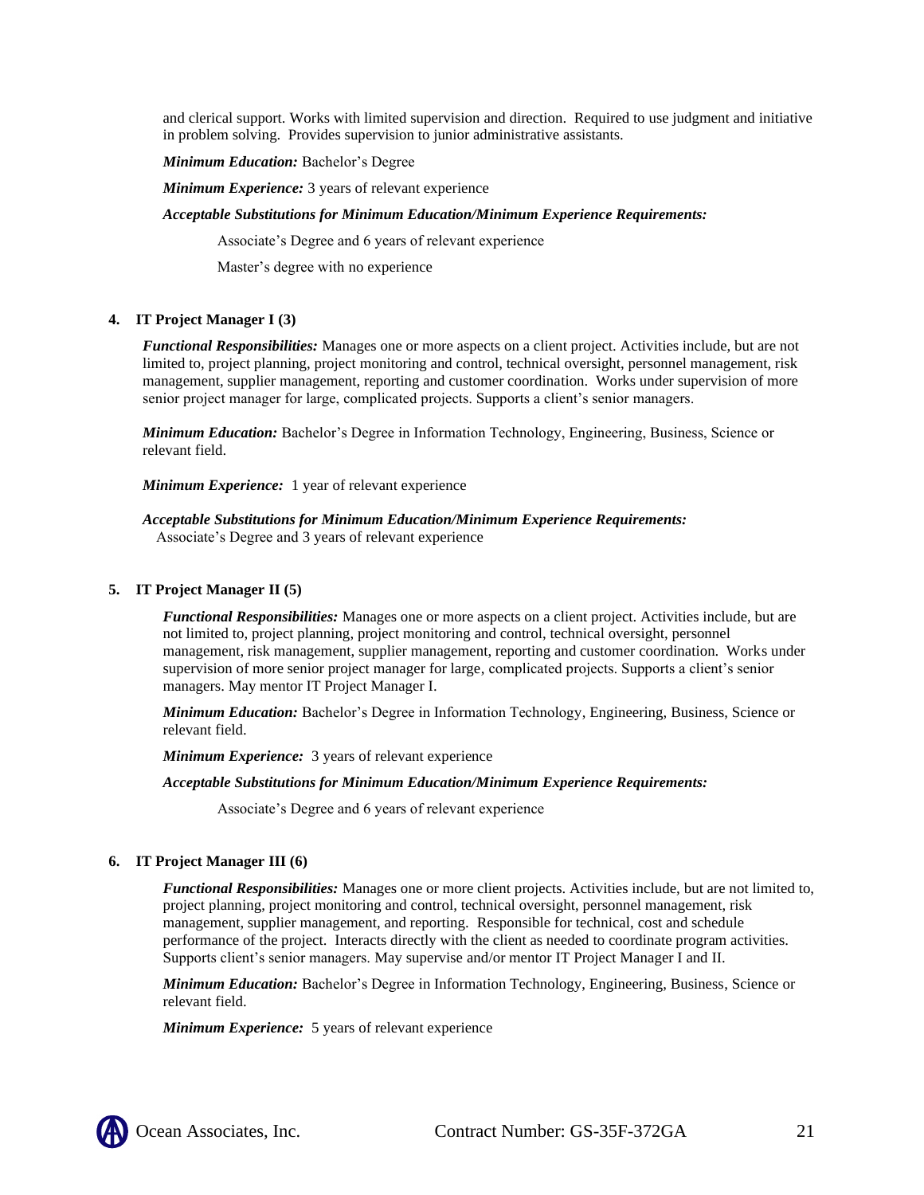and clerical support. Works with limited supervision and direction. Required to use judgment and initiative in problem solving. Provides supervision to junior administrative assistants.

***Minimum Education:*** Bachelor's Degree

***Minimum Experience:*** 3 years of relevant experience

***Acceptable Substitutions for Minimum Education/Minimum Experience Requirements:***

Associate's Degree and 6 years of relevant experience

Master's degree with no experience

**4. IT Project Manager I (3)**

***Functional Responsibilities:*** Manages one or more aspects on a client project. Activities include, but are not limited to, project planning, project monitoring and control, technical oversight, personnel management, risk management, supplier management, reporting and customer coordination. Works under supervision of more senior project manager for large, complicated projects. Supports a client's senior managers.

***Minimum Education:*** Bachelor's Degree in Information Technology, Engineering, Business, Science or relevant field.

***Minimum Experience:*** 1 year of relevant experience

***Acceptable Substitutions for Minimum Education/Minimum Experience Requirements:***
Associate's Degree and 3 years of relevant experience

**5. IT Project Manager II (5)**

***Functional Responsibilities:*** Manages one or more aspects on a client project. Activities include, but are not limited to, project planning, project monitoring and control, technical oversight, personnel management, risk management, supplier management, reporting and customer coordination. Works under supervision of more senior project manager for large, complicated projects. Supports a client's senior managers. May mentor IT Project Manager I.

***Minimum Education:*** Bachelor's Degree in Information Technology, Engineering, Business, Science or relevant field.

***Minimum Experience:*** 3 years of relevant experience

***Acceptable Substitutions for Minimum Education/Minimum Experience Requirements:***

Associate's Degree and 6 years of relevant experience

**6. IT Project Manager III (6)**

***Functional Responsibilities:*** Manages one or more client projects. Activities include, but are not limited to, project planning, project monitoring and control, technical oversight, personnel management, risk management, supplier management, and reporting. Responsible for technical, cost and schedule performance of the project. Interacts directly with the client as needed to coordinate program activities. Supports client's senior managers. May supervise and/or mentor IT Project Manager I and II.

***Minimum Education:*** Bachelor's Degree in Information Technology, Engineering, Business, Science or relevant field.

***Minimum Experience:*** 5 years of relevant experience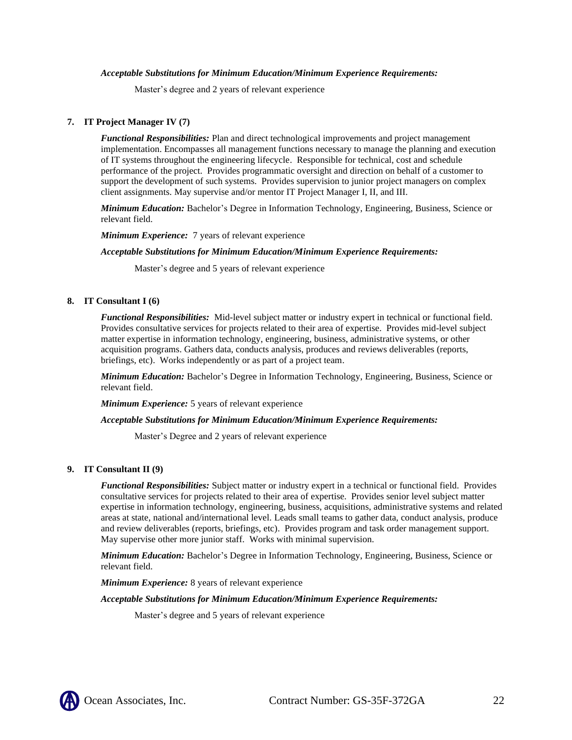***Acceptable Substitutions for Minimum Education/Minimum Experience Requirements:***

Master's degree and 2 years of relevant experience

**7. IT Project Manager IV (7)**

***Functional Responsibilities:*** Plan and direct technological improvements and project management implementation. Encompasses all management functions necessary to manage the planning and execution of IT systems throughout the engineering lifecycle. Responsible for technical, cost and schedule performance of the project. Provides programmatic oversight and direction on behalf of a customer to support the development of such systems. Provides supervision to junior project managers on complex client assignments. May supervise and/or mentor IT Project Manager I, II, and III.

***Minimum Education:*** Bachelor's Degree in Information Technology, Engineering, Business, Science or relevant field.

***Minimum Experience:*** 7 years of relevant experience

***Acceptable Substitutions for Minimum Education/Minimum Experience Requirements:***

Master's degree and 5 years of relevant experience

**8. IT Consultant I (6)**

***Functional Responsibilities:*** Mid-level subject matter or industry expert in technical or functional field. Provides consultative services for projects related to their area of expertise. Provides mid-level subject matter expertise in information technology, engineering, business, administrative systems, or other acquisition programs. Gathers data, conducts analysis, produces and reviews deliverables (reports, briefings, etc). Works independently or as part of a project team.

***Minimum Education:*** Bachelor's Degree in Information Technology, Engineering, Business, Science or relevant field.

***Minimum Experience:*** 5 years of relevant experience

***Acceptable Substitutions for Minimum Education/Minimum Experience Requirements:***

Master's Degree and 2 years of relevant experience

**9. IT Consultant II (9)**

***Functional Responsibilities:*** Subject matter or industry expert in a technical or functional field. Provides consultative services for projects related to their area of expertise. Provides senior level subject matter expertise in information technology, engineering, business, acquisitions, administrative systems and related areas at state, national and/international level. Leads small teams to gather data, conduct analysis, produce and review deliverables (reports, briefings, etc). Provides program and task order management support. May supervise other more junior staff. Works with minimal supervision.

***Minimum Education:*** Bachelor's Degree in Information Technology, Engineering, Business, Science or relevant field.

***Minimum Experience:*** 8 years of relevant experience

***Acceptable Substitutions for Minimum Education/Minimum Experience Requirements:***

Master's degree and 5 years of relevant experience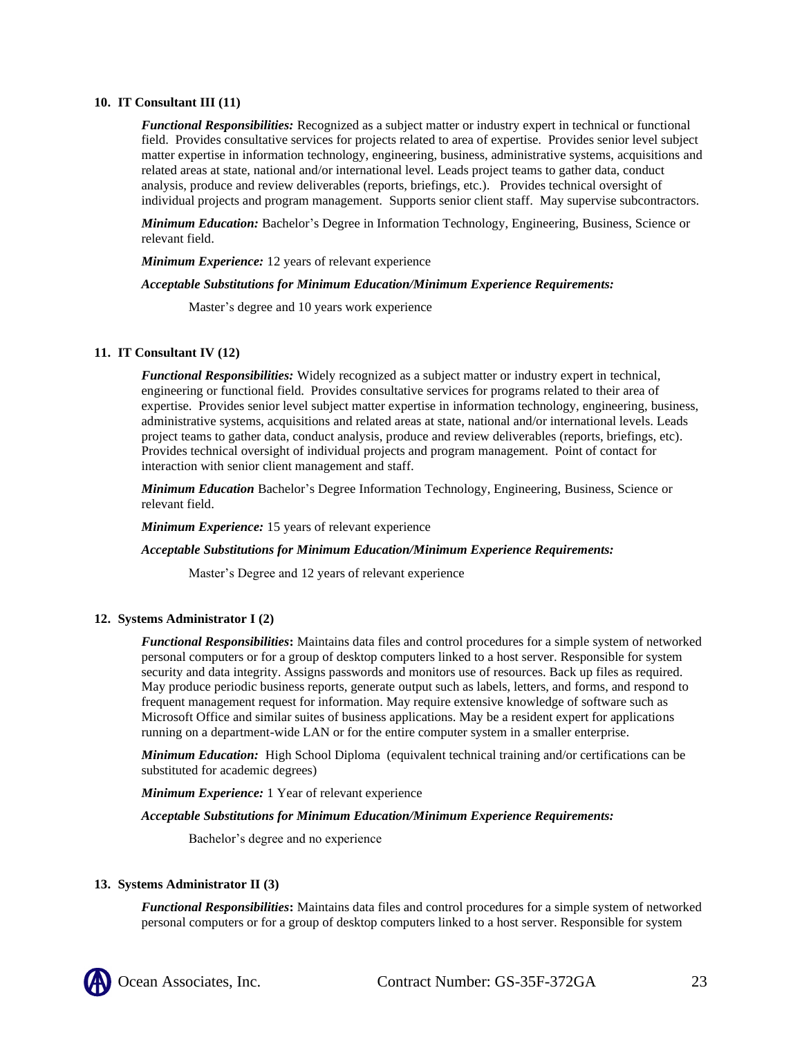**10. IT Consultant III (11)**

***Functional Responsibilities:*** Recognized as a subject matter or industry expert in technical or functional field. Provides consultative services for projects related to area of expertise. Provides senior level subject matter expertise in information technology, engineering, business, administrative systems, acquisitions and related areas at state, national and/or international level. Leads project teams to gather data, conduct analysis, produce and review deliverables (reports, briefings, etc.). Provides technical oversight of individual projects and program management. Supports senior client staff. May supervise subcontractors.

***Minimum Education:*** Bachelor's Degree in Information Technology, Engineering, Business, Science or relevant field.

***Minimum Experience:*** 12 years of relevant experience

***Acceptable Substitutions for Minimum Education/Minimum Experience Requirements:***

Master's degree and 10 years work experience

**11. IT Consultant IV (12)**

***Functional Responsibilities:*** Widely recognized as a subject matter or industry expert in technical, engineering or functional field. Provides consultative services for programs related to their area of expertise. Provides senior level subject matter expertise in information technology, engineering, business, administrative systems, acquisitions and related areas at state, national and/or international levels. Leads project teams to gather data, conduct analysis, produce and review deliverables (reports, briefings, etc). Provides technical oversight of individual projects and program management. Point of contact for interaction with senior client management and staff.

***Minimum Education*** Bachelor's Degree Information Technology, Engineering, Business, Science or relevant field.

***Minimum Experience:*** 15 years of relevant experience

***Acceptable Substitutions for Minimum Education/Minimum Experience Requirements:***

Master's Degree and 12 years of relevant experience

**12. Systems Administrator I (2)**

***Functional Responsibilities*:** Maintains data files and control procedures for a simple system of networked personal computers or for a group of desktop computers linked to a host server. Responsible for system security and data integrity. Assigns passwords and monitors use of resources. Back up files as required. May produce periodic business reports, generate output such as labels, letters, and forms, and respond to frequent management request for information. May require extensive knowledge of software such as Microsoft Office and similar suites of business applications. May be a resident expert for applications running on a department-wide LAN or for the entire computer system in a smaller enterprise.

***Minimum Education:*** High School Diploma (equivalent technical training and/or certifications can be substituted for academic degrees)

***Minimum Experience:*** 1 Year of relevant experience

***Acceptable Substitutions for Minimum Education/Minimum Experience Requirements:***

Bachelor's degree and no experience

**13. Systems Administrator II (3)**

***Functional Responsibilities*:** Maintains data files and control procedures for a simple system of networked personal computers or for a group of desktop computers linked to a host server. Responsible for system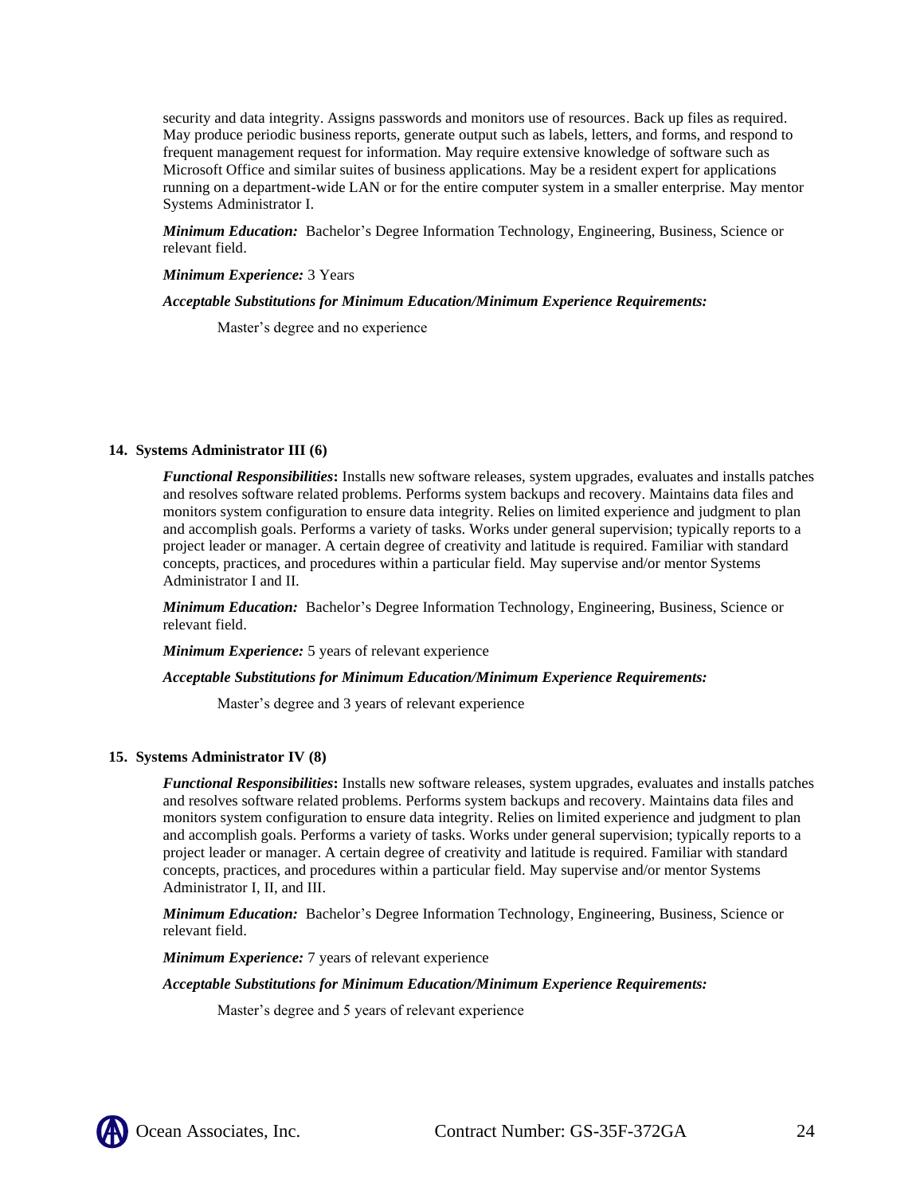security and data integrity. Assigns passwords and monitors use of resources. Back up files as required. May produce periodic business reports, generate output such as labels, letters, and forms, and respond to frequent management request for information. May require extensive knowledge of software such as Microsoft Office and similar suites of business applications. May be a resident expert for applications running on a department-wide LAN or for the entire computer system in a smaller enterprise. May mentor Systems Administrator I.

***Minimum Education:*** Bachelor's Degree Information Technology, Engineering, Business, Science or relevant field.

***Minimum Experience:*** 3 Years

***Acceptable Substitutions for Minimum Education/Minimum Experience Requirements:***

Master's degree and no experience

**14. Systems Administrator III (6)**

***Functional Responsibilities*:** Installs new software releases, system upgrades, evaluates and installs patches and resolves software related problems. Performs system backups and recovery. Maintains data files and monitors system configuration to ensure data integrity. Relies on limited experience and judgment to plan and accomplish goals. Performs a variety of tasks. Works under general supervision; typically reports to a project leader or manager. A certain degree of creativity and latitude is required. Familiar with standard concepts, practices, and procedures within a particular field. May supervise and/or mentor Systems Administrator I and II.

***Minimum Education:*** Bachelor's Degree Information Technology, Engineering, Business, Science or relevant field.

***Minimum Experience:*** 5 years of relevant experience

***Acceptable Substitutions for Minimum Education/Minimum Experience Requirements:***

Master's degree and 3 years of relevant experience

**15. Systems Administrator IV (8)**

***Functional Responsibilities*:** Installs new software releases, system upgrades, evaluates and installs patches and resolves software related problems. Performs system backups and recovery. Maintains data files and monitors system configuration to ensure data integrity. Relies on limited experience and judgment to plan and accomplish goals. Performs a variety of tasks. Works under general supervision; typically reports to a project leader or manager. A certain degree of creativity and latitude is required. Familiar with standard concepts, practices, and procedures within a particular field. May supervise and/or mentor Systems Administrator I, II, and III.

***Minimum Education:*** Bachelor's Degree Information Technology, Engineering, Business, Science or relevant field.

***Minimum Experience:*** 7 years of relevant experience

***Acceptable Substitutions for Minimum Education/Minimum Experience Requirements:***

Master's degree and 5 years of relevant experience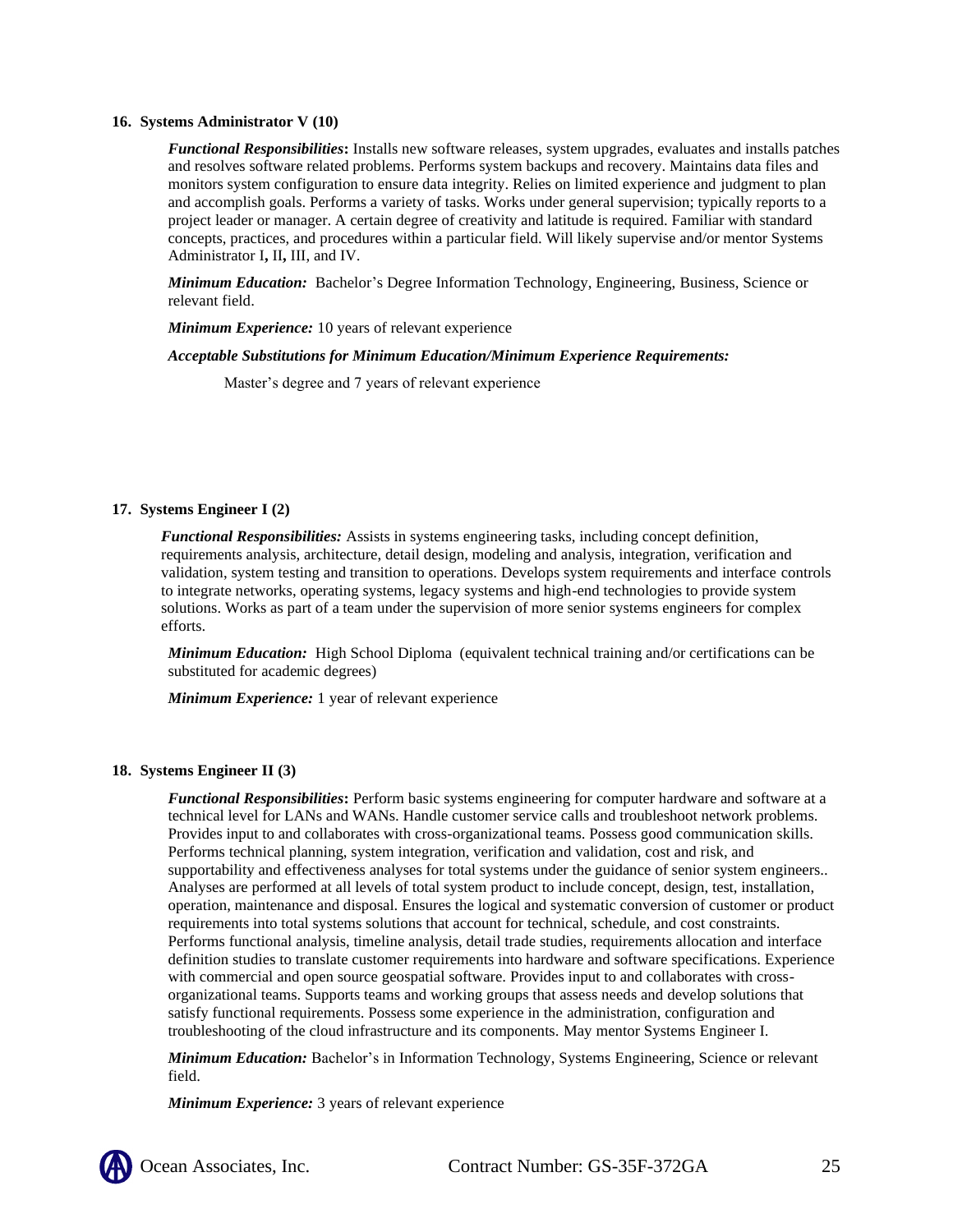**16. Systems Administrator V (10)**

***Functional Responsibilities*:** Installs new software releases, system upgrades, evaluates and installs patches and resolves software related problems. Performs system backups and recovery. Maintains data files and monitors system configuration to ensure data integrity. Relies on limited experience and judgment to plan and accomplish goals. Performs a variety of tasks. Works under general supervision; typically reports to a project leader or manager. A certain degree of creativity and latitude is required. Familiar with standard concepts, practices, and procedures within a particular field. Will likely supervise and/or mentor Systems Administrator I**,** II**,** III, and IV.

***Minimum Education:*** Bachelor's Degree Information Technology, Engineering, Business, Science or relevant field.

***Minimum Experience:*** 10 years of relevant experience

***Acceptable Substitutions for Minimum Education/Minimum Experience Requirements:***

Master's degree and 7 years of relevant experience

**17. Systems Engineer I (2)**

***Functional Responsibilities:*** Assists in systems engineering tasks, including concept definition, requirements analysis, architecture, detail design, modeling and analysis, integration, verification and validation, system testing and transition to operations. Develops system requirements and interface controls to integrate networks, operating systems, legacy systems and high-end technologies to provide system solutions. Works as part of a team under the supervision of more senior systems engineers for complex efforts.

***Minimum Education:*** High School Diploma (equivalent technical training and/or certifications can be substituted for academic degrees)

***Minimum Experience:*** 1 year of relevant experience

**18. Systems Engineer II (3)**

***Functional Responsibilities*:** Perform basic systems engineering for computer hardware and software at a technical level for LANs and WANs. Handle customer service calls and troubleshoot network problems. Provides input to and collaborates with cross-organizational teams. Possess good communication skills. Performs technical planning, system integration, verification and validation, cost and risk, and supportability and effectiveness analyses for total systems under the guidance of senior system engineers.. Analyses are performed at all levels of total system product to include concept, design, test, installation, operation, maintenance and disposal. Ensures the logical and systematic conversion of customer or product requirements into total systems solutions that account for technical, schedule, and cost constraints. Performs functional analysis, timeline analysis, detail trade studies, requirements allocation and interface definition studies to translate customer requirements into hardware and software specifications. Experience with commercial and open source geospatial software. Provides input to and collaborates with cross-organizational teams. Supports teams and working groups that assess needs and develop solutions that satisfy functional requirements. Possess some experience in the administration, configuration and troubleshooting of the cloud infrastructure and its components. May mentor Systems Engineer I.

***Minimum Education:*** Bachelor's in Information Technology, Systems Engineering, Science or relevant field.

***Minimum Experience:*** 3 years of relevant experience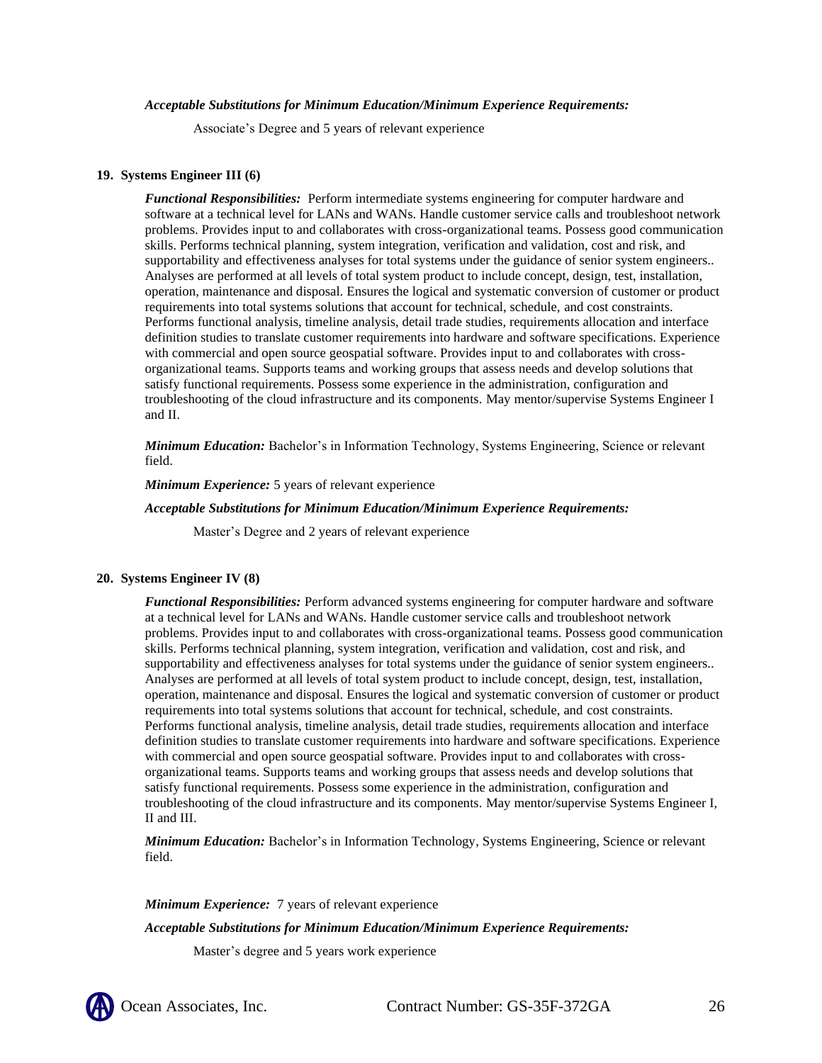***Acceptable Substitutions for Minimum Education/Minimum Experience Requirements:***

Associate's Degree and 5 years of relevant experience

**19. Systems Engineer III (6)**

***Functional Responsibilities:*** Perform intermediate systems engineering for computer hardware and software at a technical level for LANs and WANs. Handle customer service calls and troubleshoot network problems. Provides input to and collaborates with cross-organizational teams. Possess good communication skills. Performs technical planning, system integration, verification and validation, cost and risk, and supportability and effectiveness analyses for total systems under the guidance of senior system engineers.. Analyses are performed at all levels of total system product to include concept, design, test, installation, operation, maintenance and disposal. Ensures the logical and systematic conversion of customer or product requirements into total systems solutions that account for technical, schedule, and cost constraints. Performs functional analysis, timeline analysis, detail trade studies, requirements allocation and interface definition studies to translate customer requirements into hardware and software specifications. Experience with commercial and open source geospatial software. Provides input to and collaborates with cross-organizational teams. Supports teams and working groups that assess needs and develop solutions that satisfy functional requirements. Possess some experience in the administration, configuration and troubleshooting of the cloud infrastructure and its components. May mentor/supervise Systems Engineer I and II.

***Minimum Education:*** Bachelor's in Information Technology, Systems Engineering, Science or relevant field.

***Minimum Experience:*** 5 years of relevant experience

***Acceptable Substitutions for Minimum Education/Minimum Experience Requirements:***

Master's Degree and 2 years of relevant experience

**20. Systems Engineer IV (8)**

***Functional Responsibilities:*** Perform advanced systems engineering for computer hardware and software at a technical level for LANs and WANs. Handle customer service calls and troubleshoot network problems. Provides input to and collaborates with cross-organizational teams. Possess good communication skills. Performs technical planning, system integration, verification and validation, cost and risk, and supportability and effectiveness analyses for total systems under the guidance of senior system engineers.. Analyses are performed at all levels of total system product to include concept, design, test, installation, operation, maintenance and disposal. Ensures the logical and systematic conversion of customer or product requirements into total systems solutions that account for technical, schedule, and cost constraints. Performs functional analysis, timeline analysis, detail trade studies, requirements allocation and interface definition studies to translate customer requirements into hardware and software specifications. Experience with commercial and open source geospatial software. Provides input to and collaborates with cross-organizational teams. Supports teams and working groups that assess needs and develop solutions that satisfy functional requirements. Possess some experience in the administration, configuration and troubleshooting of the cloud infrastructure and its components. May mentor/supervise Systems Engineer I, II and III.

***Minimum Education:*** Bachelor's in Information Technology, Systems Engineering, Science or relevant field.

***Minimum Experience:*** 7 years of relevant experience

***Acceptable Substitutions for Minimum Education/Minimum Experience Requirements:***

Master's degree and 5 years work experience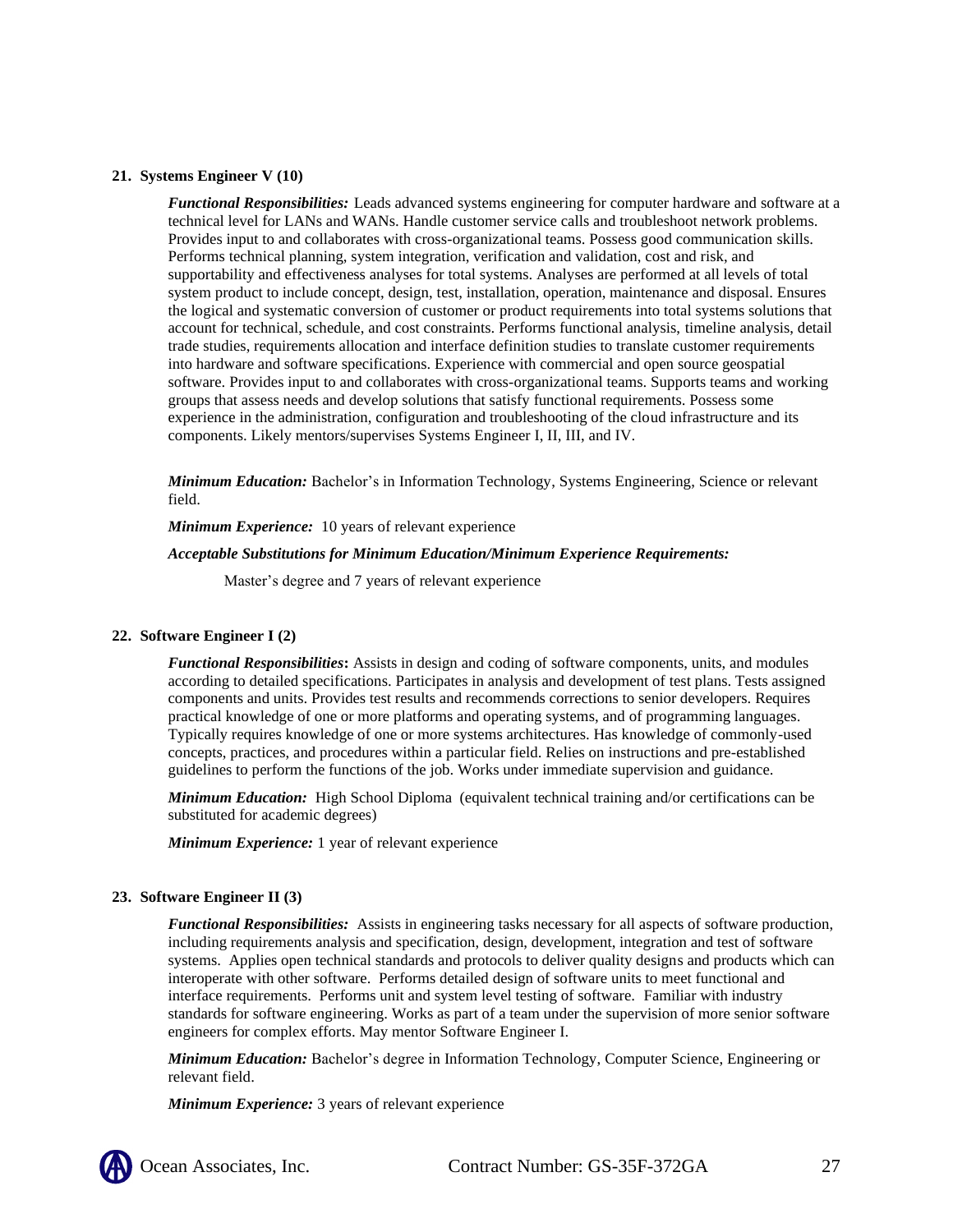**21. Systems Engineer V (10)**

*Functional Responsibilities:* Leads advanced systems engineering for computer hardware and software at a technical level for LANs and WANs. Handle customer service calls and troubleshoot network problems. Provides input to and collaborates with cross-organizational teams. Possess good communication skills. Performs technical planning, system integration, verification and validation, cost and risk, and supportability and effectiveness analyses for total systems. Analyses are performed at all levels of total system product to include concept, design, test, installation, operation, maintenance and disposal. Ensures the logical and systematic conversion of customer or product requirements into total systems solutions that account for technical, schedule, and cost constraints. Performs functional analysis, timeline analysis, detail trade studies, requirements allocation and interface definition studies to translate customer requirements into hardware and software specifications. Experience with commercial and open source geospatial software. Provides input to and collaborates with cross-organizational teams. Supports teams and working groups that assess needs and develop solutions that satisfy functional requirements. Possess some experience in the administration, configuration and troubleshooting of the cloud infrastructure and its components. Likely mentors/supervises Systems Engineer I, II, III, and IV.

*Minimum Education:* Bachelor's in Information Technology, Systems Engineering, Science or relevant field.

*Minimum Experience:* 10 years of relevant experience

*Acceptable Substitutions for Minimum Education/Minimum Experience Requirements:*

Master's degree and 7 years of relevant experience

**22. Software Engineer I (2)**

*Functional Responsibilities***:** Assists in design and coding of software components, units, and modules according to detailed specifications. Participates in analysis and development of test plans. Tests assigned components and units. Provides test results and recommends corrections to senior developers. Requires practical knowledge of one or more platforms and operating systems, and of programming languages. Typically requires knowledge of one or more systems architectures. Has knowledge of commonly-used concepts, practices, and procedures within a particular field. Relies on instructions and pre-established guidelines to perform the functions of the job. Works under immediate supervision and guidance.

*Minimum Education:* High School Diploma (equivalent technical training and/or certifications can be substituted for academic degrees)

*Minimum Experience:* 1 year of relevant experience

**23. Software Engineer II (3)**

*Functional Responsibilities:* Assists in engineering tasks necessary for all aspects of software production, including requirements analysis and specification, design, development, integration and test of software systems. Applies open technical standards and protocols to deliver quality designs and products which can interoperate with other software. Performs detailed design of software units to meet functional and interface requirements. Performs unit and system level testing of software. Familiar with industry standards for software engineering. Works as part of a team under the supervision of more senior software engineers for complex efforts. May mentor Software Engineer I.

*Minimum Education:* Bachelor's degree in Information Technology, Computer Science, Engineering or relevant field.

*Minimum Experience:* 3 years of relevant experience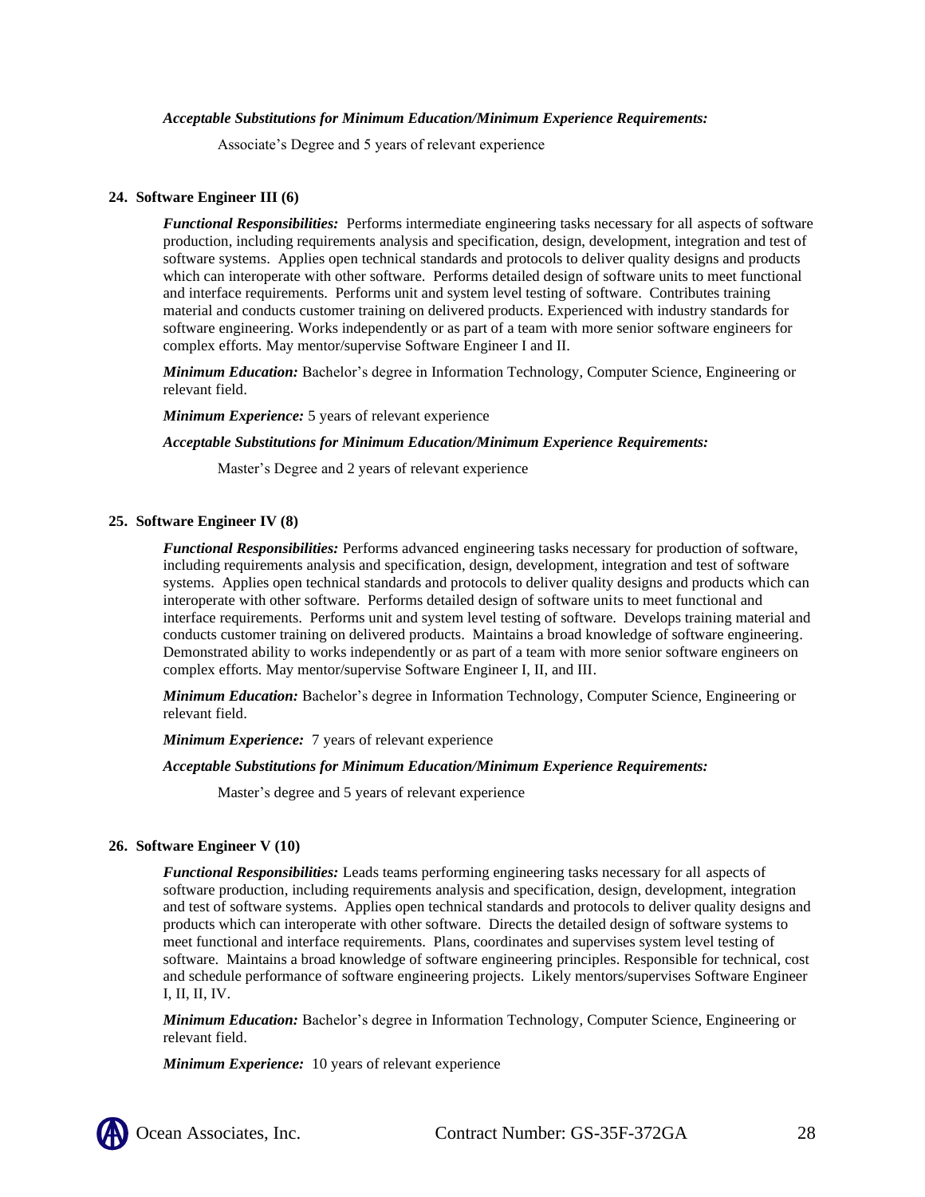***Acceptable Substitutions for Minimum Education/Minimum Experience Requirements:***

Associate's Degree and 5 years of relevant experience

**24. Software Engineer III (6)**

***Functional Responsibilities:*** Performs intermediate engineering tasks necessary for all aspects of software production, including requirements analysis and specification, design, development, integration and test of software systems. Applies open technical standards and protocols to deliver quality designs and products which can interoperate with other software. Performs detailed design of software units to meet functional and interface requirements. Performs unit and system level testing of software. Contributes training material and conducts customer training on delivered products. Experienced with industry standards for software engineering. Works independently or as part of a team with more senior software engineers for complex efforts. May mentor/supervise Software Engineer I and II.

***Minimum Education:*** Bachelor's degree in Information Technology, Computer Science, Engineering or relevant field.

***Minimum Experience:*** 5 years of relevant experience

***Acceptable Substitutions for Minimum Education/Minimum Experience Requirements:***

Master's Degree and 2 years of relevant experience

**25. Software Engineer IV (8)**

***Functional Responsibilities:*** Performs advanced engineering tasks necessary for production of software, including requirements analysis and specification, design, development, integration and test of software systems. Applies open technical standards and protocols to deliver quality designs and products which can interoperate with other software. Performs detailed design of software units to meet functional and interface requirements. Performs unit and system level testing of software. Develops training material and conducts customer training on delivered products. Maintains a broad knowledge of software engineering. Demonstrated ability to works independently or as part of a team with more senior software engineers on complex efforts. May mentor/supervise Software Engineer I, II, and III.

***Minimum Education:*** Bachelor's degree in Information Technology, Computer Science, Engineering or relevant field.

***Minimum Experience:*** 7 years of relevant experience

***Acceptable Substitutions for Minimum Education/Minimum Experience Requirements:***

Master's degree and 5 years of relevant experience

**26. Software Engineer V (10)**

***Functional Responsibilities:*** Leads teams performing engineering tasks necessary for all aspects of software production, including requirements analysis and specification, design, development, integration and test of software systems. Applies open technical standards and protocols to deliver quality designs and products which can interoperate with other software. Directs the detailed design of software systems to meet functional and interface requirements. Plans, coordinates and supervises system level testing of software. Maintains a broad knowledge of software engineering principles. Responsible for technical, cost and schedule performance of software engineering projects. Likely mentors/supervises Software Engineer I, II, II, IV.

***Minimum Education:*** Bachelor's degree in Information Technology, Computer Science, Engineering or relevant field.

***Minimum Experience:*** 10 years of relevant experience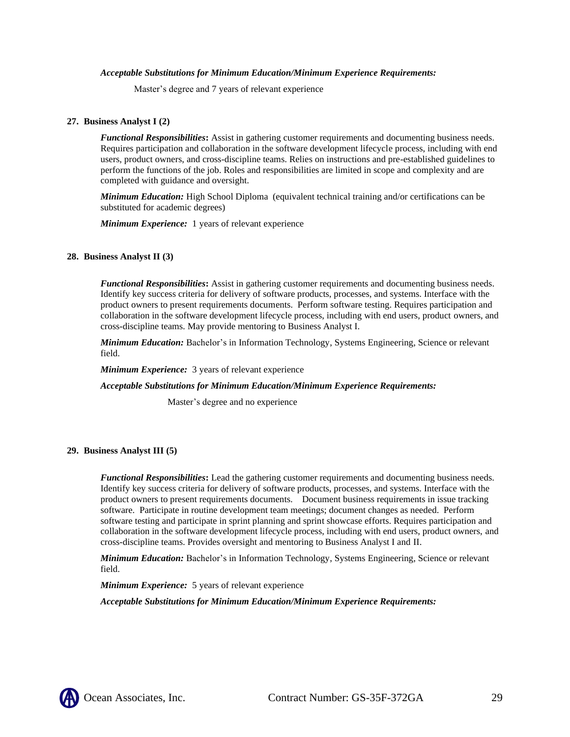***Acceptable Substitutions for Minimum Education/Minimum Experience Requirements:***

Master's degree and 7 years of relevant experience

**27. Business Analyst I (2)**

***Functional Responsibilities*:** Assist in gathering customer requirements and documenting business needs. Requires participation and collaboration in the software development lifecycle process, including with end users, product owners, and cross-discipline teams. Relies on instructions and pre-established guidelines to perform the functions of the job. Roles and responsibilities are limited in scope and complexity and are completed with guidance and oversight.

***Minimum Education:*** High School Diploma (equivalent technical training and/or certifications can be substituted for academic degrees)

***Minimum Experience:*** 1 years of relevant experience

**28. Business Analyst II (3)**

***Functional Responsibilities*:** Assist in gathering customer requirements and documenting business needs. Identify key success criteria for delivery of software products, processes, and systems. Interface with the product owners to present requirements documents. Perform software testing. Requires participation and collaboration in the software development lifecycle process, including with end users, product owners, and cross-discipline teams. May provide mentoring to Business Analyst I.

***Minimum Education:*** Bachelor's in Information Technology, Systems Engineering, Science or relevant field.

***Minimum Experience:*** 3 years of relevant experience

***Acceptable Substitutions for Minimum Education/Minimum Experience Requirements:***

Master's degree and no experience

**29. Business Analyst III (5)**

***Functional Responsibilities*:** Lead the gathering customer requirements and documenting business needs. Identify key success criteria for delivery of software products, processes, and systems. Interface with the product owners to present requirements documents. Document business requirements in issue tracking software. Participate in routine development team meetings; document changes as needed. Perform software testing and participate in sprint planning and sprint showcase efforts. Requires participation and collaboration in the software development lifecycle process, including with end users, product owners, and cross-discipline teams. Provides oversight and mentoring to Business Analyst I and II.

***Minimum Education:*** Bachelor's in Information Technology, Systems Engineering, Science or relevant field.

***Minimum Experience:*** 5 years of relevant experience

***Acceptable Substitutions for Minimum Education/Minimum Experience Requirements:***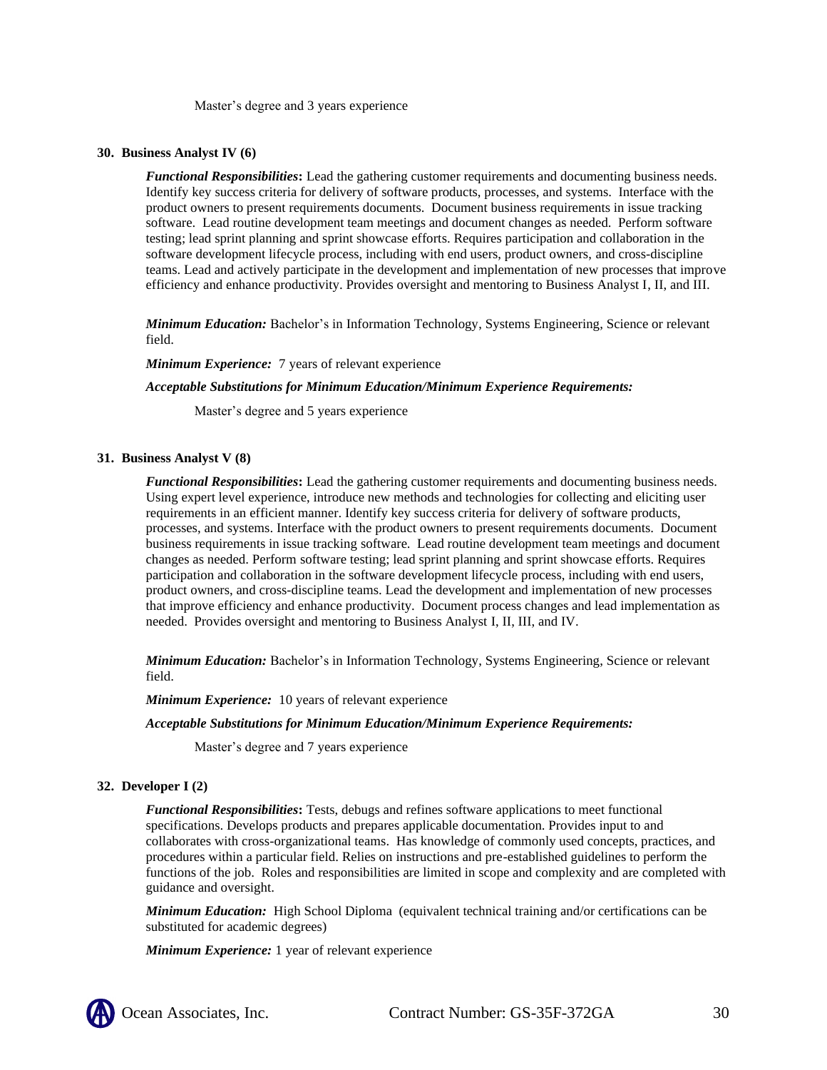Master's degree and 3 years experience

**30. Business Analyst IV (6)**

***Functional Responsibilities*****:** Lead the gathering customer requirements and documenting business needs. Identify key success criteria for delivery of software products, processes, and systems. Interface with the product owners to present requirements documents. Document business requirements in issue tracking software. Lead routine development team meetings and document changes as needed. Perform software testing; lead sprint planning and sprint showcase efforts. Requires participation and collaboration in the software development lifecycle process, including with end users, product owners, and cross-discipline teams. Lead and actively participate in the development and implementation of new processes that improve efficiency and enhance productivity. Provides oversight and mentoring to Business Analyst I, II, and III.

***Minimum Education:*** Bachelor's in Information Technology, Systems Engineering, Science or relevant field.

***Minimum Experience:*** 7 years of relevant experience

***Acceptable Substitutions for Minimum Education/Minimum Experience Requirements:***

Master's degree and 5 years experience

**31. Business Analyst V (8)**

***Functional Responsibilities*****:** Lead the gathering customer requirements and documenting business needs. Using expert level experience, introduce new methods and technologies for collecting and eliciting user requirements in an efficient manner. Identify key success criteria for delivery of software products, processes, and systems. Interface with the product owners to present requirements documents. Document business requirements in issue tracking software. Lead routine development team meetings and document changes as needed. Perform software testing; lead sprint planning and sprint showcase efforts. Requires participation and collaboration in the software development lifecycle process, including with end users, product owners, and cross-discipline teams. Lead the development and implementation of new processes that improve efficiency and enhance productivity. Document process changes and lead implementation as needed. Provides oversight and mentoring to Business Analyst I, II, III, and IV.

***Minimum Education:*** Bachelor's in Information Technology, Systems Engineering, Science or relevant field.

***Minimum Experience:*** 10 years of relevant experience

***Acceptable Substitutions for Minimum Education/Minimum Experience Requirements:***

Master's degree and 7 years experience

**32. Developer I (2)**

***Functional Responsibilities*****:** Tests, debugs and refines software applications to meet functional specifications. Develops products and prepares applicable documentation. Provides input to and collaborates with cross-organizational teams. Has knowledge of commonly used concepts, practices, and procedures within a particular field. Relies on instructions and pre-established guidelines to perform the functions of the job. Roles and responsibilities are limited in scope and complexity and are completed with guidance and oversight.

***Minimum Education:*** High School Diploma (equivalent technical training and/or certifications can be substituted for academic degrees)

***Minimum Experience:*** 1 year of relevant experience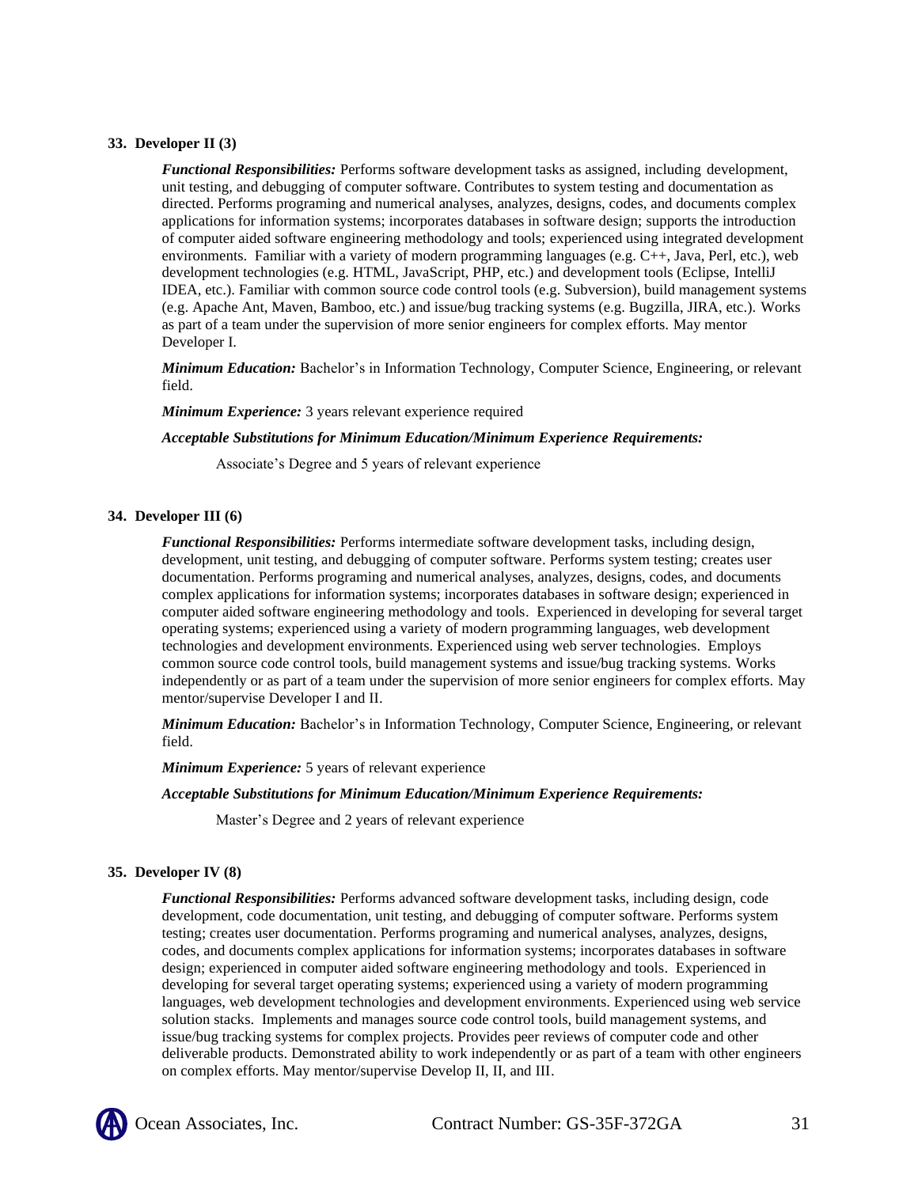### 33. Developer II (3)

***Functional Responsibilities:*** Performs software development tasks as assigned, including development, unit testing, and debugging of computer software. Contributes to system testing and documentation as directed. Performs programing and numerical analyses, analyzes, designs, codes, and documents complex applications for information systems; incorporates databases in software design; supports the introduction of computer aided software engineering methodology and tools; experienced using integrated development environments. Familiar with a variety of modern programming languages (e.g. C++, Java, Perl, etc.), web development technologies (e.g. HTML, JavaScript, PHP, etc.) and development tools (Eclipse, IntelliJ IDEA, etc.). Familiar with common source code control tools (e.g. Subversion), build management systems (e.g. Apache Ant, Maven, Bamboo, etc.) and issue/bug tracking systems (e.g. Bugzilla, JIRA, etc.). Works as part of a team under the supervision of more senior engineers for complex efforts. May mentor Developer I.

***Minimum Education:*** Bachelor's in Information Technology, Computer Science, Engineering, or relevant field.

***Minimum Experience:*** 3 years relevant experience required

***Acceptable Substitutions for Minimum Education/Minimum Experience Requirements:***

Associate's Degree and 5 years of relevant experience

### 34. Developer III (6)

***Functional Responsibilities:*** Performs intermediate software development tasks, including design, development, unit testing, and debugging of computer software. Performs system testing; creates user documentation. Performs programing and numerical analyses, analyzes, designs, codes, and documents complex applications for information systems; incorporates databases in software design; experienced in computer aided software engineering methodology and tools. Experienced in developing for several target operating systems; experienced using a variety of modern programming languages, web development technologies and development environments. Experienced using web server technologies. Employs common source code control tools, build management systems and issue/bug tracking systems. Works independently or as part of a team under the supervision of more senior engineers for complex efforts. May mentor/supervise Developer I and II.

***Minimum Education:*** Bachelor's in Information Technology, Computer Science, Engineering, or relevant field.

***Minimum Experience:*** 5 years of relevant experience

***Acceptable Substitutions for Minimum Education/Minimum Experience Requirements:***

Master's Degree and 2 years of relevant experience

### 35. Developer IV (8)

***Functional Responsibilities:*** Performs advanced software development tasks, including design, code development, code documentation, unit testing, and debugging of computer software. Performs system testing; creates user documentation. Performs programing and numerical analyses, analyzes, designs, codes, and documents complex applications for information systems; incorporates databases in software design; experienced in computer aided software engineering methodology and tools. Experienced in developing for several target operating systems; experienced using a variety of modern programming languages, web development technologies and development environments. Experienced using web service solution stacks. Implements and manages source code control tools, build management systems, and issue/bug tracking systems for complex projects. Provides peer reviews of computer code and other deliverable products. Demonstrated ability to work independently or as part of a team with other engineers on complex efforts. May mentor/supervise Develop II, II, and III.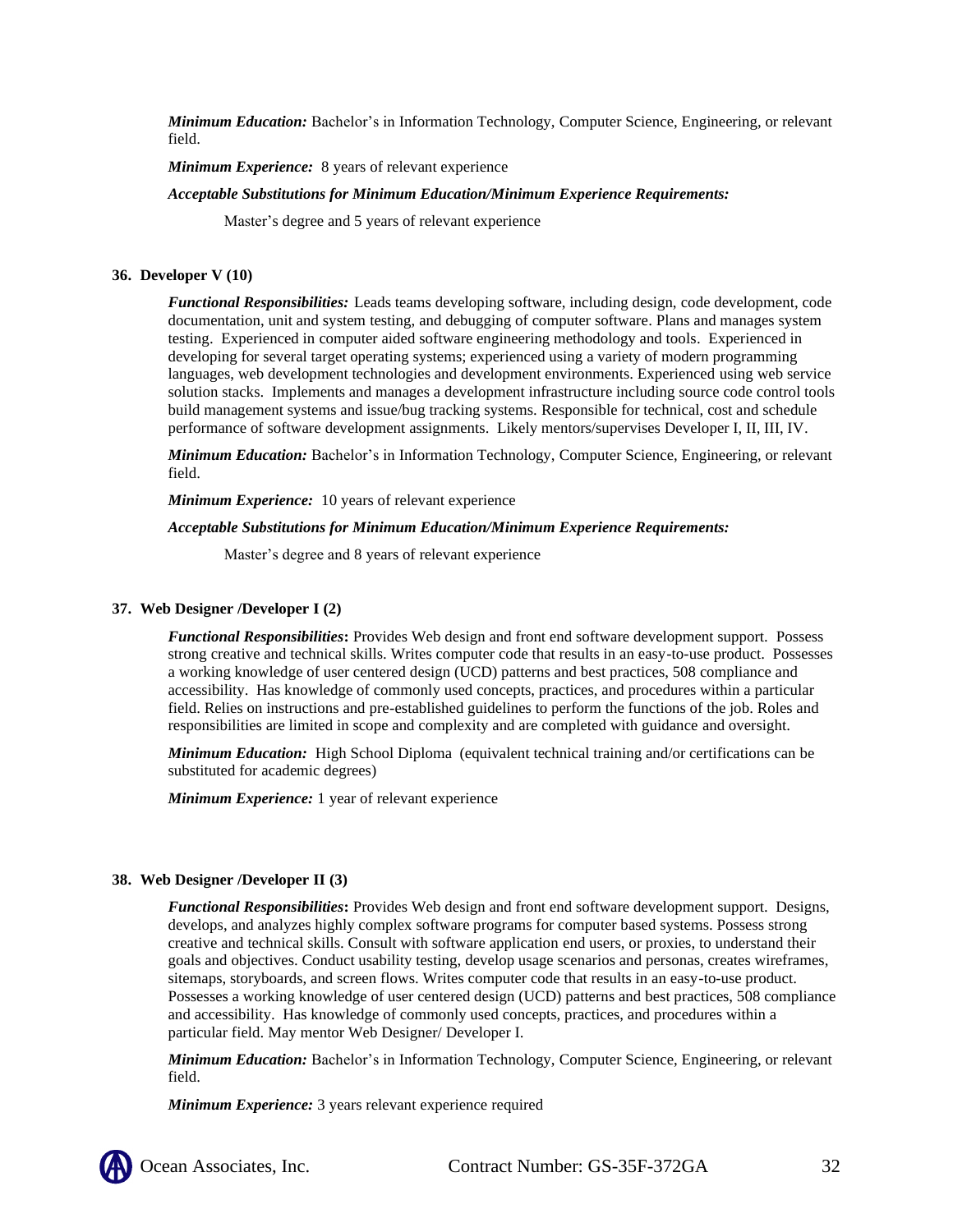***Minimum Education:*** Bachelor's in Information Technology, Computer Science, Engineering, or relevant field.

***Minimum Experience:*** 8 years of relevant experience

***Acceptable Substitutions for Minimum Education/Minimum Experience Requirements:***

Master's degree and 5 years of relevant experience

### 36. Developer V (10)

***Functional Responsibilities:*** Leads teams developing software, including design, code development, code documentation, unit and system testing, and debugging of computer software. Plans and manages system testing. Experienced in computer aided software engineering methodology and tools. Experienced in developing for several target operating systems; experienced using a variety of modern programming languages, web development technologies and development environments. Experienced using web service solution stacks. Implements and manages a development infrastructure including source code control tools build management systems and issue/bug tracking systems. Responsible for technical, cost and schedule performance of software development assignments. Likely mentors/supervises Developer I, II, III, IV.

***Minimum Education:*** Bachelor's in Information Technology, Computer Science, Engineering, or relevant field.

***Minimum Experience:*** 10 years of relevant experience

***Acceptable Substitutions for Minimum Education/Minimum Experience Requirements:***

Master's degree and 8 years of relevant experience

### 37. Web Designer /Developer I (2)

***Functional Responsibilities*:** Provides Web design and front end software development support. Possess strong creative and technical skills. Writes computer code that results in an easy-to-use product. Possesses a working knowledge of user centered design (UCD) patterns and best practices, 508 compliance and accessibility. Has knowledge of commonly used concepts, practices, and procedures within a particular field. Relies on instructions and pre-established guidelines to perform the functions of the job. Roles and responsibilities are limited in scope and complexity and are completed with guidance and oversight.

***Minimum Education:*** High School Diploma (equivalent technical training and/or certifications can be substituted for academic degrees)

***Minimum Experience:*** 1 year of relevant experience

### 38. Web Designer /Developer II (3)

***Functional Responsibilities*:** Provides Web design and front end software development support. Designs, develops, and analyzes highly complex software programs for computer based systems. Possess strong creative and technical skills. Consult with software application end users, or proxies, to understand their goals and objectives. Conduct usability testing, develop usage scenarios and personas, creates wireframes, sitemaps, storyboards, and screen flows. Writes computer code that results in an easy-to-use product. Possesses a working knowledge of user centered design (UCD) patterns and best practices, 508 compliance and accessibility. Has knowledge of commonly used concepts, practices, and procedures within a particular field. May mentor Web Designer/ Developer I.

***Minimum Education:*** Bachelor's in Information Technology, Computer Science, Engineering, or relevant field.

***Minimum Experience:*** 3 years relevant experience required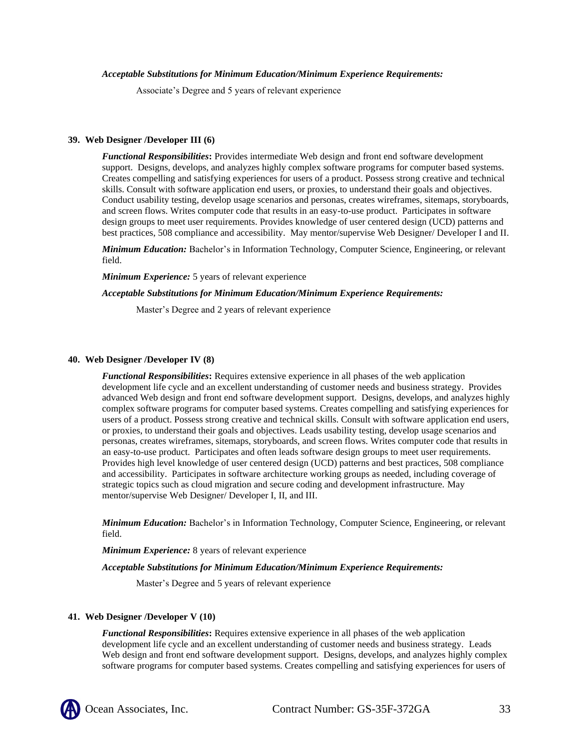***Acceptable Substitutions for Minimum Education/Minimum Experience Requirements:***

Associate's Degree and 5 years of relevant experience

**39. Web Designer /Developer III (6)**

***Functional Responsibilities*****:** Provides intermediate Web design and front end software development support. Designs, develops, and analyzes highly complex software programs for computer based systems. Creates compelling and satisfying experiences for users of a product. Possess strong creative and technical skills. Consult with software application end users, or proxies, to understand their goals and objectives. Conduct usability testing, develop usage scenarios and personas, creates wireframes, sitemaps, storyboards, and screen flows. Writes computer code that results in an easy-to-use product. Participates in software design groups to meet user requirements. Provides knowledge of user centered design (UCD) patterns and best practices, 508 compliance and accessibility. May mentor/supervise Web Designer/ Developer I and II.

***Minimum Education:*** Bachelor's in Information Technology, Computer Science, Engineering, or relevant field.

***Minimum Experience:*** 5 years of relevant experience

***Acceptable Substitutions for Minimum Education/Minimum Experience Requirements:***

Master's Degree and 2 years of relevant experience

**40. Web Designer /Developer IV (8)**

***Functional Responsibilities*****:** Requires extensive experience in all phases of the web application development life cycle and an excellent understanding of customer needs and business strategy. Provides advanced Web design and front end software development support. Designs, develops, and analyzes highly complex software programs for computer based systems. Creates compelling and satisfying experiences for users of a product. Possess strong creative and technical skills. Consult with software application end users, or proxies, to understand their goals and objectives. Leads usability testing, develop usage scenarios and personas, creates wireframes, sitemaps, storyboards, and screen flows. Writes computer code that results in an easy-to-use product. Participates and often leads software design groups to meet user requirements. Provides high level knowledge of user centered design (UCD) patterns and best practices, 508 compliance and accessibility. Participates in software architecture working groups as needed, including coverage of strategic topics such as cloud migration and secure coding and development infrastructure. May mentor/supervise Web Designer/ Developer I, II, and III.

***Minimum Education:*** Bachelor's in Information Technology, Computer Science, Engineering, or relevant field.

***Minimum Experience:*** 8 years of relevant experience

***Acceptable Substitutions for Minimum Education/Minimum Experience Requirements:***

Master's Degree and 5 years of relevant experience

**41. Web Designer /Developer V (10)**

***Functional Responsibilities*****:** Requires extensive experience in all phases of the web application development life cycle and an excellent understanding of customer needs and business strategy. Leads Web design and front end software development support. Designs, develops, and analyzes highly complex software programs for computer based systems. Creates compelling and satisfying experiences for users of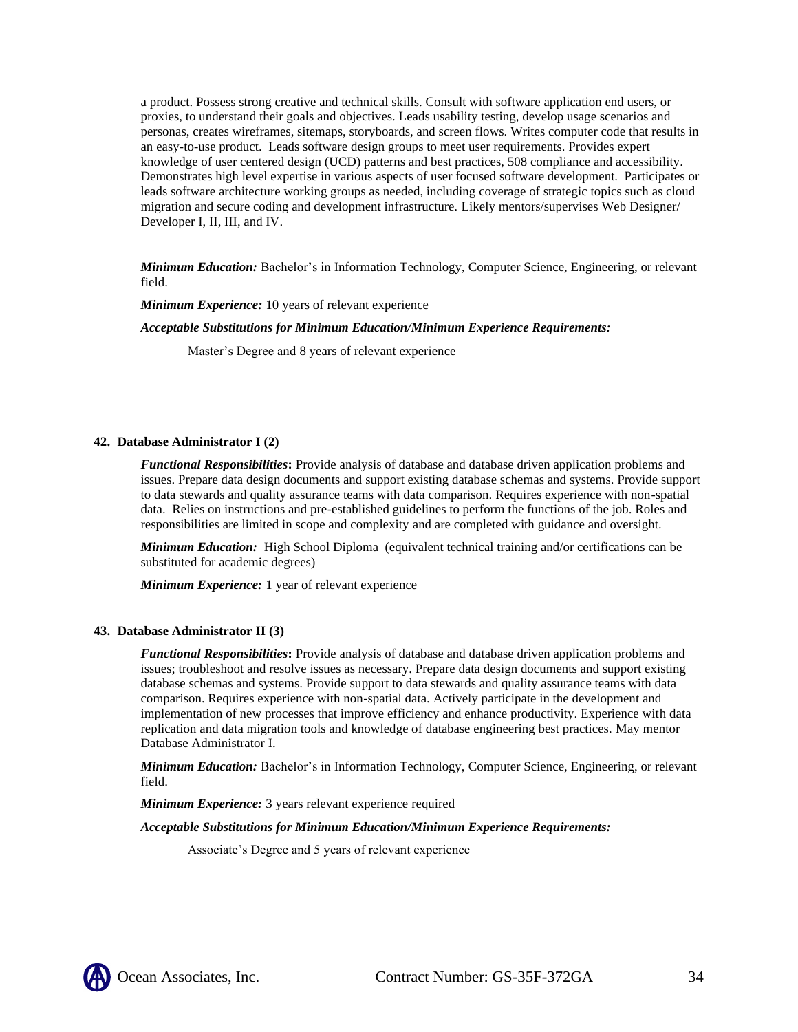a product. Possess strong creative and technical skills. Consult with software application end users, or proxies, to understand their goals and objectives. Leads usability testing, develop usage scenarios and personas, creates wireframes, sitemaps, storyboards, and screen flows. Writes computer code that results in an easy-to-use product. Leads software design groups to meet user requirements. Provides expert knowledge of user centered design (UCD) patterns and best practices, 508 compliance and accessibility. Demonstrates high level expertise in various aspects of user focused software development. Participates or leads software architecture working groups as needed, including coverage of strategic topics such as cloud migration and secure coding and development infrastructure. Likely mentors/supervises Web Designer/ Developer I, II, III, and IV.

***Minimum Education:*** Bachelor's in Information Technology, Computer Science, Engineering, or relevant field.

***Minimum Experience:*** 10 years of relevant experience

***Acceptable Substitutions for Minimum Education/Minimum Experience Requirements:***

Master's Degree and 8 years of relevant experience

**42. Database Administrator I (2)**

***Functional Responsibilities*:** Provide analysis of database and database driven application problems and issues. Prepare data design documents and support existing database schemas and systems. Provide support to data stewards and quality assurance teams with data comparison. Requires experience with non-spatial data. Relies on instructions and pre-established guidelines to perform the functions of the job. Roles and responsibilities are limited in scope and complexity and are completed with guidance and oversight.

***Minimum Education:*** High School Diploma (equivalent technical training and/or certifications can be substituted for academic degrees)

***Minimum Experience:*** 1 year of relevant experience

**43. Database Administrator II (3)**

***Functional Responsibilities*:** Provide analysis of database and database driven application problems and issues; troubleshoot and resolve issues as necessary. Prepare data design documents and support existing database schemas and systems. Provide support to data stewards and quality assurance teams with data comparison. Requires experience with non-spatial data. Actively participate in the development and implementation of new processes that improve efficiency and enhance productivity. Experience with data replication and data migration tools and knowledge of database engineering best practices. May mentor Database Administrator I.

***Minimum Education:*** Bachelor's in Information Technology, Computer Science, Engineering, or relevant field.

***Minimum Experience:*** 3 years relevant experience required

***Acceptable Substitutions for Minimum Education/Minimum Experience Requirements:***

Associate's Degree and 5 years of relevant experience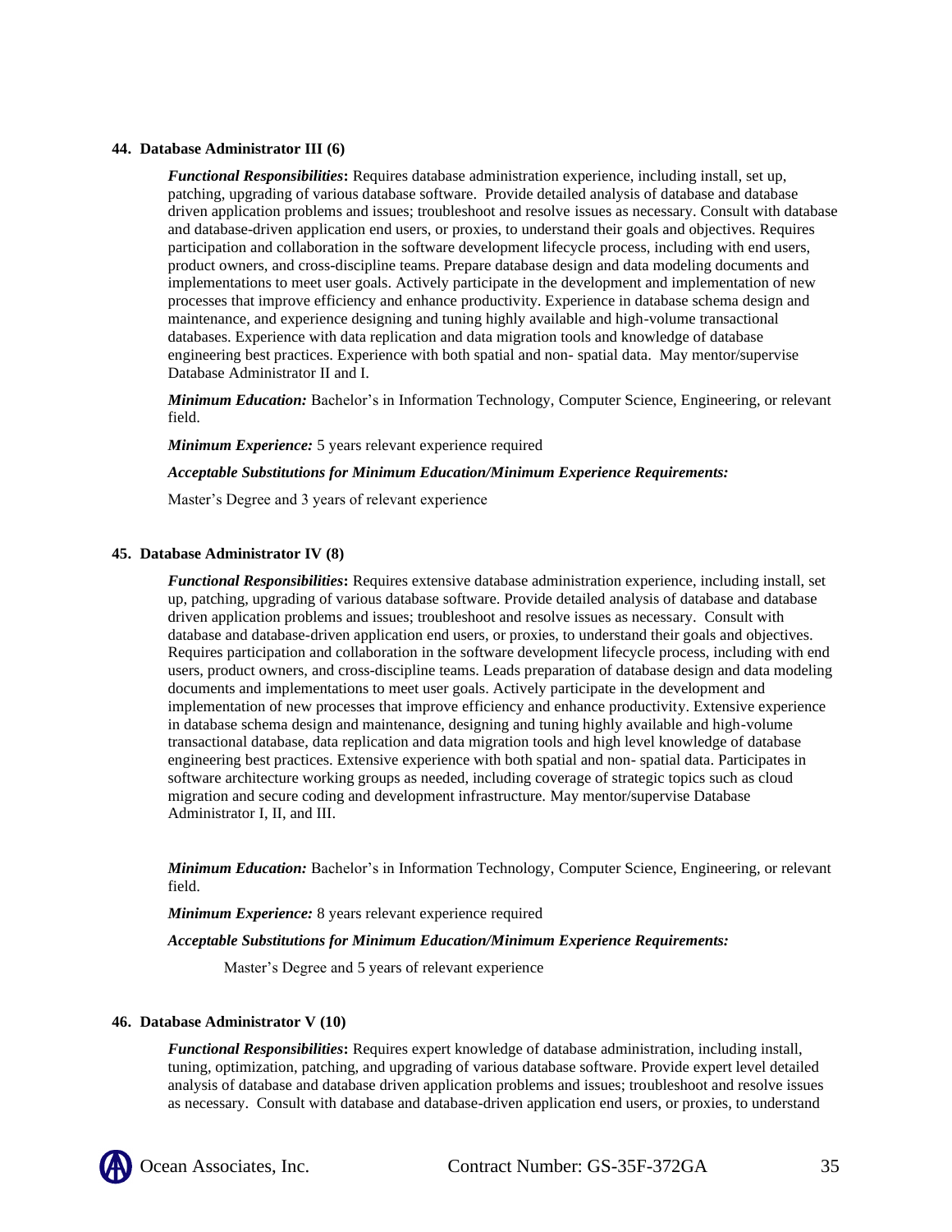**44. Database Administrator III (6)**

***Functional Responsibilities*****:** Requires database administration experience, including install, set up, patching, upgrading of various database software. Provide detailed analysis of database and database driven application problems and issues; troubleshoot and resolve issues as necessary. Consult with database and database-driven application end users, or proxies, to understand their goals and objectives. Requires participation and collaboration in the software development lifecycle process, including with end users, product owners, and cross-discipline teams. Prepare database design and data modeling documents and implementations to meet user goals. Actively participate in the development and implementation of new processes that improve efficiency and enhance productivity. Experience in database schema design and maintenance, and experience designing and tuning highly available and high-volume transactional databases. Experience with data replication and data migration tools and knowledge of database engineering best practices. Experience with both spatial and non- spatial data. May mentor/supervise Database Administrator II and I.

***Minimum Education:*** Bachelor's in Information Technology, Computer Science, Engineering, or relevant field.

***Minimum Experience:*** 5 years relevant experience required

***Acceptable Substitutions for Minimum Education/Minimum Experience Requirements:***

Master's Degree and 3 years of relevant experience

**45. Database Administrator IV (8)**

***Functional Responsibilities*****:** Requires extensive database administration experience, including install, set up, patching, upgrading of various database software. Provide detailed analysis of database and database driven application problems and issues; troubleshoot and resolve issues as necessary. Consult with database and database-driven application end users, or proxies, to understand their goals and objectives. Requires participation and collaboration in the software development lifecycle process, including with end users, product owners, and cross-discipline teams. Leads preparation of database design and data modeling documents and implementations to meet user goals. Actively participate in the development and implementation of new processes that improve efficiency and enhance productivity. Extensive experience in database schema design and maintenance, designing and tuning highly available and high-volume transactional database, data replication and data migration tools and high level knowledge of database engineering best practices. Extensive experience with both spatial and non- spatial data. Participates in software architecture working groups as needed, including coverage of strategic topics such as cloud migration and secure coding and development infrastructure. May mentor/supervise Database Administrator I, II, and III.

***Minimum Education:*** Bachelor's in Information Technology, Computer Science, Engineering, or relevant field.

***Minimum Experience:*** 8 years relevant experience required

***Acceptable Substitutions for Minimum Education/Minimum Experience Requirements:***

Master's Degree and 5 years of relevant experience

**46. Database Administrator V (10)**

***Functional Responsibilities*****:** Requires expert knowledge of database administration, including install, tuning, optimization, patching, and upgrading of various database software. Provide expert level detailed analysis of database and database driven application problems and issues; troubleshoot and resolve issues as necessary. Consult with database and database-driven application end users, or proxies, to understand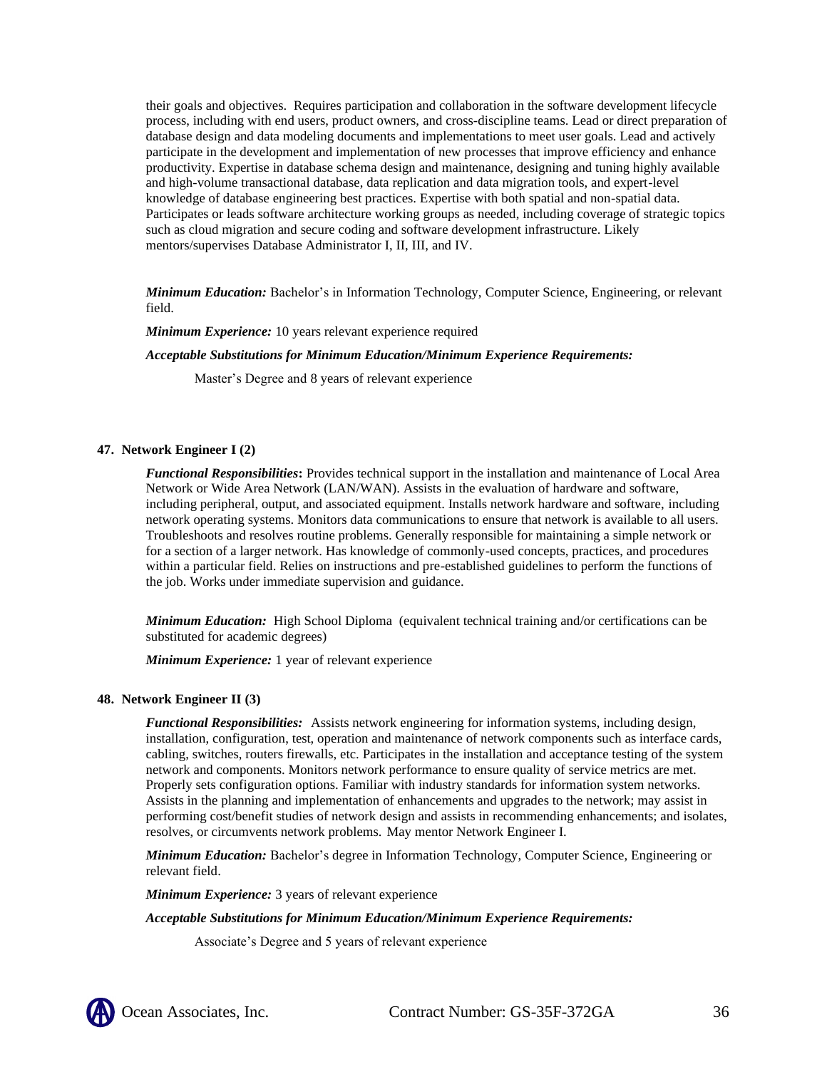their goals and objectives. Requires participation and collaboration in the software development lifecycle process, including with end users, product owners, and cross-discipline teams. Lead or direct preparation of database design and data modeling documents and implementations to meet user goals. Lead and actively participate in the development and implementation of new processes that improve efficiency and enhance productivity. Expertise in database schema design and maintenance, designing and tuning highly available and high-volume transactional database, data replication and data migration tools, and expert-level knowledge of database engineering best practices. Expertise with both spatial and non-spatial data. Participates or leads software architecture working groups as needed, including coverage of strategic topics such as cloud migration and secure coding and software development infrastructure. Likely mentors/supervises Database Administrator I, II, III, and IV.

***Minimum Education:*** Bachelor's in Information Technology, Computer Science, Engineering, or relevant field.

***Minimum Experience:*** 10 years relevant experience required

***Acceptable Substitutions for Minimum Education/Minimum Experience Requirements:***

Master's Degree and 8 years of relevant experience

### 47. Network Engineer I (2)

***Functional Responsibilities*:** Provides technical support in the installation and maintenance of Local Area Network or Wide Area Network (LAN/WAN). Assists in the evaluation of hardware and software, including peripheral, output, and associated equipment. Installs network hardware and software, including network operating systems. Monitors data communications to ensure that network is available to all users. Troubleshoots and resolves routine problems. Generally responsible for maintaining a simple network or for a section of a larger network. Has knowledge of commonly-used concepts, practices, and procedures within a particular field. Relies on instructions and pre-established guidelines to perform the functions of the job. Works under immediate supervision and guidance.

***Minimum Education:*** High School Diploma (equivalent technical training and/or certifications can be substituted for academic degrees)

***Minimum Experience:*** 1 year of relevant experience

### 48. Network Engineer II (3)

***Functional Responsibilities:*** Assists network engineering for information systems, including design, installation, configuration, test, operation and maintenance of network components such as interface cards, cabling, switches, routers firewalls, etc. Participates in the installation and acceptance testing of the system network and components. Monitors network performance to ensure quality of service metrics are met. Properly sets configuration options. Familiar with industry standards for information system networks. Assists in the planning and implementation of enhancements and upgrades to the network; may assist in performing cost/benefit studies of network design and assists in recommending enhancements; and isolates, resolves, or circumvents network problems. May mentor Network Engineer I.

***Minimum Education:*** Bachelor's degree in Information Technology, Computer Science, Engineering or relevant field.

***Minimum Experience:*** 3 years of relevant experience

***Acceptable Substitutions for Minimum Education/Minimum Experience Requirements:***

Associate's Degree and 5 years of relevant experience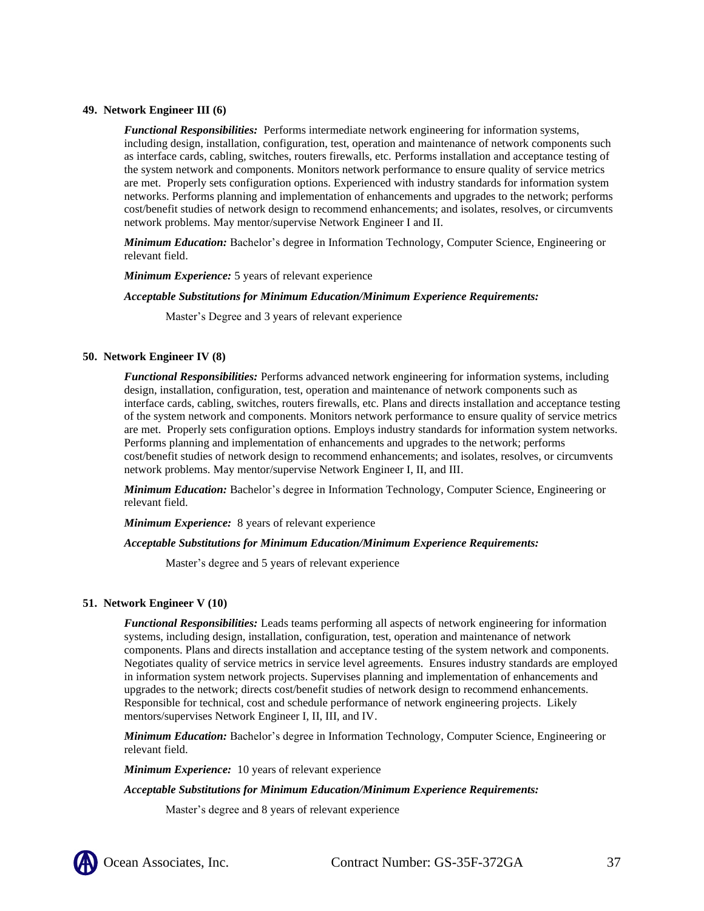**49. Network Engineer III (6)**

***Functional Responsibilities:*** Performs intermediate network engineering for information systems, including design, installation, configuration, test, operation and maintenance of network components such as interface cards, cabling, switches, routers firewalls, etc. Performs installation and acceptance testing of the system network and components. Monitors network performance to ensure quality of service metrics are met. Properly sets configuration options. Experienced with industry standards for information system networks. Performs planning and implementation of enhancements and upgrades to the network; performs cost/benefit studies of network design to recommend enhancements; and isolates, resolves, or circumvents network problems. May mentor/supervise Network Engineer I and II.

***Minimum Education:*** Bachelor's degree in Information Technology, Computer Science, Engineering or relevant field.

***Minimum Experience:*** 5 years of relevant experience

***Acceptable Substitutions for Minimum Education/Minimum Experience Requirements:***

Master's Degree and 3 years of relevant experience

**50. Network Engineer IV (8)**

***Functional Responsibilities:*** Performs advanced network engineering for information systems, including design, installation, configuration, test, operation and maintenance of network components such as interface cards, cabling, switches, routers firewalls, etc. Plans and directs installation and acceptance testing of the system network and components. Monitors network performance to ensure quality of service metrics are met. Properly sets configuration options. Employs industry standards for information system networks. Performs planning and implementation of enhancements and upgrades to the network; performs cost/benefit studies of network design to recommend enhancements; and isolates, resolves, or circumvents network problems. May mentor/supervise Network Engineer I, II, and III.

***Minimum Education:*** Bachelor's degree in Information Technology, Computer Science, Engineering or relevant field.

***Minimum Experience:*** 8 years of relevant experience

***Acceptable Substitutions for Minimum Education/Minimum Experience Requirements:***

Master's degree and 5 years of relevant experience

**51. Network Engineer V (10)**

***Functional Responsibilities:*** Leads teams performing all aspects of network engineering for information systems, including design, installation, configuration, test, operation and maintenance of network components. Plans and directs installation and acceptance testing of the system network and components. Negotiates quality of service metrics in service level agreements. Ensures industry standards are employed in information system network projects. Supervises planning and implementation of enhancements and upgrades to the network; directs cost/benefit studies of network design to recommend enhancements. Responsible for technical, cost and schedule performance of network engineering projects. Likely mentors/supervises Network Engineer I, II, III, and IV.

***Minimum Education:*** Bachelor's degree in Information Technology, Computer Science, Engineering or relevant field.

***Minimum Experience:*** 10 years of relevant experience

***Acceptable Substitutions for Minimum Education/Minimum Experience Requirements:***

Master's degree and 8 years of relevant experience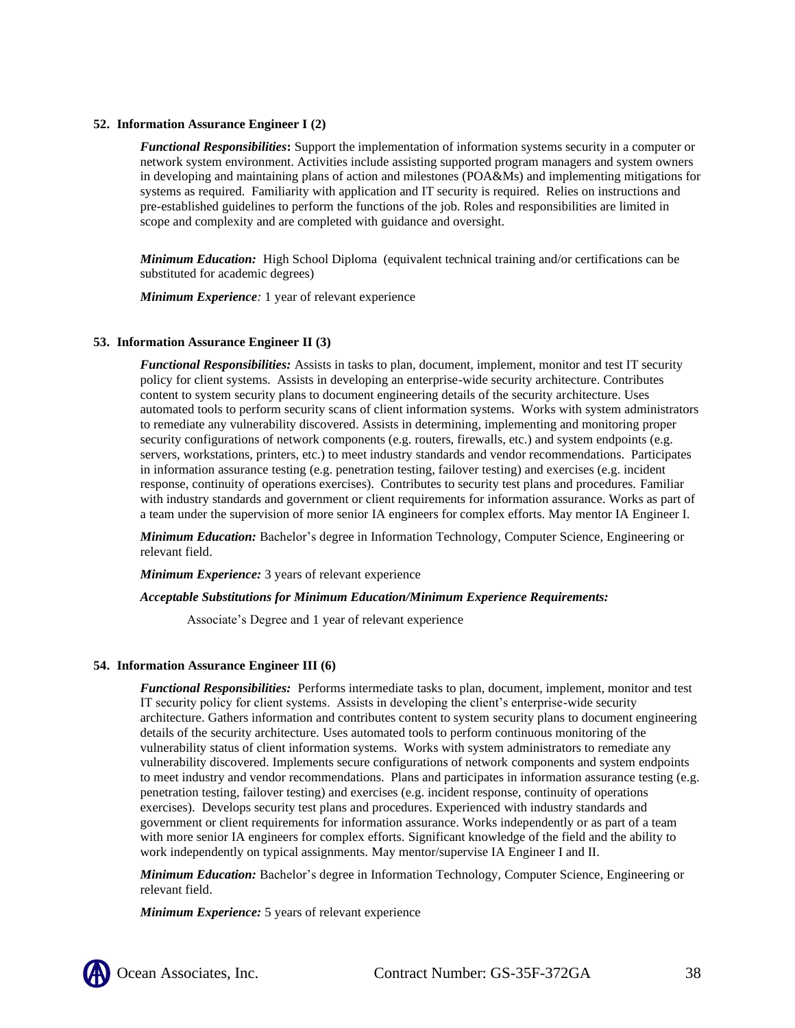**52. Information Assurance Engineer I (2)**

***Functional Responsibilities*:** Support the implementation of information systems security in a computer or network system environment. Activities include assisting supported program managers and system owners in developing and maintaining plans of action and milestones (POA&Ms) and implementing mitigations for systems as required. Familiarity with application and IT security is required. Relies on instructions and pre-established guidelines to perform the functions of the job. Roles and responsibilities are limited in scope and complexity and are completed with guidance and oversight.

***Minimum Education:*** High School Diploma (equivalent technical training and/or certifications can be substituted for academic degrees)

***Minimum Experience*:** 1 year of relevant experience

**53. Information Assurance Engineer II (3)**

***Functional Responsibilities:*** Assists in tasks to plan, document, implement, monitor and test IT security policy for client systems. Assists in developing an enterprise-wide security architecture. Contributes content to system security plans to document engineering details of the security architecture. Uses automated tools to perform security scans of client information systems. Works with system administrators to remediate any vulnerability discovered. Assists in determining, implementing and monitoring proper security configurations of network components (e.g. routers, firewalls, etc.) and system endpoints (e.g. servers, workstations, printers, etc.) to meet industry standards and vendor recommendations. Participates in information assurance testing (e.g. penetration testing, failover testing) and exercises (e.g. incident response, continuity of operations exercises). Contributes to security test plans and procedures. Familiar with industry standards and government or client requirements for information assurance. Works as part of a team under the supervision of more senior IA engineers for complex efforts. May mentor IA Engineer I.

***Minimum Education:*** Bachelor's degree in Information Technology, Computer Science, Engineering or relevant field.

***Minimum Experience:*** 3 years of relevant experience

***Acceptable Substitutions for Minimum Education/Minimum Experience Requirements:***

Associate's Degree and 1 year of relevant experience

**54. Information Assurance Engineer III (6)**

***Functional Responsibilities:*** Performs intermediate tasks to plan, document, implement, monitor and test IT security policy for client systems. Assists in developing the client's enterprise-wide security architecture. Gathers information and contributes content to system security plans to document engineering details of the security architecture. Uses automated tools to perform continuous monitoring of the vulnerability status of client information systems. Works with system administrators to remediate any vulnerability discovered. Implements secure configurations of network components and system endpoints to meet industry and vendor recommendations. Plans and participates in information assurance testing (e.g. penetration testing, failover testing) and exercises (e.g. incident response, continuity of operations exercises). Develops security test plans and procedures. Experienced with industry standards and government or client requirements for information assurance. Works independently or as part of a team with more senior IA engineers for complex efforts. Significant knowledge of the field and the ability to work independently on typical assignments. May mentor/supervise IA Engineer I and II.

***Minimum Education:*** Bachelor's degree in Information Technology, Computer Science, Engineering or relevant field.

***Minimum Experience:*** 5 years of relevant experience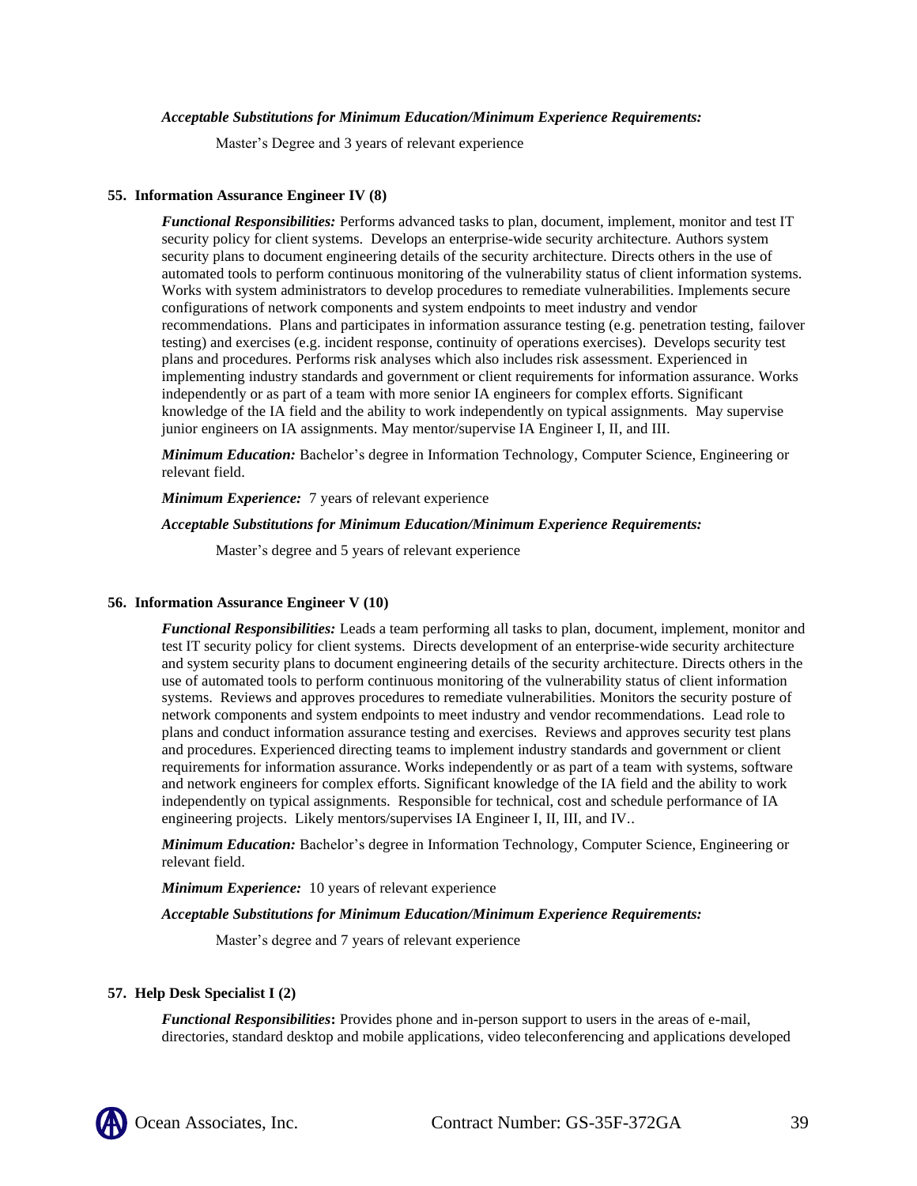***Acceptable Substitutions for Minimum Education/Minimum Experience Requirements:***

Master's Degree and 3 years of relevant experience

**55. Information Assurance Engineer IV (8)**

***Functional Responsibilities:*** Performs advanced tasks to plan, document, implement, monitor and test IT security policy for client systems. Develops an enterprise-wide security architecture. Authors system security plans to document engineering details of the security architecture. Directs others in the use of automated tools to perform continuous monitoring of the vulnerability status of client information systems. Works with system administrators to develop procedures to remediate vulnerabilities. Implements secure configurations of network components and system endpoints to meet industry and vendor recommendations. Plans and participates in information assurance testing (e.g. penetration testing, failover testing) and exercises (e.g. incident response, continuity of operations exercises). Develops security test plans and procedures. Performs risk analyses which also includes risk assessment. Experienced in implementing industry standards and government or client requirements for information assurance. Works independently or as part of a team with more senior IA engineers for complex efforts. Significant knowledge of the IA field and the ability to work independently on typical assignments. May supervise junior engineers on IA assignments. May mentor/supervise IA Engineer I, II, and III.

***Minimum Education:*** Bachelor's degree in Information Technology, Computer Science, Engineering or relevant field.

***Minimum Experience:*** 7 years of relevant experience

***Acceptable Substitutions for Minimum Education/Minimum Experience Requirements:***

Master's degree and 5 years of relevant experience

**56. Information Assurance Engineer V (10)**

***Functional Responsibilities:*** Leads a team performing all tasks to plan, document, implement, monitor and test IT security policy for client systems. Directs development of an enterprise-wide security architecture and system security plans to document engineering details of the security architecture. Directs others in the use of automated tools to perform continuous monitoring of the vulnerability status of client information systems. Reviews and approves procedures to remediate vulnerabilities. Monitors the security posture of network components and system endpoints to meet industry and vendor recommendations. Lead role to plans and conduct information assurance testing and exercises. Reviews and approves security test plans and procedures. Experienced directing teams to implement industry standards and government or client requirements for information assurance. Works independently or as part of a team with systems, software and network engineers for complex efforts. Significant knowledge of the IA field and the ability to work independently on typical assignments. Responsible for technical, cost and schedule performance of IA engineering projects. Likely mentors/supervises IA Engineer I, II, III, and IV..

***Minimum Education:*** Bachelor's degree in Information Technology, Computer Science, Engineering or relevant field.

***Minimum Experience:*** 10 years of relevant experience

***Acceptable Substitutions for Minimum Education/Minimum Experience Requirements:***

Master's degree and 7 years of relevant experience

**57. Help Desk Specialist I (2)**

***Functional Responsibilities*****:** Provides phone and in-person support to users in the areas of e-mail, directories, standard desktop and mobile applications, video teleconferencing and applications developed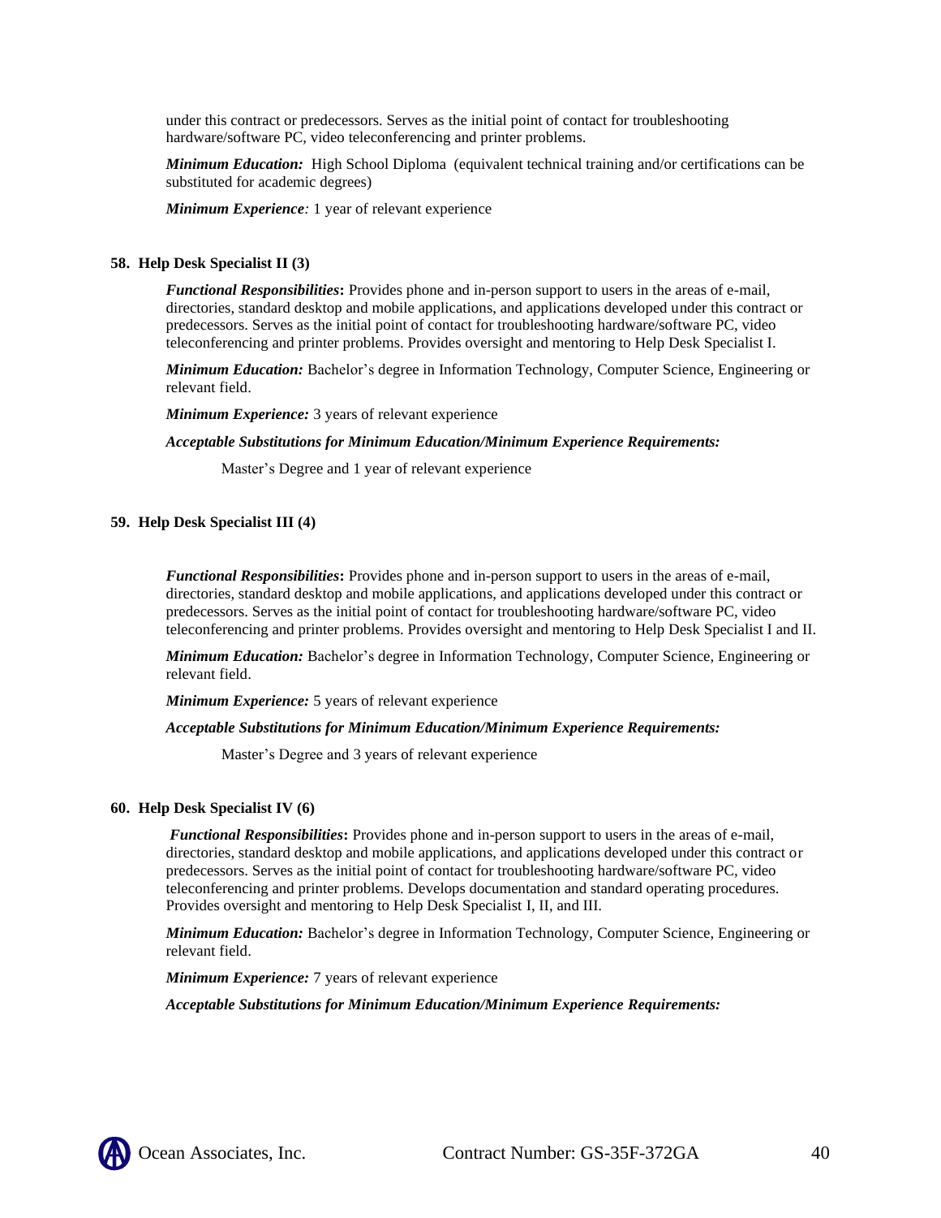under this contract or predecessors. Serves as the initial point of contact for troubleshooting hardware/software PC, video teleconferencing and printer problems.

***Minimum Education:*** High School Diploma (equivalent technical training and/or certifications can be substituted for academic degrees)

***Minimum Experience****:* 1 year of relevant experience

### 58. Help Desk Specialist II (3)

***Functional Responsibilities*****:** Provides phone and in-person support to users in the areas of e-mail, directories, standard desktop and mobile applications, and applications developed under this contract or predecessors. Serves as the initial point of contact for troubleshooting hardware/software PC, video teleconferencing and printer problems. Provides oversight and mentoring to Help Desk Specialist I.

***Minimum Education:*** Bachelor's degree in Information Technology, Computer Science, Engineering or relevant field.

***Minimum Experience:*** 3 years of relevant experience

***Acceptable Substitutions for Minimum Education/Minimum Experience Requirements:***

Master's Degree and 1 year of relevant experience

### 59. Help Desk Specialist III (4)

***Functional Responsibilities*****:** Provides phone and in-person support to users in the areas of e-mail, directories, standard desktop and mobile applications, and applications developed under this contract or predecessors. Serves as the initial point of contact for troubleshooting hardware/software PC, video teleconferencing and printer problems. Provides oversight and mentoring to Help Desk Specialist I and II.

***Minimum Education:*** Bachelor's degree in Information Technology, Computer Science, Engineering or relevant field.

***Minimum Experience:*** 5 years of relevant experience

***Acceptable Substitutions for Minimum Education/Minimum Experience Requirements:***

Master's Degree and 3 years of relevant experience

### 60. Help Desk Specialist IV (6)

***Functional Responsibilities*****:** Provides phone and in-person support to users in the areas of e-mail, directories, standard desktop and mobile applications, and applications developed under this contract or predecessors. Serves as the initial point of contact for troubleshooting hardware/software PC, video teleconferencing and printer problems. Develops documentation and standard operating procedures. Provides oversight and mentoring to Help Desk Specialist I, II, and III.

***Minimum Education:*** Bachelor's degree in Information Technology, Computer Science, Engineering or relevant field.

***Minimum Experience:*** 7 years of relevant experience

***Acceptable Substitutions for Minimum Education/Minimum Experience Requirements:***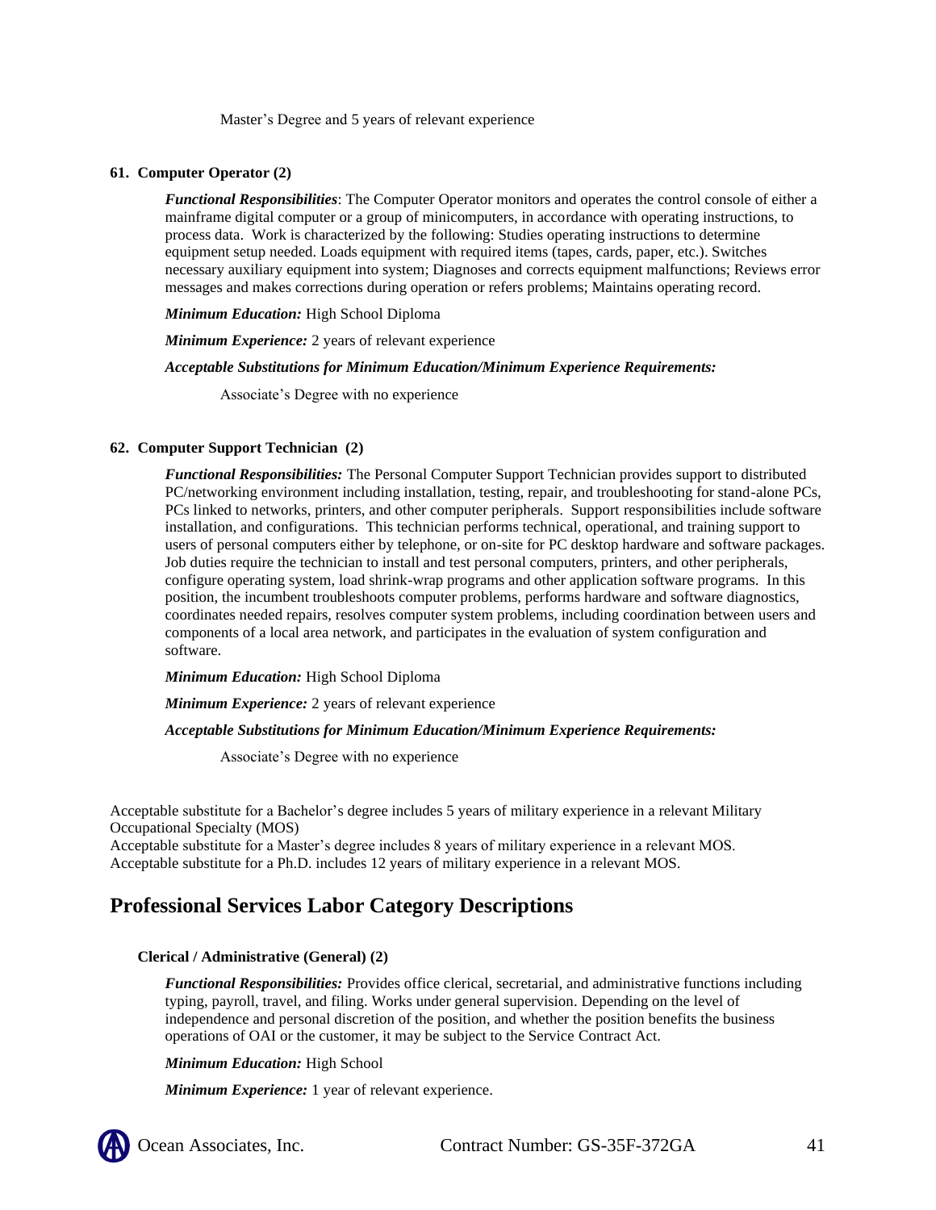Master's Degree and 5 years of relevant experience

**61. Computer Operator (2)**

***Functional Responsibilities***: The Computer Operator monitors and operates the control console of either a mainframe digital computer or a group of minicomputers, in accordance with operating instructions, to process data. Work is characterized by the following: Studies operating instructions to determine equipment setup needed. Loads equipment with required items (tapes, cards, paper, etc.). Switches necessary auxiliary equipment into system; Diagnoses and corrects equipment malfunctions; Reviews error messages and makes corrections during operation or refers problems; Maintains operating record.

***Minimum Education:*** High School Diploma

***Minimum Experience:*** 2 years of relevant experience

***Acceptable Substitutions for Minimum Education/Minimum Experience Requirements:***

Associate's Degree with no experience

**62. Computer Support Technician (2)**

***Functional Responsibilities:*** The Personal Computer Support Technician provides support to distributed PC/networking environment including installation, testing, repair, and troubleshooting for stand-alone PCs, PCs linked to networks, printers, and other computer peripherals. Support responsibilities include software installation, and configurations. This technician performs technical, operational, and training support to users of personal computers either by telephone, or on-site for PC desktop hardware and software packages. Job duties require the technician to install and test personal computers, printers, and other peripherals, configure operating system, load shrink-wrap programs and other application software programs. In this position, the incumbent troubleshoots computer problems, performs hardware and software diagnostics, coordinates needed repairs, resolves computer system problems, including coordination between users and components of a local area network, and participates in the evaluation of system configuration and software.

***Minimum Education:*** High School Diploma

***Minimum Experience:*** 2 years of relevant experience

***Acceptable Substitutions for Minimum Education/Minimum Experience Requirements:***

Associate's Degree with no experience

Acceptable substitute for a Bachelor's degree includes 5 years of military experience in a relevant Military Occupational Specialty (MOS)
Acceptable substitute for a Master's degree includes 8 years of military experience in a relevant MOS.
Acceptable substitute for a Ph.D. includes 12 years of military experience in a relevant MOS.

## Professional Services Labor Category Descriptions

**Clerical / Administrative (General) (2)**

***Functional Responsibilities:*** Provides office clerical, secretarial, and administrative functions including typing, payroll, travel, and filing. Works under general supervision. Depending on the level of independence and personal discretion of the position, and whether the position benefits the business operations of OAI or the customer, it may be subject to the Service Contract Act.

***Minimum Education:*** High School

***Minimum Experience:*** 1 year of relevant experience.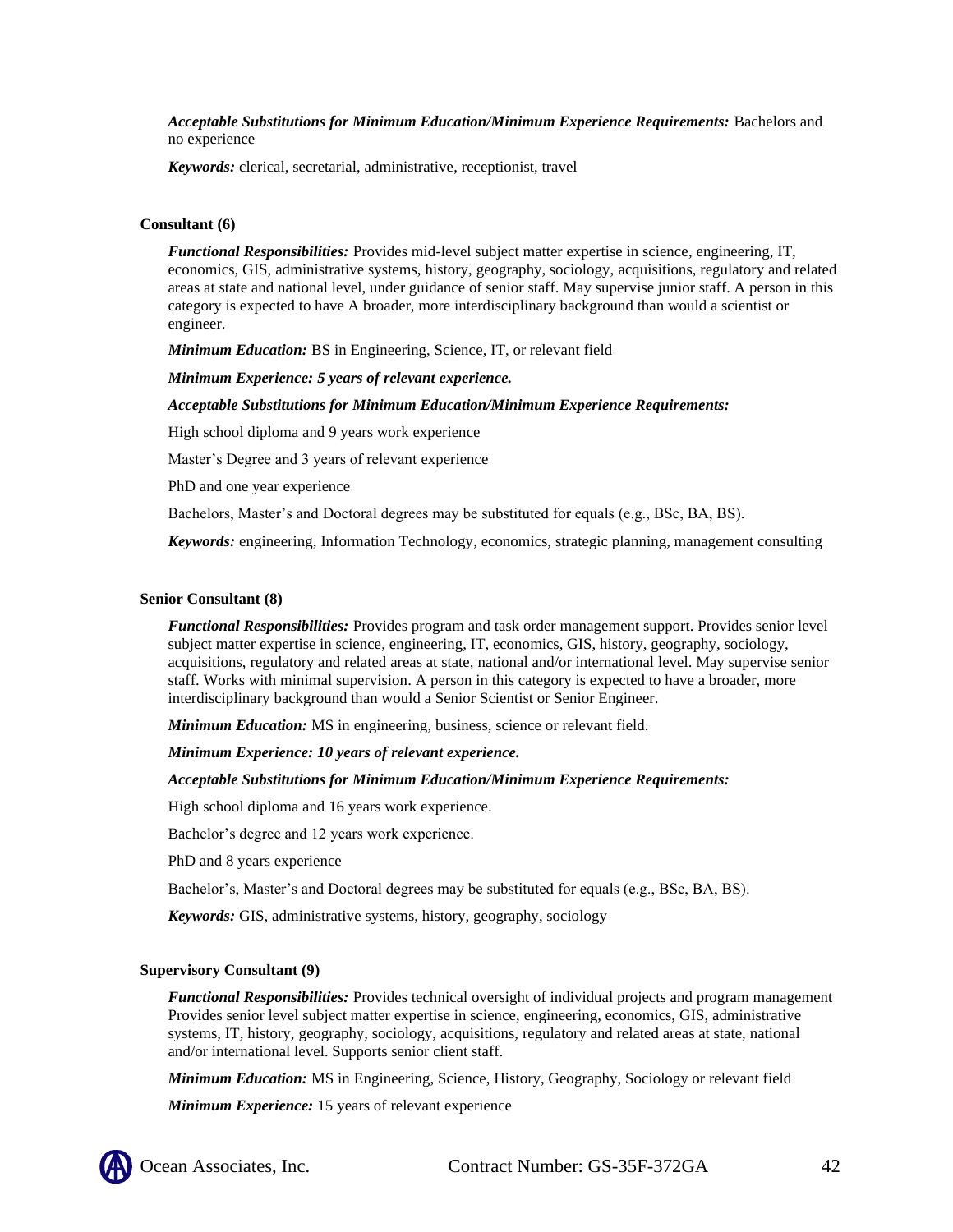***Acceptable Substitutions for Minimum Education/Minimum Experience Requirements:*** Bachelors and no experience

***Keywords:*** clerical, secretarial, administrative, receptionist, travel

**Consultant (6)**

***Functional Responsibilities:*** Provides mid-level subject matter expertise in science, engineering, IT, economics, GIS, administrative systems, history, geography, sociology, acquisitions, regulatory and related areas at state and national level, under guidance of senior staff. May supervise junior staff. A person in this category is expected to have A broader, more interdisciplinary background than would a scientist or engineer.

***Minimum Education:*** BS in Engineering, Science, IT, or relevant field

***Minimum Experience: 5 years of relevant experience.***

***Acceptable Substitutions for Minimum Education/Minimum Experience Requirements:***

High school diploma and 9 years work experience

Master's Degree and 3 years of relevant experience

PhD and one year experience

Bachelors, Master's and Doctoral degrees may be substituted for equals (e.g., BSc, BA, BS).

***Keywords:*** engineering, Information Technology, economics, strategic planning, management consulting

**Senior Consultant (8)**

***Functional Responsibilities:*** Provides program and task order management support. Provides senior level subject matter expertise in science, engineering, IT, economics, GIS, history, geography, sociology, acquisitions, regulatory and related areas at state, national and/or international level. May supervise senior staff. Works with minimal supervision. A person in this category is expected to have a broader, more interdisciplinary background than would a Senior Scientist or Senior Engineer.

***Minimum Education:*** MS in engineering, business, science or relevant field.

***Minimum Experience: 10 years of relevant experience.***

***Acceptable Substitutions for Minimum Education/Minimum Experience Requirements:***

High school diploma and 16 years work experience.

Bachelor's degree and 12 years work experience.

PhD and 8 years experience

Bachelor's, Master's and Doctoral degrees may be substituted for equals (e.g., BSc, BA, BS).

***Keywords:*** GIS, administrative systems, history, geography, sociology

**Supervisory Consultant (9)**

***Functional Responsibilities:*** Provides technical oversight of individual projects and program management Provides senior level subject matter expertise in science, engineering, economics, GIS, administrative systems, IT, history, geography, sociology, acquisitions, regulatory and related areas at state, national and/or international level. Supports senior client staff.

***Minimum Education:*** MS in Engineering, Science, History, Geography, Sociology or relevant field

***Minimum Experience:*** 15 years of relevant experience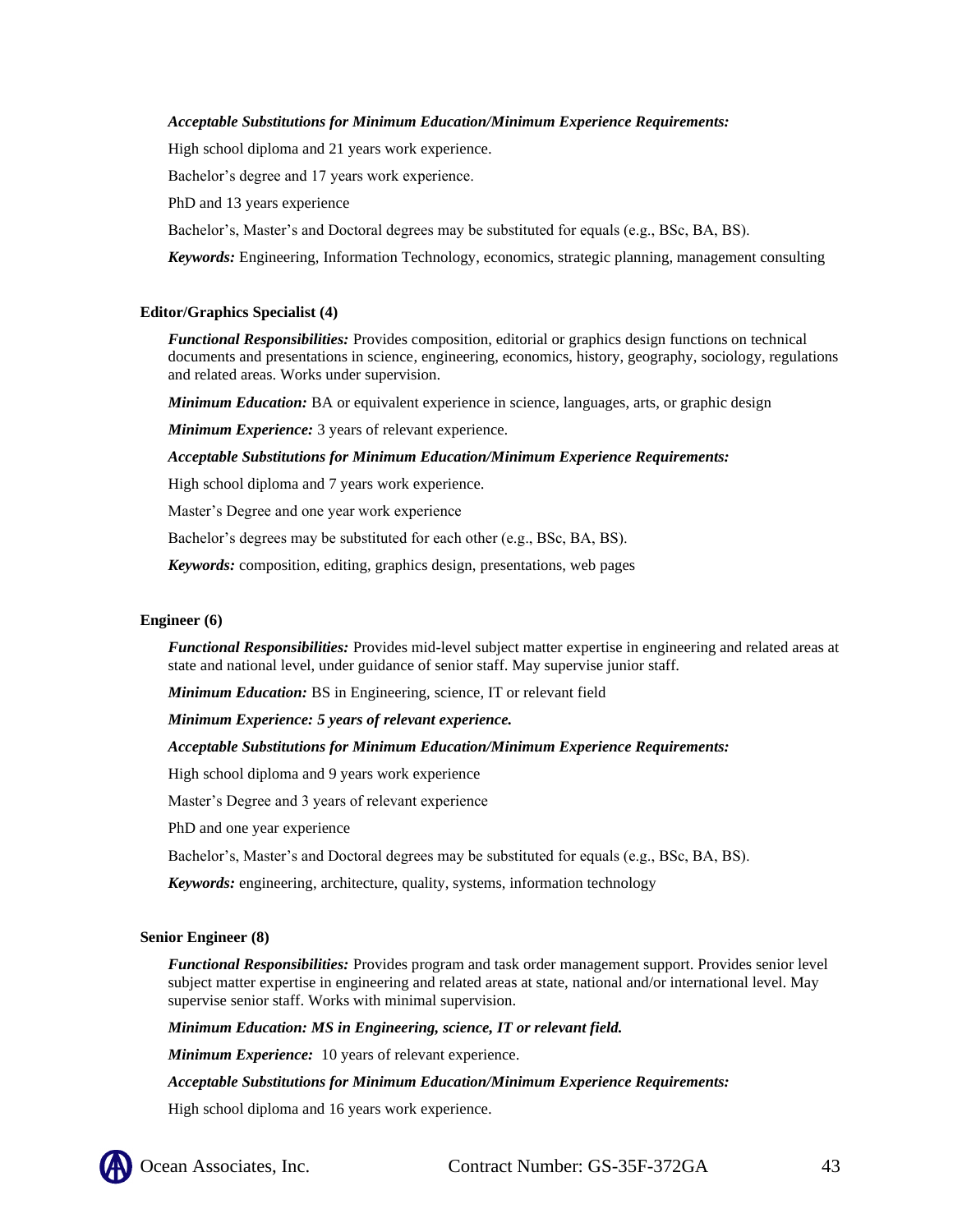***Acceptable Substitutions for Minimum Education/Minimum Experience Requirements:***

High school diploma and 21 years work experience.

Bachelor's degree and 17 years work experience.

PhD and 13 years experience

Bachelor's, Master's and Doctoral degrees may be substituted for equals (e.g., BSc, BA, BS).

***Keywords:*** Engineering, Information Technology, economics, strategic planning, management consulting

**Editor/Graphics Specialist (4)**

***Functional Responsibilities:*** Provides composition, editorial or graphics design functions on technical documents and presentations in science, engineering, economics, history, geography, sociology, regulations and related areas. Works under supervision.

***Minimum Education:*** BA or equivalent experience in science, languages, arts, or graphic design

***Minimum Experience:*** 3 years of relevant experience.

***Acceptable Substitutions for Minimum Education/Minimum Experience Requirements:***

High school diploma and 7 years work experience.

Master's Degree and one year work experience

Bachelor's degrees may be substituted for each other (e.g., BSc, BA, BS).

***Keywords:*** composition, editing, graphics design, presentations, web pages

**Engineer (6)**

***Functional Responsibilities:*** Provides mid-level subject matter expertise in engineering and related areas at state and national level, under guidance of senior staff. May supervise junior staff.

***Minimum Education:*** BS in Engineering, science, IT or relevant field

***Minimum Experience: 5 years of relevant experience.***

***Acceptable Substitutions for Minimum Education/Minimum Experience Requirements:***

High school diploma and 9 years work experience

Master's Degree and 3 years of relevant experience

PhD and one year experience

Bachelor's, Master's and Doctoral degrees may be substituted for equals (e.g., BSc, BA, BS).

***Keywords:*** engineering, architecture, quality, systems, information technology

**Senior Engineer (8)**

***Functional Responsibilities:*** Provides program and task order management support. Provides senior level subject matter expertise in engineering and related areas at state, national and/or international level. May supervise senior staff. Works with minimal supervision.

***Minimum Education: MS in Engineering, science, IT or relevant field.***

***Minimum Experience:*** 10 years of relevant experience.

***Acceptable Substitutions for Minimum Education/Minimum Experience Requirements:***

High school diploma and 16 years work experience.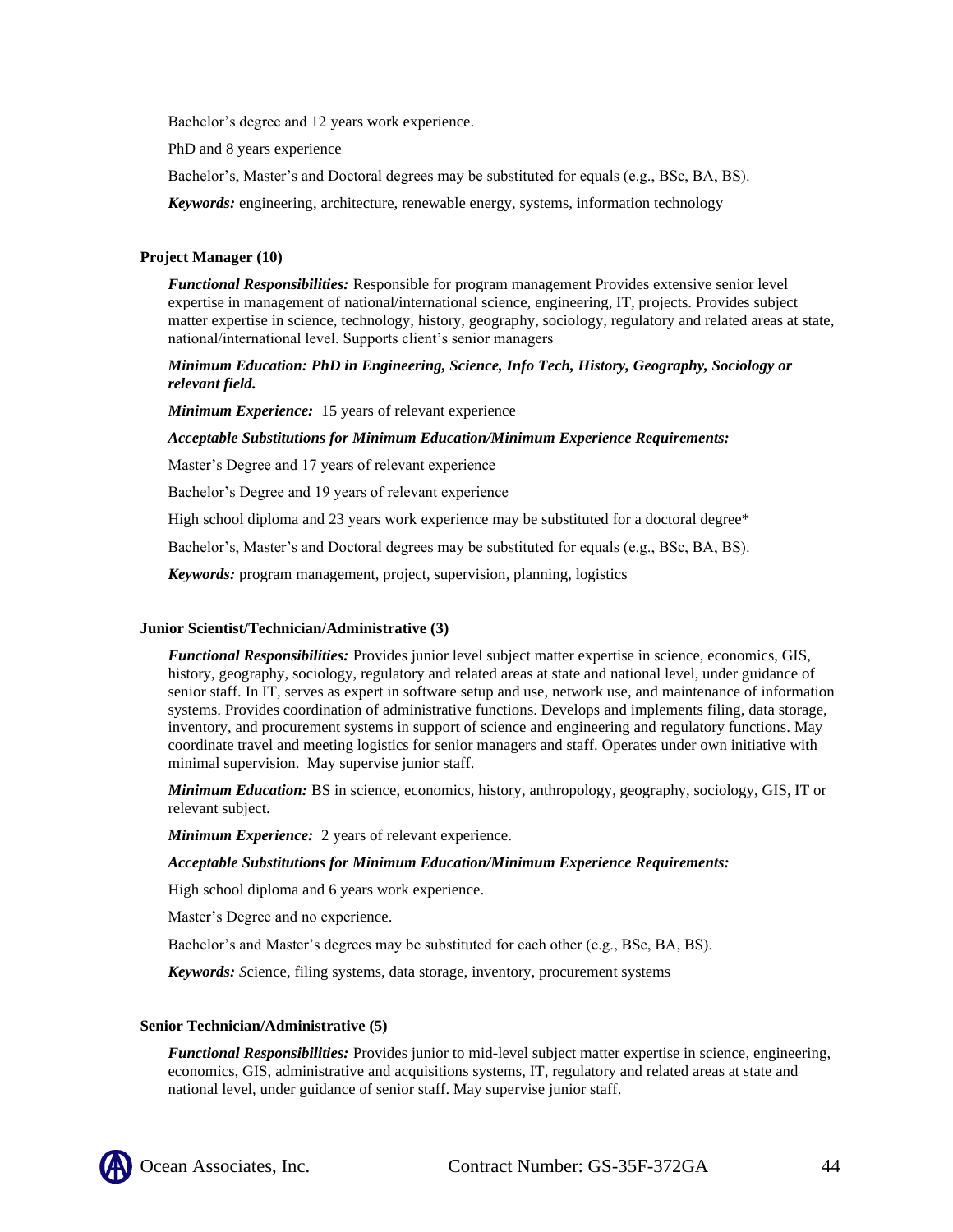Bachelor's degree and 12 years work experience.

PhD and 8 years experience

Bachelor's, Master's and Doctoral degrees may be substituted for equals (e.g., BSc, BA, BS).

***Keywords:*** engineering, architecture, renewable energy, systems, information technology

**Project Manager (10)**

***Functional Responsibilities:*** Responsible for program management Provides extensive senior level expertise in management of national/international science, engineering, IT, projects. Provides subject matter expertise in science, technology, history, geography, sociology, regulatory and related areas at state, national/international level. Supports client's senior managers

***Minimum Education: PhD in Engineering, Science, Info Tech, History, Geography, Sociology or relevant field.***

***Minimum Experience:*** 15 years of relevant experience

***Acceptable Substitutions for Minimum Education/Minimum Experience Requirements:***

Master's Degree and 17 years of relevant experience

Bachelor's Degree and 19 years of relevant experience

High school diploma and 23 years work experience may be substituted for a doctoral degree*

Bachelor's, Master's and Doctoral degrees may be substituted for equals (e.g., BSc, BA, BS).

***Keywords:*** program management, project, supervision, planning, logistics

**Junior Scientist/Technician/Administrative (3)**

***Functional Responsibilities:*** Provides junior level subject matter expertise in science, economics, GIS, history, geography, sociology, regulatory and related areas at state and national level, under guidance of senior staff. In IT, serves as expert in software setup and use, network use, and maintenance of information systems. Provides coordination of administrative functions. Develops and implements filing, data storage, inventory, and procurement systems in support of science and engineering and regulatory functions. May coordinate travel and meeting logistics for senior managers and staff. Operates under own initiative with minimal supervision. May supervise junior staff.

***Minimum Education:*** BS in science, economics, history, anthropology, geography, sociology, GIS, IT or relevant subject.

***Minimum Experience:*** 2 years of relevant experience.

***Acceptable Substitutions for Minimum Education/Minimum Experience Requirements:***

High school diploma and 6 years work experience.

Master's Degree and no experience.

Bachelor's and Master's degrees may be substituted for each other (e.g., BSc, BA, BS).

***Keywords:*** *S*cience, filing systems, data storage, inventory, procurement systems

**Senior Technician/Administrative (5)**

***Functional Responsibilities:*** Provides junior to mid-level subject matter expertise in science, engineering, economics, GIS, administrative and acquisitions systems, IT, regulatory and related areas at state and national level, under guidance of senior staff. May supervise junior staff.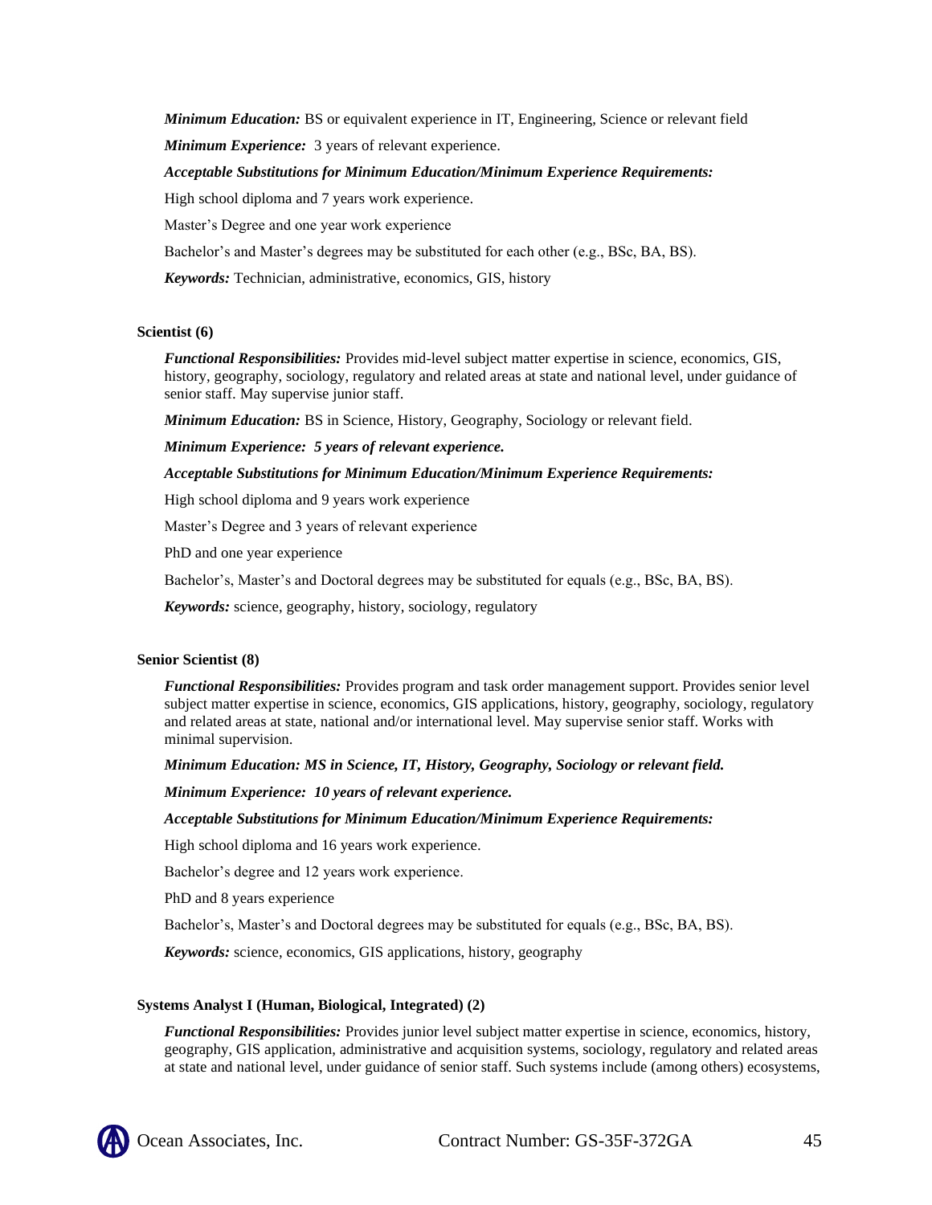***Minimum Education:*** BS or equivalent experience in IT, Engineering, Science or relevant field

***Minimum Experience:*** 3 years of relevant experience.

***Acceptable Substitutions for Minimum Education/Minimum Experience Requirements:***

High school diploma and 7 years work experience.

Master's Degree and one year work experience

Bachelor's and Master's degrees may be substituted for each other (e.g., BSc, BA, BS).

***Keywords:*** Technician, administrative, economics, GIS, history

**Scientist (6)**

***Functional Responsibilities:*** Provides mid-level subject matter expertise in science, economics, GIS, history, geography, sociology, regulatory and related areas at state and national level, under guidance of senior staff. May supervise junior staff.

***Minimum Education:*** BS in Science, History, Geography, Sociology or relevant field.

***Minimum Experience: 5 years of relevant experience.***

***Acceptable Substitutions for Minimum Education/Minimum Experience Requirements:***

High school diploma and 9 years work experience

Master's Degree and 3 years of relevant experience

PhD and one year experience

Bachelor's, Master's and Doctoral degrees may be substituted for equals (e.g., BSc, BA, BS).

***Keywords:*** science, geography, history, sociology, regulatory

**Senior Scientist (8)**

***Functional Responsibilities:*** Provides program and task order management support. Provides senior level subject matter expertise in science, economics, GIS applications, history, geography, sociology, regulatory and related areas at state, national and/or international level. May supervise senior staff. Works with minimal supervision.

***Minimum Education: MS in Science, IT, History, Geography, Sociology or relevant field.***

***Minimum Experience: 10 years of relevant experience.***

***Acceptable Substitutions for Minimum Education/Minimum Experience Requirements:***

High school diploma and 16 years work experience.

Bachelor's degree and 12 years work experience.

PhD and 8 years experience

Bachelor's, Master's and Doctoral degrees may be substituted for equals (e.g., BSc, BA, BS).

***Keywords:*** science, economics, GIS applications, history, geography

**Systems Analyst I (Human, Biological, Integrated) (2)**

***Functional Responsibilities:*** Provides junior level subject matter expertise in science, economics, history, geography, GIS application, administrative and acquisition systems, sociology, regulatory and related areas at state and national level, under guidance of senior staff. Such systems include (among others) ecosystems,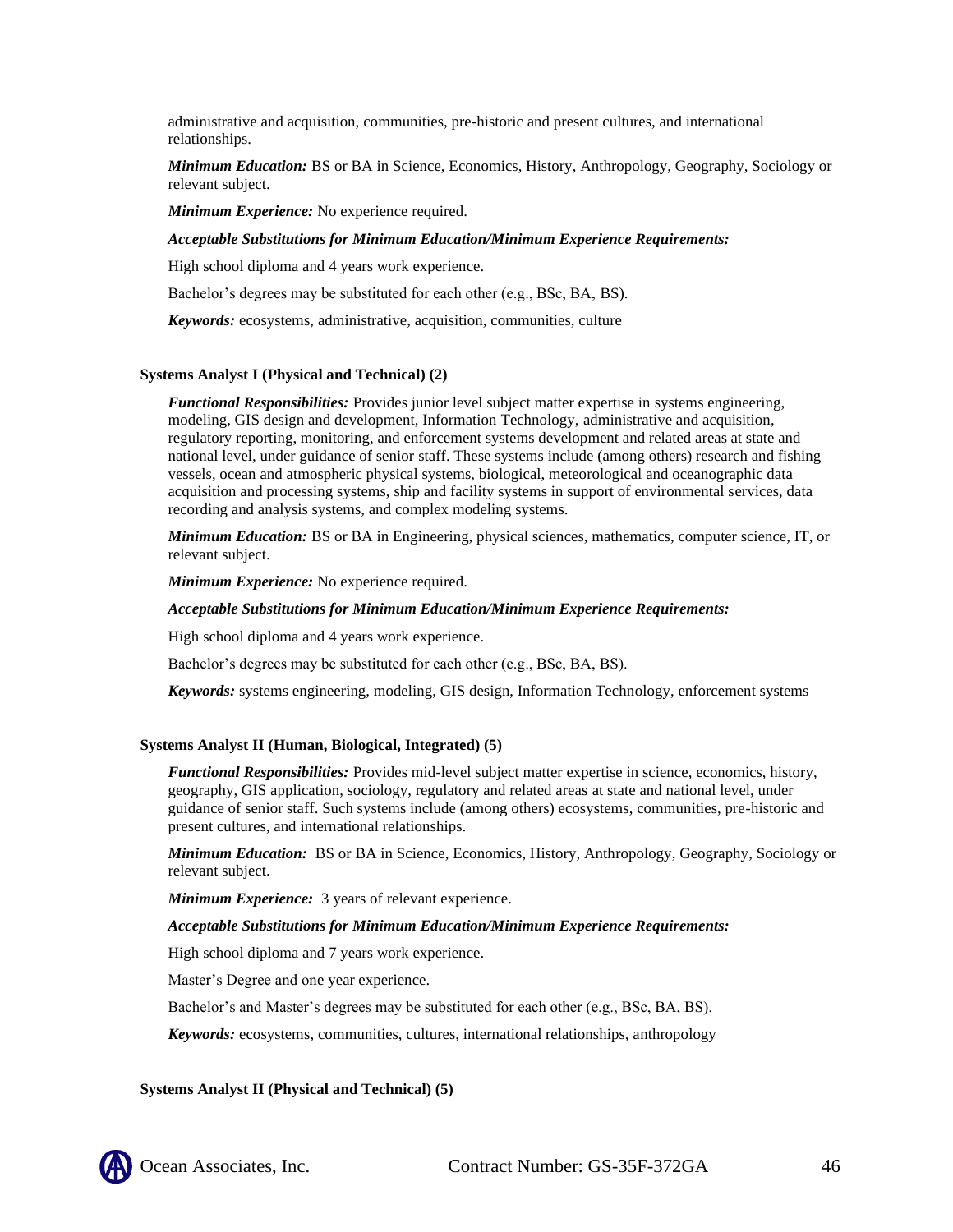administrative and acquisition, communities, pre-historic and present cultures, and international relationships.

***Minimum Education:*** BS or BA in Science, Economics, History, Anthropology, Geography, Sociology or relevant subject.

***Minimum Experience:*** No experience required.

***Acceptable Substitutions for Minimum Education/Minimum Experience Requirements:***

High school diploma and 4 years work experience.

Bachelor's degrees may be substituted for each other (e.g., BSc, BA, BS).

***Keywords:*** ecosystems, administrative, acquisition, communities, culture

**Systems Analyst I (Physical and Technical) (2)**

***Functional Responsibilities:*** Provides junior level subject matter expertise in systems engineering, modeling, GIS design and development, Information Technology, administrative and acquisition, regulatory reporting, monitoring, and enforcement systems development and related areas at state and national level, under guidance of senior staff. These systems include (among others) research and fishing vessels, ocean and atmospheric physical systems, biological, meteorological and oceanographic data acquisition and processing systems, ship and facility systems in support of environmental services, data recording and analysis systems, and complex modeling systems.

***Minimum Education:*** BS or BA in Engineering, physical sciences, mathematics, computer science, IT, or relevant subject.

***Minimum Experience:*** No experience required.

***Acceptable Substitutions for Minimum Education/Minimum Experience Requirements:***

High school diploma and 4 years work experience.

Bachelor's degrees may be substituted for each other (e.g., BSc, BA, BS).

***Keywords:*** systems engineering, modeling, GIS design, Information Technology, enforcement systems

**Systems Analyst II (Human, Biological, Integrated) (5)**

***Functional Responsibilities:*** Provides mid-level subject matter expertise in science, economics, history, geography, GIS application, sociology, regulatory and related areas at state and national level, under guidance of senior staff. Such systems include (among others) ecosystems, communities, pre-historic and present cultures, and international relationships.

***Minimum Education:*** BS or BA in Science, Economics, History, Anthropology, Geography, Sociology or relevant subject.

***Minimum Experience:*** 3 years of relevant experience.

***Acceptable Substitutions for Minimum Education/Minimum Experience Requirements:***

High school diploma and 7 years work experience.

Master's Degree and one year experience.

Bachelor's and Master's degrees may be substituted for each other (e.g., BSc, BA, BS).

***Keywords:*** ecosystems, communities, cultures, international relationships, anthropology

**Systems Analyst II (Physical and Technical) (5)**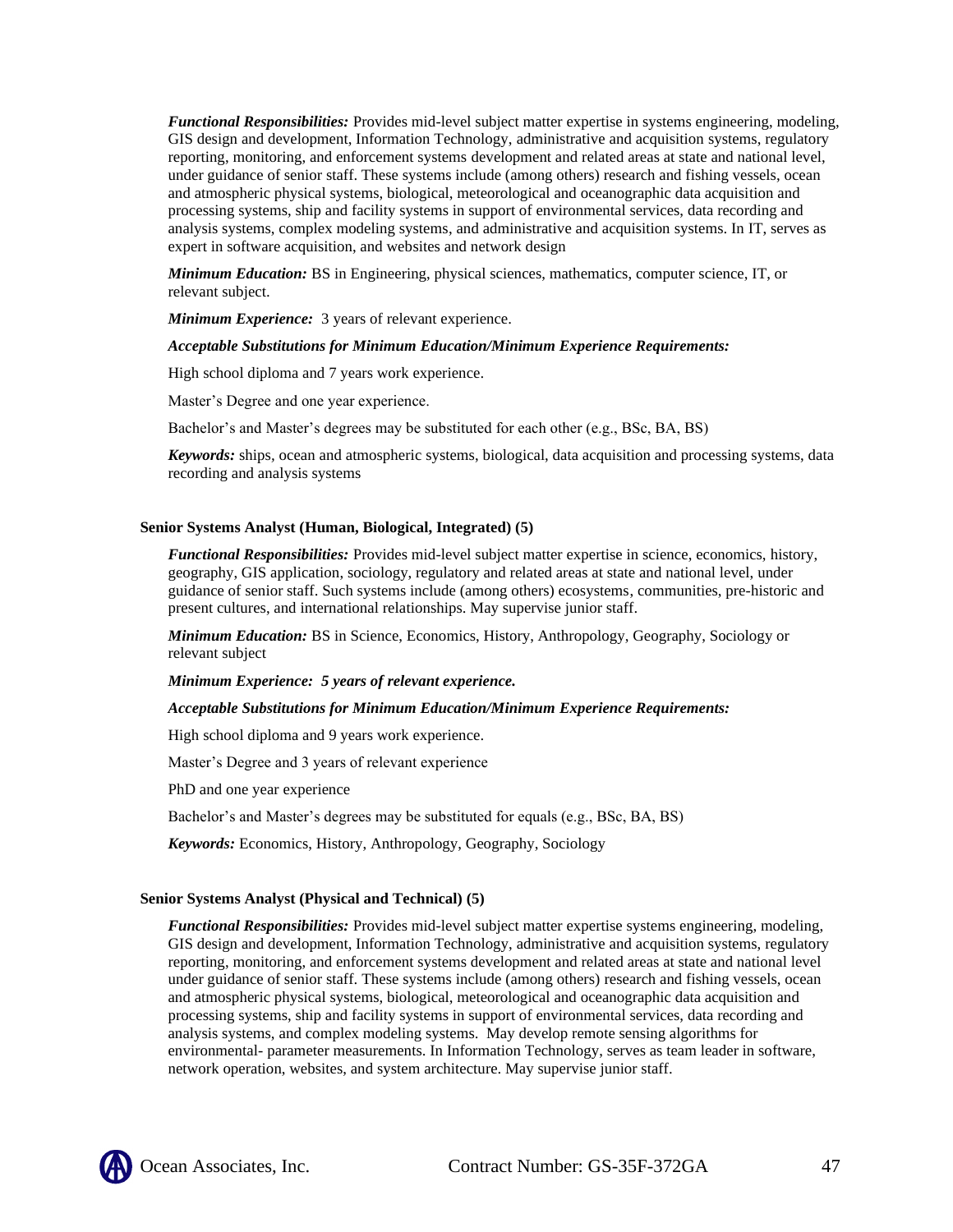***Functional Responsibilities:*** Provides mid-level subject matter expertise in systems engineering, modeling, GIS design and development, Information Technology, administrative and acquisition systems, regulatory reporting, monitoring, and enforcement systems development and related areas at state and national level, under guidance of senior staff. These systems include (among others) research and fishing vessels, ocean and atmospheric physical systems, biological, meteorological and oceanographic data acquisition and processing systems, ship and facility systems in support of environmental services, data recording and analysis systems, complex modeling systems, and administrative and acquisition systems. In IT, serves as expert in software acquisition, and websites and network design

***Minimum Education:*** BS in Engineering, physical sciences, mathematics, computer science, IT, or relevant subject.

***Minimum Experience:*** 3 years of relevant experience.

***Acceptable Substitutions for Minimum Education/Minimum Experience Requirements:***

High school diploma and 7 years work experience.

Master's Degree and one year experience.

Bachelor's and Master's degrees may be substituted for each other (e.g., BSc, BA, BS)

***Keywords:*** ships, ocean and atmospheric systems, biological, data acquisition and processing systems, data recording and analysis systems

**Senior Systems Analyst (Human, Biological, Integrated) (5)**

***Functional Responsibilities:*** Provides mid-level subject matter expertise in science, economics, history, geography, GIS application, sociology, regulatory and related areas at state and national level, under guidance of senior staff. Such systems include (among others) ecosystems, communities, pre-historic and present cultures, and international relationships. May supervise junior staff.

***Minimum Education:*** BS in Science, Economics, History, Anthropology, Geography, Sociology or relevant subject

***Minimum Experience: 5 years of relevant experience.***

***Acceptable Substitutions for Minimum Education/Minimum Experience Requirements:***

High school diploma and 9 years work experience.

Master's Degree and 3 years of relevant experience

PhD and one year experience

Bachelor's and Master's degrees may be substituted for equals (e.g., BSc, BA, BS)

***Keywords:*** Economics, History, Anthropology, Geography, Sociology

**Senior Systems Analyst (Physical and Technical) (5)**

***Functional Responsibilities:*** Provides mid-level subject matter expertise systems engineering, modeling, GIS design and development, Information Technology, administrative and acquisition systems, regulatory reporting, monitoring, and enforcement systems development and related areas at state and national level under guidance of senior staff. These systems include (among others) research and fishing vessels, ocean and atmospheric physical systems, biological, meteorological and oceanographic data acquisition and processing systems, ship and facility systems in support of environmental services, data recording and analysis systems, and complex modeling systems. May develop remote sensing algorithms for environmental- parameter measurements. In Information Technology, serves as team leader in software, network operation, websites, and system architecture. May supervise junior staff.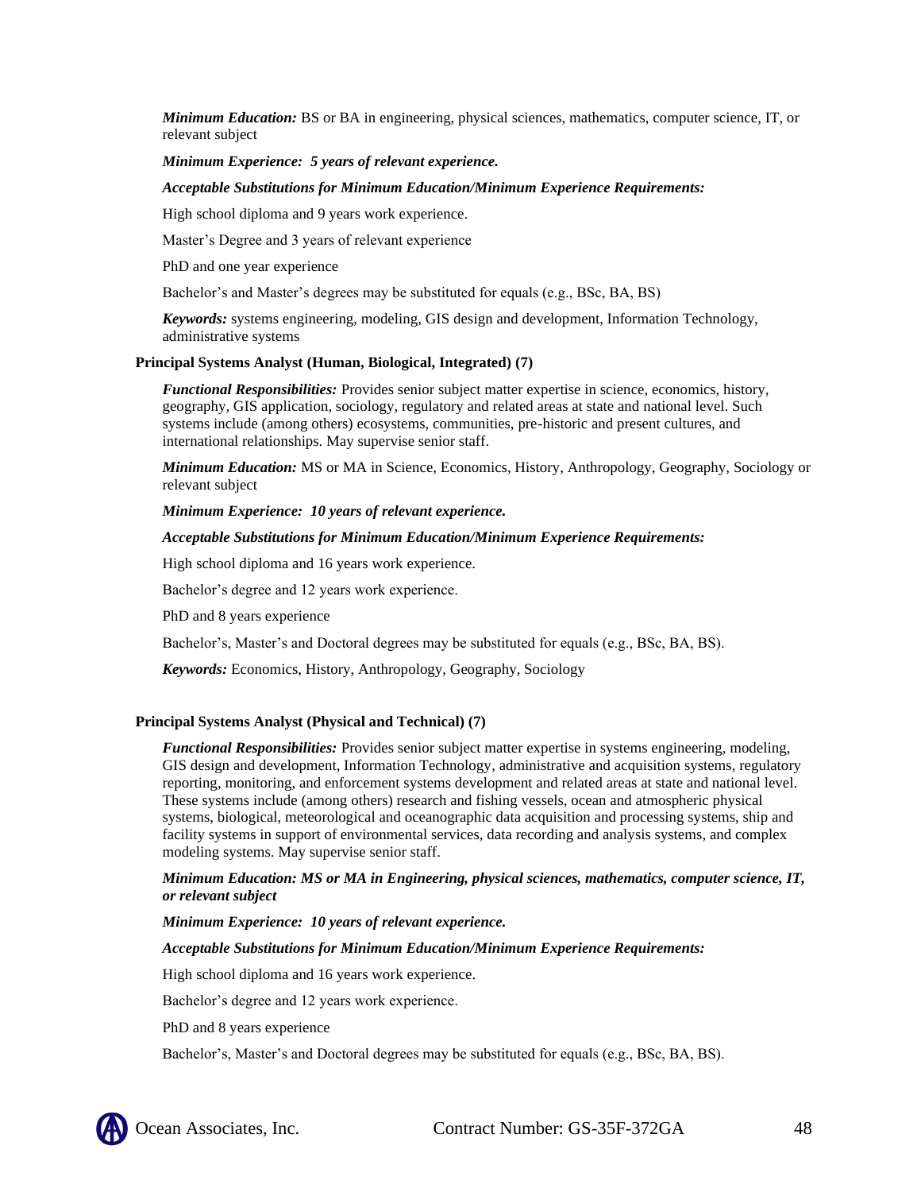***Minimum Education:*** BS or BA in engineering, physical sciences, mathematics, computer science, IT, or relevant subject

***Minimum Experience: 5 years of relevant experience.***

***Acceptable Substitutions for Minimum Education/Minimum Experience Requirements:***

High school diploma and 9 years work experience.

Master's Degree and 3 years of relevant experience

PhD and one year experience

Bachelor's and Master's degrees may be substituted for equals (e.g., BSc, BA, BS)

***Keywords:*** systems engineering, modeling, GIS design and development, Information Technology, administrative systems

**Principal Systems Analyst (Human, Biological, Integrated) (7)**

***Functional Responsibilities:*** Provides senior subject matter expertise in science, economics, history, geography, GIS application, sociology, regulatory and related areas at state and national level. Such systems include (among others) ecosystems, communities, pre-historic and present cultures, and international relationships. May supervise senior staff.

***Minimum Education:*** MS or MA in Science, Economics, History, Anthropology, Geography, Sociology or relevant subject

***Minimum Experience: 10 years of relevant experience.***

***Acceptable Substitutions for Minimum Education/Minimum Experience Requirements:***

High school diploma and 16 years work experience.

Bachelor's degree and 12 years work experience.

PhD and 8 years experience

Bachelor's, Master's and Doctoral degrees may be substituted for equals (e.g., BSc, BA, BS).

***Keywords:*** Economics, History, Anthropology, Geography, Sociology

**Principal Systems Analyst (Physical and Technical) (7)**

***Functional Responsibilities:*** Provides senior subject matter expertise in systems engineering, modeling, GIS design and development, Information Technology, administrative and acquisition systems, regulatory reporting, monitoring, and enforcement systems development and related areas at state and national level. These systems include (among others) research and fishing vessels, ocean and atmospheric physical systems, biological, meteorological and oceanographic data acquisition and processing systems, ship and facility systems in support of environmental services, data recording and analysis systems, and complex modeling systems. May supervise senior staff.

***Minimum Education: MS or MA in Engineering, physical sciences, mathematics, computer science, IT, or relevant subject***

***Minimum Experience: 10 years of relevant experience.***

***Acceptable Substitutions for Minimum Education/Minimum Experience Requirements:***

High school diploma and 16 years work experience.

Bachelor's degree and 12 years work experience.

PhD and 8 years experience

Bachelor's, Master's and Doctoral degrees may be substituted for equals (e.g., BSc, BA, BS).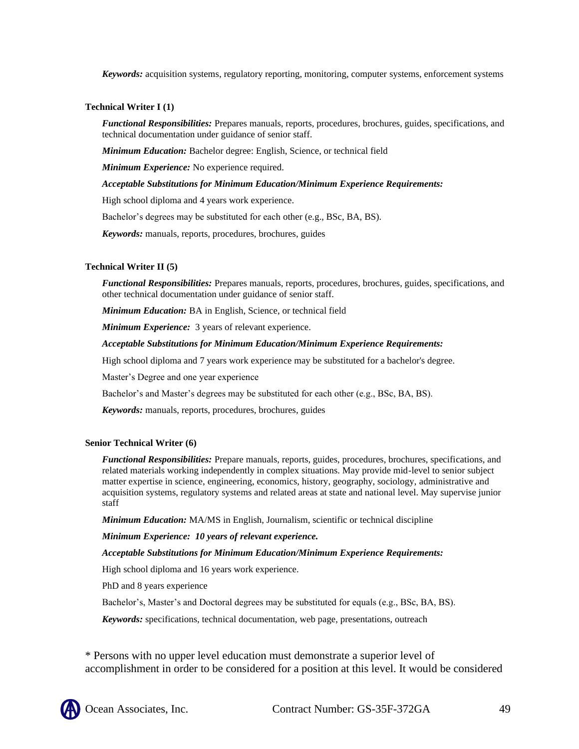***Keywords:*** acquisition systems, regulatory reporting, monitoring, computer systems, enforcement systems

**Technical Writer I (1)**

***Functional Responsibilities:*** Prepares manuals, reports, procedures, brochures, guides, specifications, and technical documentation under guidance of senior staff.

***Minimum Education:*** Bachelor degree: English, Science, or technical field

***Minimum Experience:*** No experience required.

***Acceptable Substitutions for Minimum Education/Minimum Experience Requirements:***

High school diploma and 4 years work experience.

Bachelor's degrees may be substituted for each other (e.g., BSc, BA, BS).

***Keywords:*** manuals, reports, procedures, brochures, guides

**Technical Writer II (5)**

***Functional Responsibilities:*** Prepares manuals, reports, procedures, brochures, guides, specifications, and other technical documentation under guidance of senior staff.

***Minimum Education:*** BA in English, Science, or technical field

***Minimum Experience:*** 3 years of relevant experience.

***Acceptable Substitutions for Minimum Education/Minimum Experience Requirements:***

High school diploma and 7 years work experience may be substituted for a bachelor's degree.

Master's Degree and one year experience

Bachelor's and Master's degrees may be substituted for each other (e.g., BSc, BA, BS).

***Keywords:*** manuals, reports, procedures, brochures, guides

**Senior Technical Writer (6)**

***Functional Responsibilities:*** Prepare manuals, reports, guides, procedures, brochures, specifications, and related materials working independently in complex situations. May provide mid-level to senior subject matter expertise in science, engineering, economics, history, geography, sociology, administrative and acquisition systems, regulatory systems and related areas at state and national level. May supervise junior staff

***Minimum Education:*** MA/MS in English, Journalism, scientific or technical discipline

***Minimum Experience: 10 years of relevant experience.***

***Acceptable Substitutions for Minimum Education/Minimum Experience Requirements:***

High school diploma and 16 years work experience.

PhD and 8 years experience

Bachelor's, Master's and Doctoral degrees may be substituted for equals (e.g., BSc, BA, BS).

***Keywords:*** specifications, technical documentation, web page, presentations, outreach

* Persons with no upper level education must demonstrate a superior level of accomplishment in order to be considered for a position at this level. It would be considered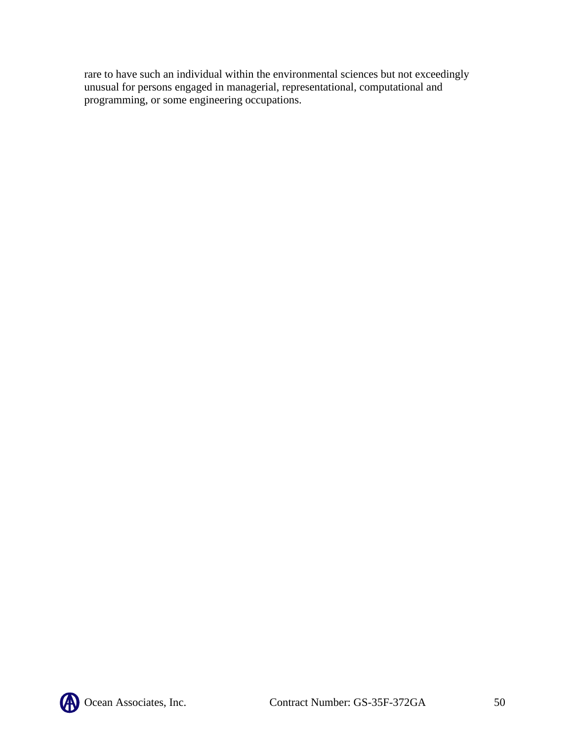rare to have such an individual within the environmental sciences but not exceedingly unusual for persons engaged in managerial, representational, computational and programming, or some engineering occupations.